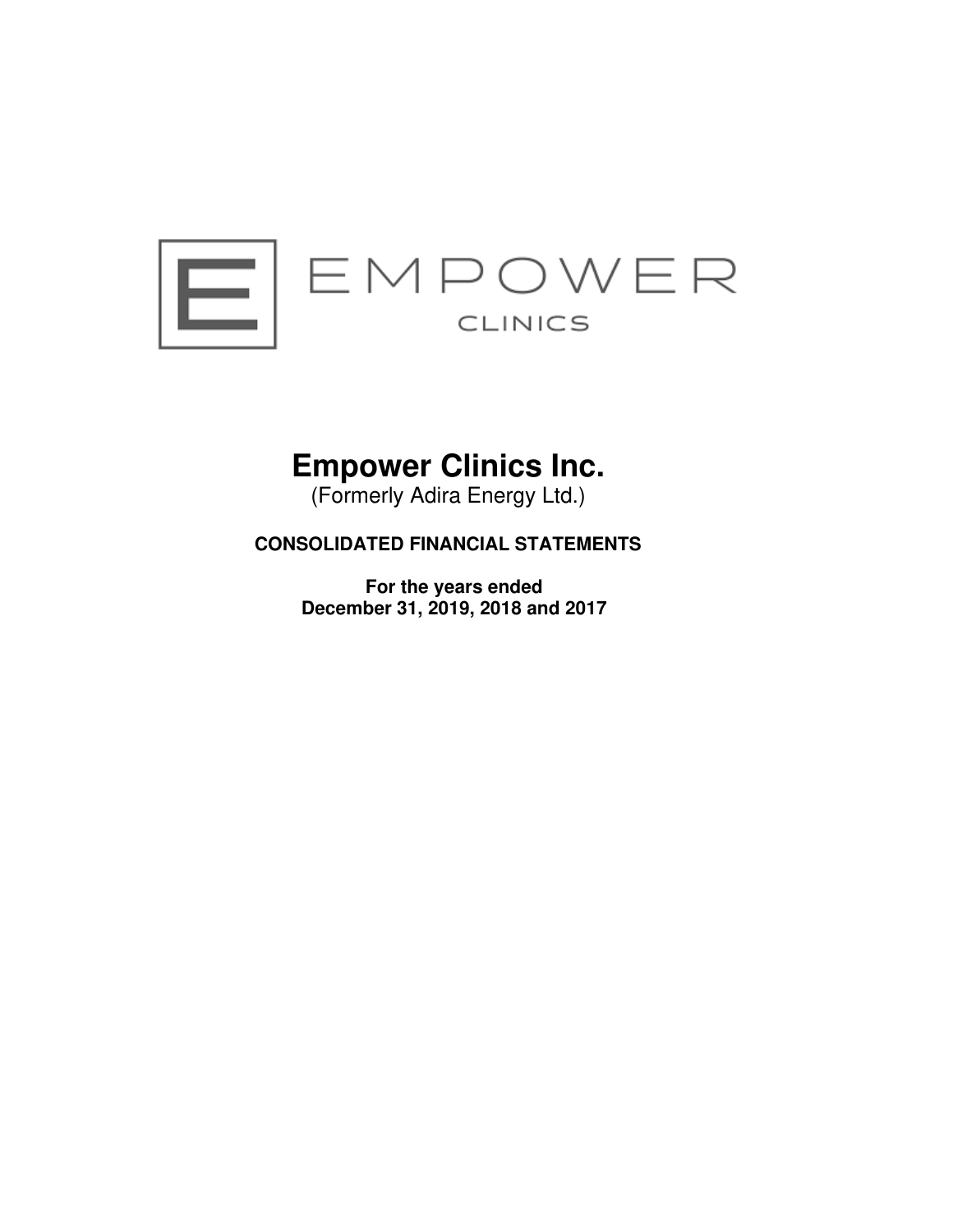# Empower Clinics Inc.

(Formerly Adira Energy Ltd.)

**CONSOLIDATED FINANCIAL STATEMENTS**

**For the years ended**
**December 31, 2019, 2018 and 2017**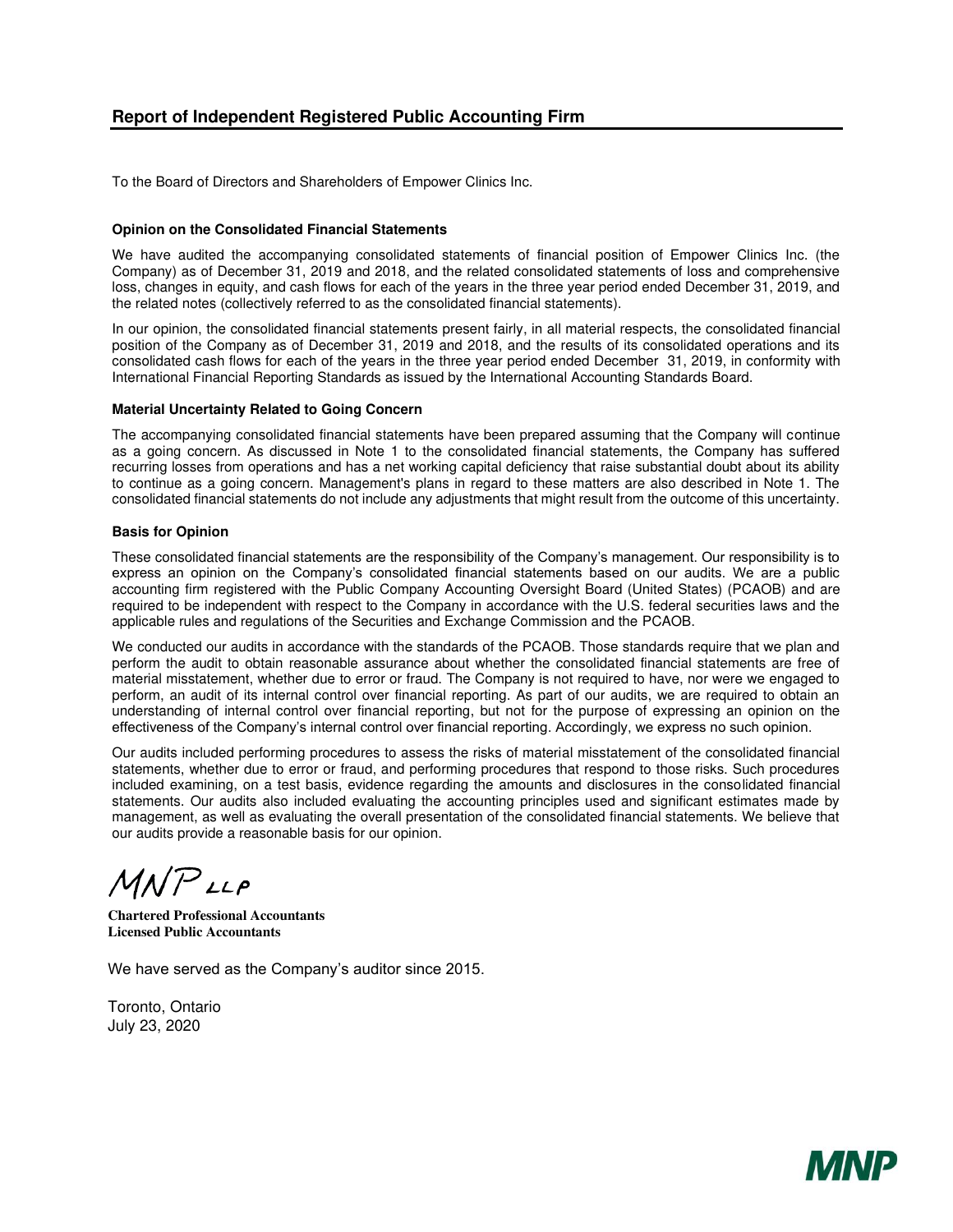## Report of Independent Registered Public Accounting Firm

To the Board of Directors and Shareholders of Empower Clinics Inc.

**Opinion on the Consolidated Financial Statements**

We have audited the accompanying consolidated statements of financial position of Empower Clinics Inc. (the Company) as of December 31, 2019 and 2018, and the related consolidated statements of loss and comprehensive loss, changes in equity, and cash flows for each of the years in the three year period ended December 31, 2019, and the related notes (collectively referred to as the consolidated financial statements).

In our opinion, the consolidated financial statements present fairly, in all material respects, the consolidated financial position of the Company as of December 31, 2019 and 2018, and the results of its consolidated operations and its consolidated cash flows for each of the years in the three year period ended December 31, 2019, in conformity with International Financial Reporting Standards as issued by the International Accounting Standards Board.

**Material Uncertainty Related to Going Concern**

The accompanying consolidated financial statements have been prepared assuming that the Company will continue as a going concern. As discussed in Note 1 to the consolidated financial statements, the Company has suffered recurring losses from operations and has a net working capital deficiency that raise substantial doubt about its ability to continue as a going concern. Management's plans in regard to these matters are also described in Note 1. The consolidated financial statements do not include any adjustments that might result from the outcome of this uncertainty.

**Basis for Opinion**

These consolidated financial statements are the responsibility of the Company's management. Our responsibility is to express an opinion on the Company's consolidated financial statements based on our audits. We are a public accounting firm registered with the Public Company Accounting Oversight Board (United States) (PCAOB) and are required to be independent with respect to the Company in accordance with the U.S. federal securities laws and the applicable rules and regulations of the Securities and Exchange Commission and the PCAOB.

We conducted our audits in accordance with the standards of the PCAOB. Those standards require that we plan and perform the audit to obtain reasonable assurance about whether the consolidated financial statements are free of material misstatement, whether due to error or fraud. The Company is not required to have, nor were we engaged to perform, an audit of its internal control over financial reporting. As part of our audits, we are required to obtain an understanding of internal control over financial reporting, but not for the purpose of expressing an opinion on the effectiveness of the Company's internal control over financial reporting. Accordingly, we express no such opinion.

Our audits included performing procedures to assess the risks of material misstatement of the consolidated financial statements, whether due to error or fraud, and performing procedures that respond to those risks. Such procedures included examining, on a test basis, evidence regarding the amounts and disclosures in the consolidated financial statements. Our audits also included evaluating the accounting principles used and significant estimates made by management, as well as evaluating the overall presentation of the consolidated financial statements. We believe that our audits provide a reasonable basis for our opinion.

MNP LLP

**Chartered Professional Accountants**
**Licensed Public Accountants**

We have served as the Company's auditor since 2015.

Toronto, Ontario
July 23, 2020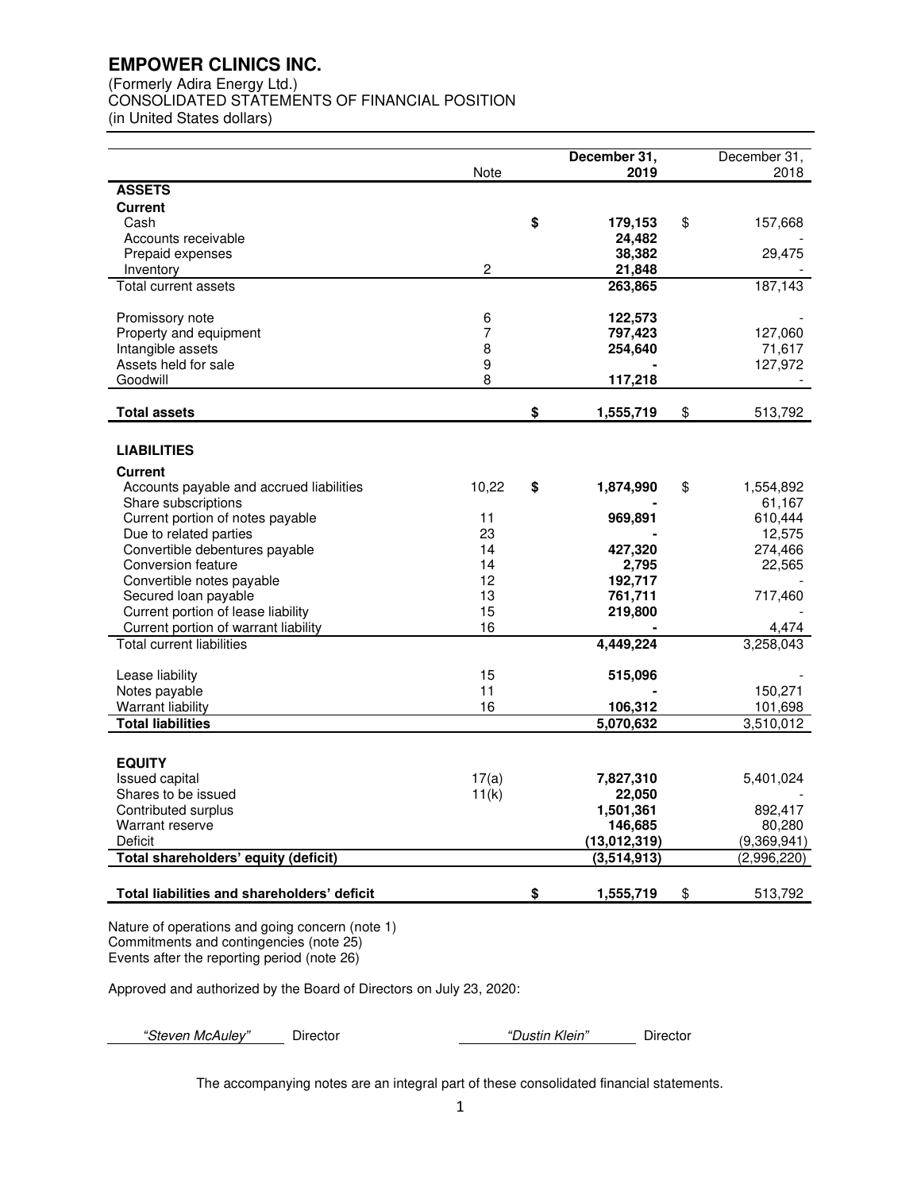# EMPOWER CLINICS INC.

(Formerly Adira Energy Ltd.)
CONSOLIDATED STATEMENTS OF FINANCIAL POSITION
(in United States dollars)

| | Note | December 31, 2019 | December 31, 2018 |
|---|---|---|---|
| **ASSETS** | | | |
| **Current** | | | |
| Cash | | **$ 179,153** | $ 157,668 |
| Accounts receivable | | **24,482** | - |
| Prepaid expenses | | **38,382** | 29,475 |
| Inventory | 2 | **21,848** | - |
| Total current assets | | **263,865** | 187,143 |
| | | | |
| Promissory note | 6 | **122,573** | - |
| Property and equipment | 7 | **797,423** | 127,060 |
| Intangible assets | 8 | **254,640** | 71,617 |
| Assets held for sale | 9 | **-** | 127,972 |
| Goodwill | 8 | **117,218** | - |
| | | | |
| **Total assets** | | **$ 1,555,719** | $ 513,792 |
| | | | |
| **LIABILITIES** | | | |
| **Current** | | | |
| Accounts payable and accrued liabilities | 10,22 | **$ 1,874,990** | $ 1,554,892 |
| Share subscriptions | | **-** | 61,167 |
| Current portion of notes payable | 11 | **969,891** | 610,444 |
| Due to related parties | 23 | **-** | 12,575 |
| Convertible debentures payable | 14 | **427,320** | 274,466 |
| Conversion feature | 14 | **2,795** | 22,565 |
| Convertible notes payable | 12 | **192,717** | - |
| Secured loan payable | 13 | **761,711** | 717,460 |
| Current portion of lease liability | 15 | **219,800** | - |
| Current portion of warrant liability | 16 | **-** | 4,474 |
| Total current liabilities | | **4,449,224** | 3,258,043 |
| | | | |
| Lease liability | 15 | **515,096** | - |
| Notes payable | 11 | **-** | 150,271 |
| Warrant liability | 16 | **106,312** | 101,698 |
| **Total liabilities** | | **5,070,632** | 3,510,012 |
| | | | |
| **EQUITY** | | | |
| Issued capital | 17(a) | **7,827,310** | 5,401,024 |
| Shares to be issued | 11(k) | **22,050** | - |
| Contributed surplus | | **1,501,361** | 892,417 |
| Warrant reserve | | **146,685** | 80,280 |
| Deficit | | **(13,012,319)** | (9,369,941) |
| **Total shareholders' equity (deficit)** | | **(3,514,913)** | (2,996,220) |
| | | | |
| **Total liabilities and shareholders' deficit** | | **$ 1,555,719** | $ 513,792 |

Nature of operations and going concern (note 1)
Commitments and contingencies (note 25)
Events after the reporting period (note 26)

Approved and authorized by the Board of Directors on July 23, 2020:

*"Steven McAuley"* Director *"Dustin Klein"* Director

The accompanying notes are an integral part of these consolidated financial statements.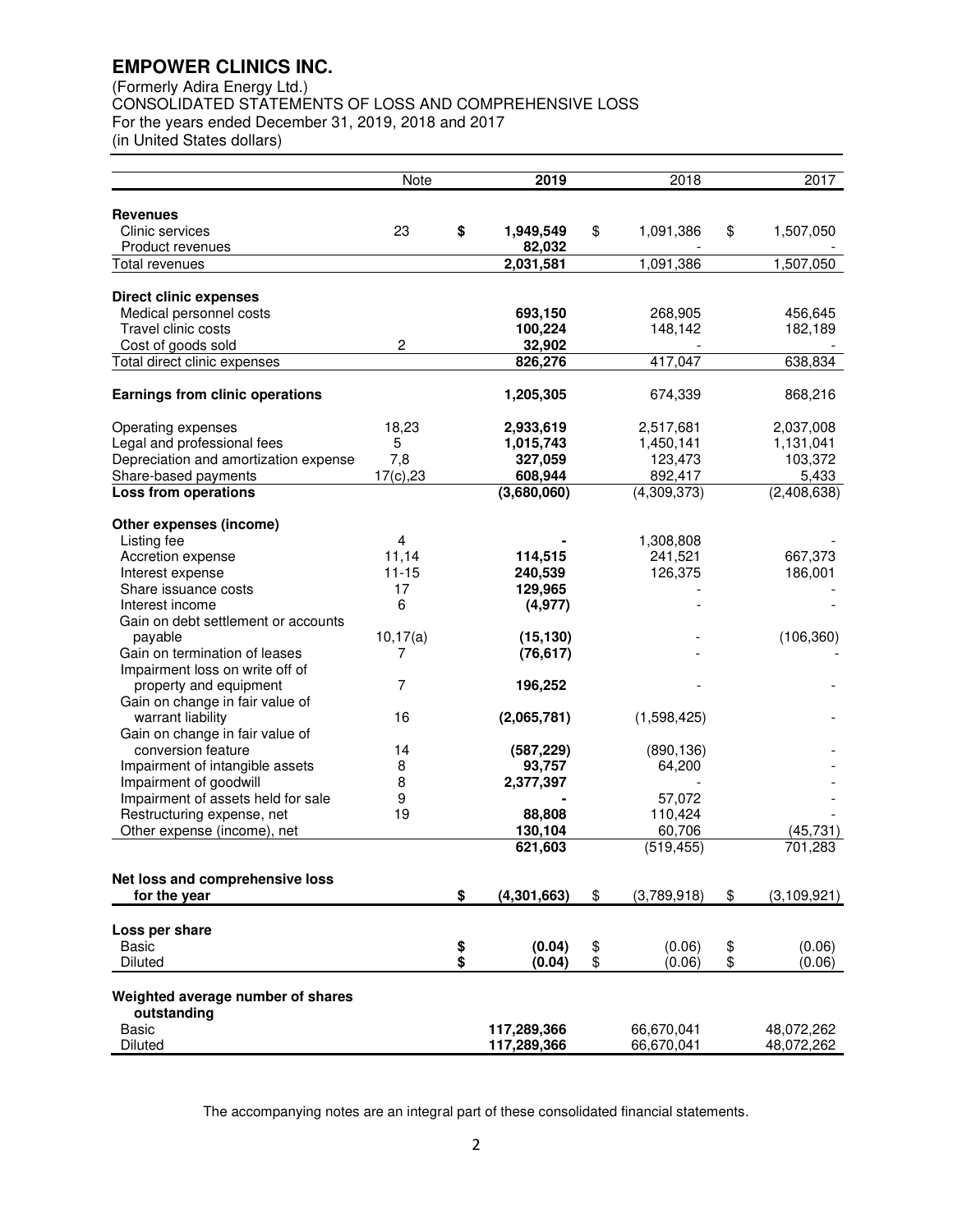# EMPOWER CLINICS INC.

(Formerly Adira Energy Ltd.)
CONSOLIDATED STATEMENTS OF LOSS AND COMPREHENSIVE LOSS
For the years ended December 31, 2019, 2018 and 2017
(in United States dollars)

| | Note | 2019 | 2018 | 2017 |
|---|---|---|---|---|
| **Revenues** | | | | |
| Clinic services | 23 | **$ 1,949,549** | $ 1,091,386 | $ 1,507,050 |
| Product revenues | | **82,032** | - | - |
| Total revenues | | **2,031,581** | 1,091,386 | 1,507,050 |
| **Direct clinic expenses** | | | | |
| Medical personnel costs | | **693,150** | 268,905 | 456,645 |
| Travel clinic costs | | **100,224** | 148,142 | 182,189 |
| Cost of goods sold | 2 | **32,902** | - | - |
| Total direct clinic expenses | | **826,276** | 417,047 | 638,834 |
| **Earnings from clinic operations** | | **1,205,305** | 674,339 | 868,216 |
| Operating expenses | 18,23 | **2,933,619** | 2,517,681 | 2,037,008 |
| Legal and professional fees | 5 | **1,015,743** | 1,450,141 | 1,131,041 |
| Depreciation and amortization expense | 7,8 | **327,059** | 123,473 | 103,372 |
| Share-based payments | 17(c),23 | **608,944** | 892,417 | 5,433 |
| **Loss from operations** | | **(3,680,060)** | (4,309,373) | (2,408,638) |
| **Other expenses (income)** | | | | |
| Listing fee | 4 | **-** | 1,308,808 | - |
| Accretion expense | 11,14 | **114,515** | 241,521 | 667,373 |
| Interest expense | 11-15 | **240,539** | 126,375 | 186,001 |
| Share issuance costs | 17 | **129,965** | - | - |
| Interest income | 6 | **(4,977)** | - | - |
| Gain on debt settlement or accounts payable | 10,17(a) | **(15,130)** | - | (106,360) |
| Gain on termination of leases | 7 | **(76,617)** | - | - |
| Impairment loss on write off of property and equipment | 7 | **196,252** | - | - |
| Gain on change in fair value of warrant liability | 16 | **(2,065,781)** | (1,598,425) | - |
| Gain on change in fair value of conversion feature | 14 | **(587,229)** | (890,136) | - |
| Impairment of intangible assets | 8 | **93,757** | 64,200 | - |
| Impairment of goodwill | 8 | **2,377,397** | - | - |
| Impairment of assets held for sale | 9 | **-** | 57,072 | - |
| Restructuring expense, net | 19 | **88,808** | 110,424 | - |
| Other expense (income), net | | **130,104** | 60,706 | (45,731) |
| | | **621,603** | (519,455) | 701,283 |
| **Net loss and comprehensive loss for the year** | | **$ (4,301,663)** | $ (3,789,918) | $ (3,109,921) |
| **Loss per share** | | | | |
| Basic | | **$ (0.04)** | $ (0.06) | $ (0.06) |
| Diluted | | **$ (0.04)** | $ (0.06) | $ (0.06) |
| **Weighted average number of shares outstanding** | | | | |
| Basic | | **117,289,366** | 66,670,041 | 48,072,262 |
| Diluted | | **117,289,366** | 66,670,041 | 48,072,262 |

The accompanying notes are an integral part of these consolidated financial statements.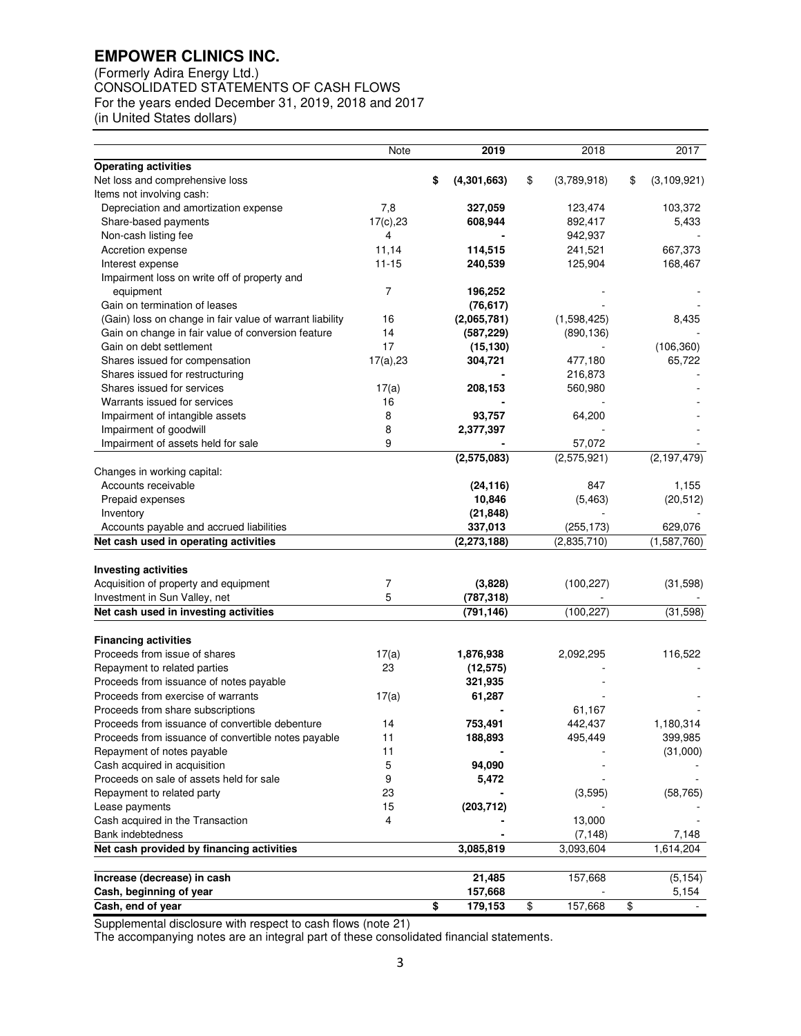# EMPOWER CLINICS INC.

(Formerly Adira Energy Ltd.)
CONSOLIDATED STATEMENTS OF CASH FLOWS
For the years ended December 31, 2019, 2018 and 2017
(in United States dollars)

| | Note | 2019 | 2018 | 2017 |
|---|---|---|---|---|
| **Operating activities** | | | | |
| Net loss and comprehensive loss | | **$ (4,301,663)** | $ (3,789,918) | $ (3,109,921) |
| Items not involving cash: | | | | |
| Depreciation and amortization expense | 7,8 | **327,059** | 123,474 | 103,372 |
| Share-based payments | 17(c),23 | **608,944** | 892,417 | 5,433 |
| Non-cash listing fee | 4 | **-** | 942,937 | - |
| Accretion expense | 11,14 | **114,515** | 241,521 | 667,373 |
| Interest expense | 11-15 | **240,539** | 125,904 | 168,467 |
| Impairment loss on write off of property and equipment | 7 | **196,252** | - | - |
| Gain on termination of leases | | **(76,617)** | - | - |
| (Gain) loss on change in fair value of warrant liability | 16 | **(2,065,781)** | (1,598,425) | 8,435 |
| Gain on change in fair value of conversion feature | 14 | **(587,229)** | (890,136) | - |
| Gain on debt settlement | 17 | **(15,130)** | - | (106,360) |
| Shares issued for compensation | 17(a),23 | **304,721** | 477,180 | 65,722 |
| Shares issued for restructuring | | **-** | 216,873 | - |
| Shares issued for services | 17(a) | **208,153** | 560,980 | - |
| Warrants issued for services | 16 | **-** | - | - |
| Impairment of intangible assets | 8 | **93,757** | 64,200 | - |
| Impairment of goodwill | 8 | **2,377,397** | - | - |
| Impairment of assets held for sale | 9 | **-** | 57,072 | - |
| | | **(2,575,083)** | (2,575,921) | (2,197,479) |
| Changes in working capital: | | | | |
| Accounts receivable | | **(24,116)** | 847 | 1,155 |
| Prepaid expenses | | **10,846** | (5,463) | (20,512) |
| Inventory | | **(21,848)** | - | - |
| Accounts payable and accrued liabilities | | **337,013** | (255,173) | 629,076 |
| **Net cash used in operating activities** | | **(2,273,188)** | (2,835,710) | (1,587,760) |
| | | | | |
| **Investing activities** | | | | |
| Acquisition of property and equipment | 7 | **(3,828)** | (100,227) | (31,598) |
| Investment in Sun Valley, net | 5 | **(787,318)** | - | - |
| **Net cash used in investing activities** | | **(791,146)** | (100,227) | (31,598) |
| | | | | |
| **Financing activities** | | | | |
| Proceeds from issue of shares | 17(a) | **1,876,938** | 2,092,295 | 116,522 |
| Repayment to related parties | 23 | **(12,575)** | - | - |
| Proceeds from issuance of notes payable | | **321,935** | - | - |
| Proceeds from exercise of warrants | 17(a) | **61,287** | - | - |
| Proceeds from share subscriptions | | **-** | 61,167 | - |
| Proceeds from issuance of convertible debenture | 14 | **753,491** | 442,437 | 1,180,314 |
| Proceeds from issuance of convertible notes payable | 11 | **188,893** | 495,449 | 399,985 |
| Repayment of notes payable | 11 | **-** | - | (31,000) |
| Cash acquired in acquisition | 5 | **94,090** | - | - |
| Proceeds on sale of assets held for sale | 9 | **5,472** | - | - |
| Repayment to related party | 23 | **-** | (3,595) | (58,765) |
| Lease payments | 15 | **(203,712)** | - | - |
| Cash acquired in the Transaction | 4 | **-** | 13,000 | - |
| Bank indebtedness | | **-** | (7,148) | 7,148 |
| **Net cash provided by financing activities** | | **3,085,819** | 3,093,604 | 1,614,204 |
| | | | | |
| **Increase (decrease) in cash** | | **21,485** | 157,668 | (5,154) |
| **Cash, beginning of year** | | **157,668** | - | 5,154 |
| **Cash, end of year** | | **$ 179,153** | $ 157,668 | $ - |

Supplemental disclosure with respect to cash flows (note 21)

The accompanying notes are an integral part of these consolidated financial statements.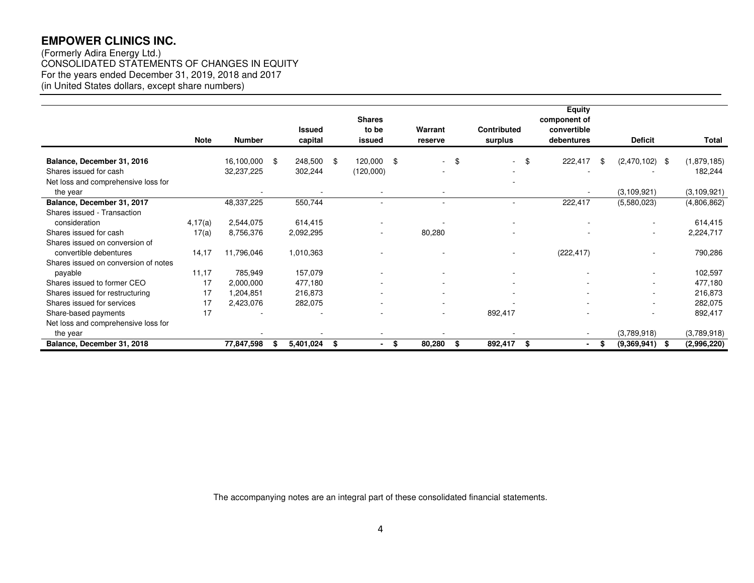**EMPOWER CLINICS INC.**

(Formerly Adira Energy Ltd.)
CONSOLIDATED STATEMENTS OF CHANGES IN EQUITY
For the years ended December 31, 2019, 2018 and 2017
(in United States dollars, except share numbers)

| | Note | Number | Issued capital | Shares to be issued | Warrant reserve | Contributed surplus | Equity component of convertible debentures | Deficit | Total |
|---|---|---|---|---|---|---|---|---|---|
| **Balance, December 31, 2016** | | 16,100,000 | $ 248,500 | $ 120,000 | $ - | $ - | $ 222,417 | $ (2,470,102) | $ (1,879,185) |
| Shares issued for cash | | 32,237,225 | 302,244 | (120,000) | - | - | - | - | 182,244 |
| Net loss and comprehensive loss for the year | | - | - | - | - | - | - | (3,109,921) | (3,109,921) |
| **Balance, December 31, 2017** | | 48,337,225 | 550,744 | - | - | - | 222,417 | (5,580,023) | (4,806,862) |
| Shares issued - Transaction consideration | 4,17(a) | 2,544,075 | 614,415 | - | - | - | - | - | 614,415 |
| Shares issued for cash | 17(a) | 8,756,376 | 2,092,295 | - | 80,280 | - | - | - | 2,224,717 |
| Shares issued on conversion of convertible debentures | 14,17 | 11,796,046 | 1,010,363 | - | - | - | (222,417) | - | 790,286 |
| Shares issued on conversion of notes payable | 11,17 | 785,949 | 157,079 | - | - | - | - | - | 102,597 |
| Shares issued to former CEO | 17 | 2,000,000 | 477,180 | - | - | - | - | - | 477,180 |
| Shares issued for restructuring | 17 | 1,204,851 | 216,873 | - | - | - | - | - | 216,873 |
| Shares issued for services | 17 | 2,423,076 | 282,075 | - | - | - | - | - | 282,075 |
| Share-based payments | 17 | - | - | - | - | 892,417 | - | - | 892,417 |
| Net loss and comprehensive loss for the year | | - | - | - | - | - | - | (3,789,918) | (3,789,918) |
| **Balance, December 31, 2018** | | **77,847,598** | **$ 5,401,024** | **$ -** | **$ 80,280** | **$ 892,417** | **$ -** | **$ (9,369,941)** | **$ (2,996,220)** |

The accompanying notes are an integral part of these consolidated financial statements.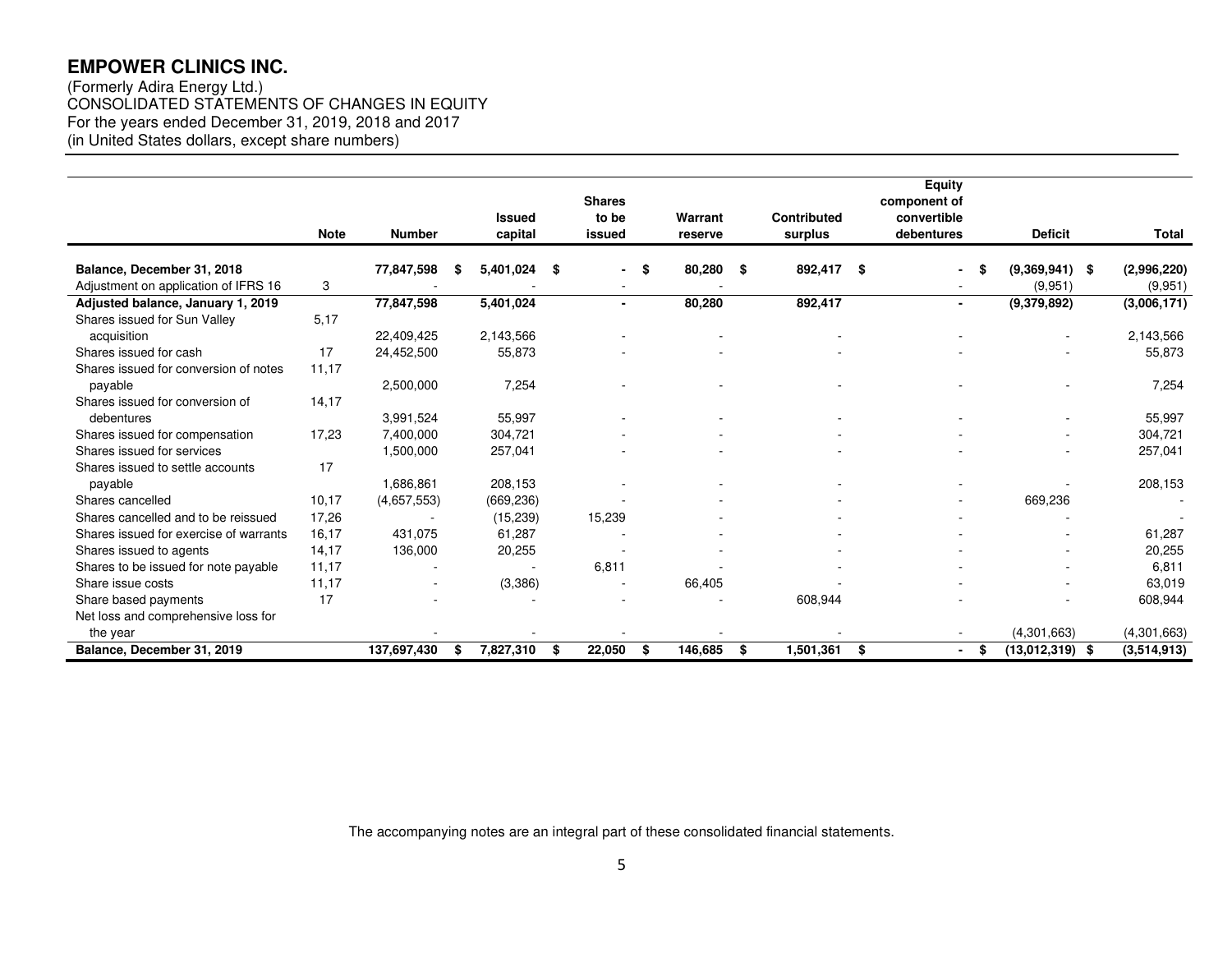# EMPOWER CLINICS INC.

(Formerly Adira Energy Ltd.)
CONSOLIDATED STATEMENTS OF CHANGES IN EQUITY
For the years ended December 31, 2019, 2018 and 2017
(in United States dollars, except share numbers)

| | Note | Number | Issued capital | Shares to be issued | Warrant reserve | Contributed surplus | Equity component of convertible debentures | Deficit | Total |
|---|---|---|---|---|---|---|---|---|---|
| **Balance, December 31, 2018** | | **77,847,598** | **$ 5,401,024** | **$ -** | **$ 80,280** | **$ 892,417** | **$ -** | **$ (9,369,941)** | **$ (2,996,220)** |
| Adjustment on application of IFRS 16 | 3 | - | - | - | - | - | - | (9,951) | (9,951) |
| **Adjusted balance, January 1, 2019** | | **77,847,598** | **5,401,024** | **-** | **80,280** | **892,417** | **-** | **(9,379,892)** | **(3,006,171)** |
| Shares issued for Sun Valley acquisition | 5,17 | 22,409,425 | 2,143,566 | - | - | - | - | - | 2,143,566 |
| Shares issued for cash | 17 | 24,452,500 | 55,873 | - | - | - | - | - | 55,873 |
| Shares issued for conversion of notes payable | 11,17 | 2,500,000 | 7,254 | - | - | - | - | - | 7,254 |
| Shares issued for conversion of debentures | 14,17 | 3,991,524 | 55,997 | - | - | - | - | - | 55,997 |
| Shares issued for compensation | 17,23 | 7,400,000 | 304,721 | - | - | - | - | - | 304,721 |
| Shares issued for services | | 1,500,000 | 257,041 | - | - | - | - | - | 257,041 |
| Shares issued to settle accounts payable | 17 | 1,686,861 | 208,153 | - | - | - | - | - | 208,153 |
| Shares cancelled | 10,17 | (4,657,553) | (669,236) | - | - | - | - | 669,236 | - |
| Shares cancelled and to be reissued | 17,26 | - | (15,239) | 15,239 | - | - | - | - | - |
| Shares issued for exercise of warrants | 16,17 | 431,075 | 61,287 | - | - | - | - | - | 61,287 |
| Shares issued to agents | 14,17 | 136,000 | 20,255 | - | - | - | - | - | 20,255 |
| Shares to be issued for note payable | 11,17 | - | - | 6,811 | - | - | - | - | 6,811 |
| Share issue costs | 11,17 | - | (3,386) | - | 66,405 | - | - | - | 63,019 |
| Share based payments | 17 | - | - | - | - | 608,944 | - | - | 608,944 |
| Net loss and comprehensive loss for the year | | - | - | - | - | - | - | (4,301,663) | (4,301,663) |
| **Balance, December 31, 2019** | | **137,697,430** | **$ 7,827,310** | **$ 22,050** | **$ 146,685** | **$ 1,501,361** | **$ -** | **$ (13,012,319)** | **$ (3,514,913)** |

The accompanying notes are an integral part of these consolidated financial statements.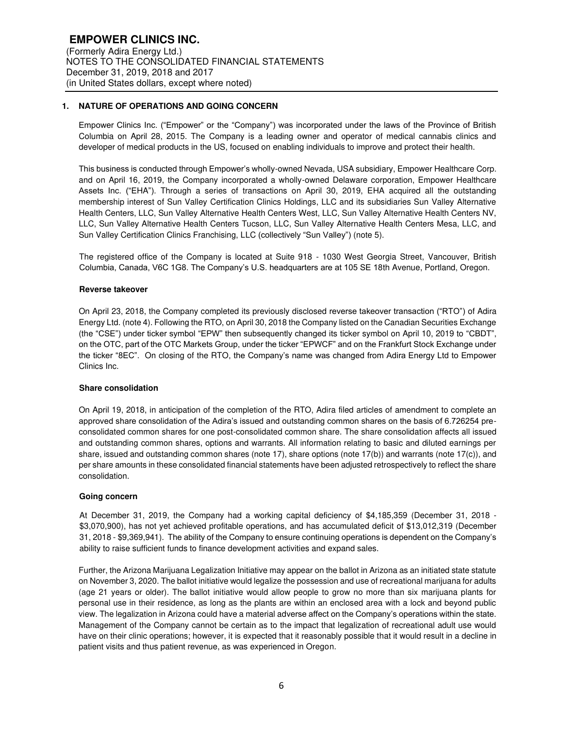# EMPOWER CLINICS INC.

(Formerly Adira Energy Ltd.)
NOTES TO THE CONSOLIDATED FINANCIAL STATEMENTS
December 31, 2019, 2018 and 2017
(in United States dollars, except where noted)

## 1. NATURE OF OPERATIONS AND GOING CONCERN

Empower Clinics Inc. ("Empower" or the "Company") was incorporated under the laws of the Province of British Columbia on April 28, 2015. The Company is a leading owner and operator of medical cannabis clinics and developer of medical products in the US, focused on enabling individuals to improve and protect their health.

This business is conducted through Empower's wholly-owned Nevada, USA subsidiary, Empower Healthcare Corp. and on April 16, 2019, the Company incorporated a wholly-owned Delaware corporation, Empower Healthcare Assets Inc. ("EHA"). Through a series of transactions on April 30, 2019, EHA acquired all the outstanding membership interest of Sun Valley Certification Clinics Holdings, LLC and its subsidiaries Sun Valley Alternative Health Centers, LLC, Sun Valley Alternative Health Centers West, LLC, Sun Valley Alternative Health Centers NV, LLC, Sun Valley Alternative Health Centers Tucson, LLC, Sun Valley Alternative Health Centers Mesa, LLC, and Sun Valley Certification Clinics Franchising, LLC (collectively "Sun Valley") (note 5).

The registered office of the Company is located at Suite 918 - 1030 West Georgia Street, Vancouver, British Columbia, Canada, V6C 1G8. The Company's U.S. headquarters are at 105 SE 18th Avenue, Portland, Oregon.

### Reverse takeover

On April 23, 2018, the Company completed its previously disclosed reverse takeover transaction ("RTO") of Adira Energy Ltd. (note 4). Following the RTO, on April 30, 2018 the Company listed on the Canadian Securities Exchange (the "CSE") under ticker symbol "EPW" then subsequently changed its ticker symbol on April 10, 2019 to "CBDT", on the OTC, part of the OTC Markets Group, under the ticker "EPWCF" and on the Frankfurt Stock Exchange under the ticker "8EC". On closing of the RTO, the Company's name was changed from Adira Energy Ltd to Empower Clinics Inc.

### Share consolidation

On April 19, 2018, in anticipation of the completion of the RTO, Adira filed articles of amendment to complete an approved share consolidation of the Adira's issued and outstanding common shares on the basis of 6.726254 pre-consolidated common shares for one post-consolidated common share. The share consolidation affects all issued and outstanding common shares, options and warrants. All information relating to basic and diluted earnings per share, issued and outstanding common shares (note 17), share options (note 17(b)) and warrants (note 17(c)), and per share amounts in these consolidated financial statements have been adjusted retrospectively to reflect the share consolidation.

### Going concern

At December 31, 2019, the Company had a working capital deficiency of $4,185,359 (December 31, 2018 - $3,070,900), has not yet achieved profitable operations, and has accumulated deficit of $13,012,319 (December 31, 2018 - $9,369,941). The ability of the Company to ensure continuing operations is dependent on the Company's ability to raise sufficient funds to finance development activities and expand sales.

Further, the Arizona Marijuana Legalization Initiative may appear on the ballot in Arizona as an initiated state statute on November 3, 2020. The ballot initiative would legalize the possession and use of recreational marijuana for adults (age 21 years or older). The ballot initiative would allow people to grow no more than six marijuana plants for personal use in their residence, as long as the plants are within an enclosed area with a lock and beyond public view. The legalization in Arizona could have a material adverse affect on the Company's operations within the state. Management of the Company cannot be certain as to the impact that legalization of recreational adult use would have on their clinic operations; however, it is expected that it reasonably possible that it would result in a decline in patient visits and thus patient revenue, as was experienced in Oregon.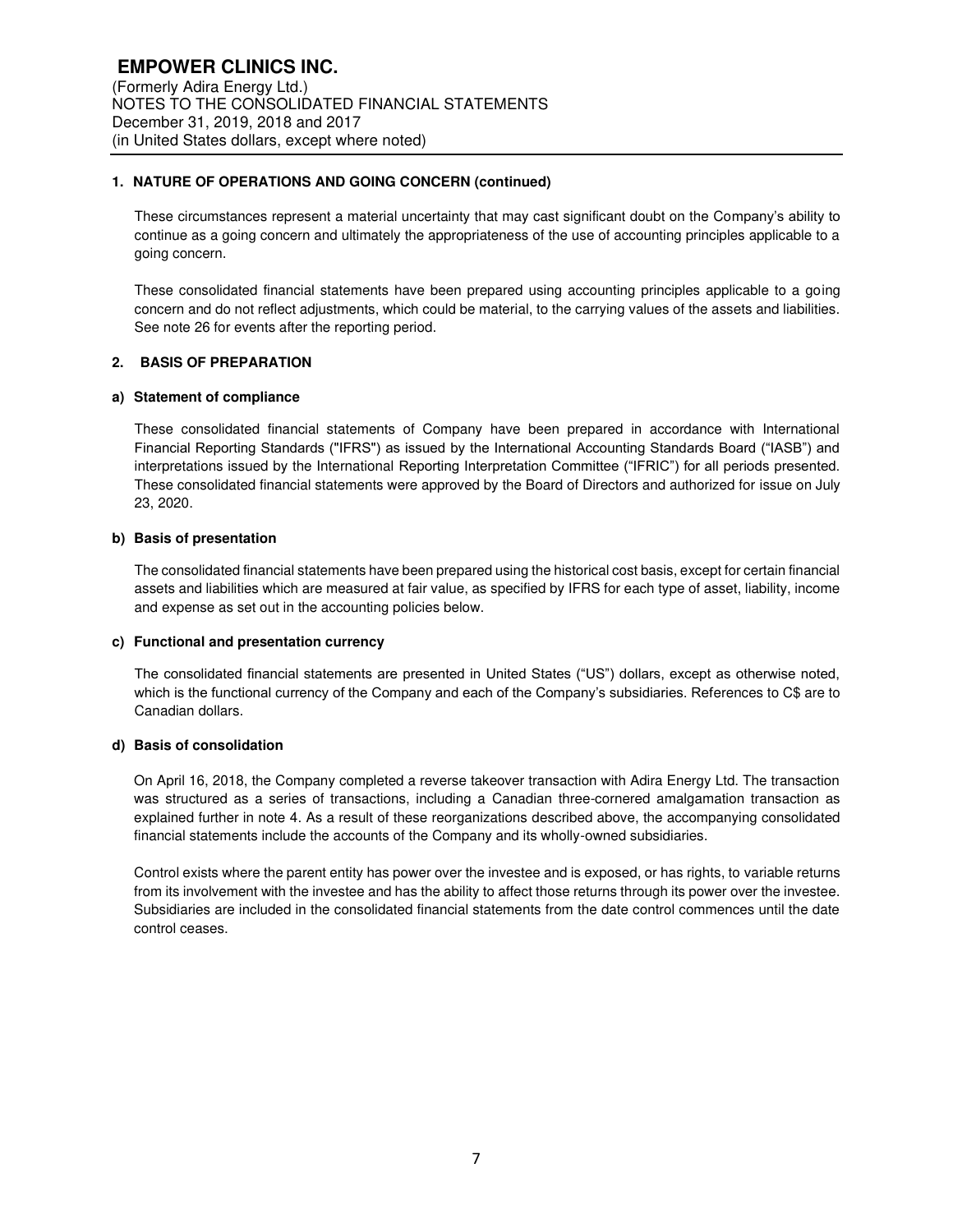## 1. NATURE OF OPERATIONS AND GOING CONCERN (continued)

These circumstances represent a material uncertainty that may cast significant doubt on the Company's ability to continue as a going concern and ultimately the appropriateness of the use of accounting principles applicable to a going concern.

These consolidated financial statements have been prepared using accounting principles applicable to a going concern and do not reflect adjustments, which could be material, to the carrying values of the assets and liabilities. See note 26 for events after the reporting period.

## 2. BASIS OF PREPARATION

### a) Statement of compliance

These consolidated financial statements of Company have been prepared in accordance with International Financial Reporting Standards ("IFRS") as issued by the International Accounting Standards Board ("IASB") and interpretations issued by the International Reporting Interpretation Committee ("IFRIC") for all periods presented. These consolidated financial statements were approved by the Board of Directors and authorized for issue on July 23, 2020.

### b) Basis of presentation

The consolidated financial statements have been prepared using the historical cost basis, except for certain financial assets and liabilities which are measured at fair value, as specified by IFRS for each type of asset, liability, income and expense as set out in the accounting policies below.

### c) Functional and presentation currency

The consolidated financial statements are presented in United States ("US") dollars, except as otherwise noted, which is the functional currency of the Company and each of the Company's subsidiaries. References to C$ are to Canadian dollars.

### d) Basis of consolidation

On April 16, 2018, the Company completed a reverse takeover transaction with Adira Energy Ltd. The transaction was structured as a series of transactions, including a Canadian three-cornered amalgamation transaction as explained further in note 4. As a result of these reorganizations described above, the accompanying consolidated financial statements include the accounts of the Company and its wholly-owned subsidiaries.

Control exists where the parent entity has power over the investee and is exposed, or has rights, to variable returns from its involvement with the investee and has the ability to affect those returns through its power over the investee. Subsidiaries are included in the consolidated financial statements from the date control commences until the date control ceases.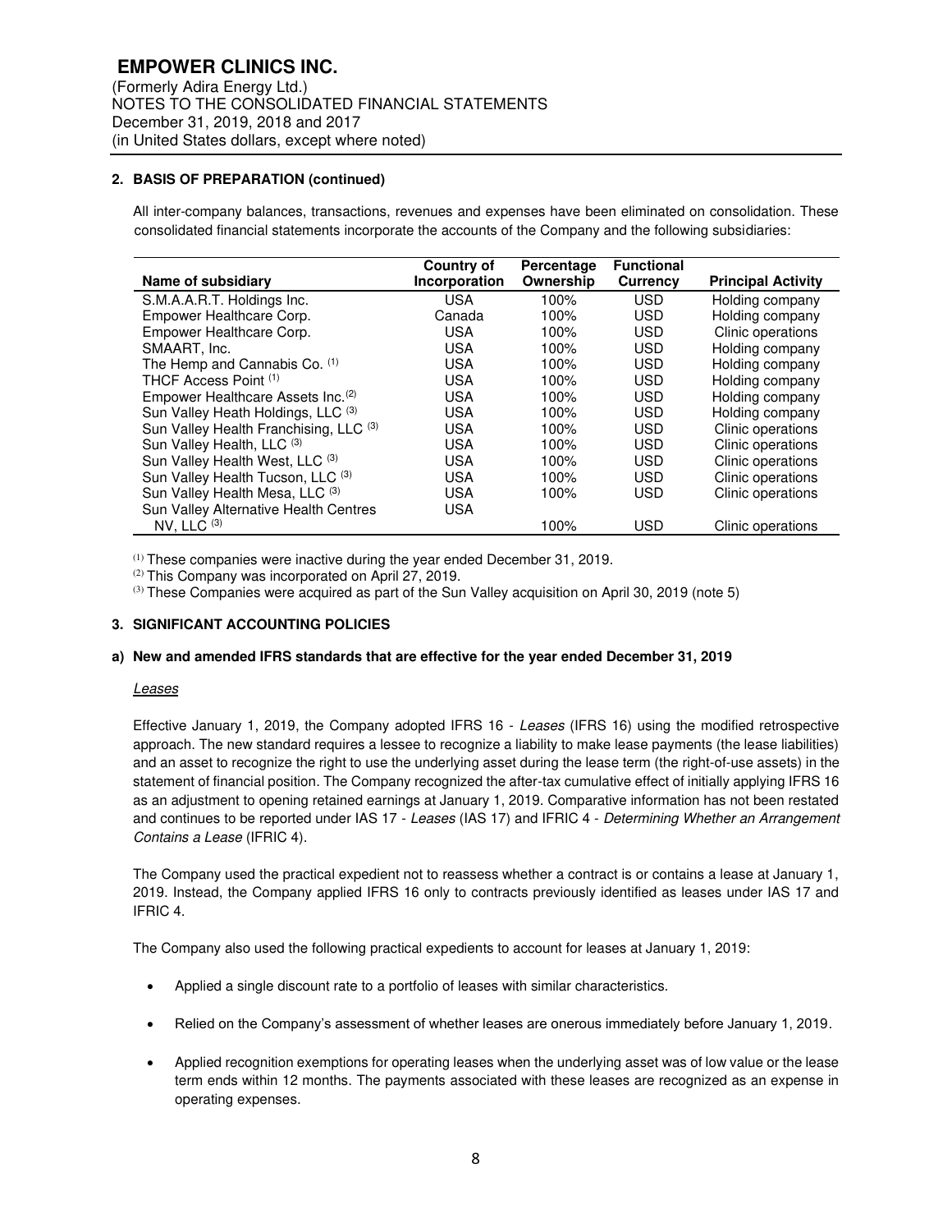## 2. BASIS OF PREPARATION (continued)

All inter-company balances, transactions, revenues and expenses have been eliminated on consolidation. These consolidated financial statements incorporate the accounts of the Company and the following subsidiaries:

| Name of subsidiary | Country of Incorporation | Percentage Ownership | Functional Currency | Principal Activity |
|---|---|---|---|---|
| S.M.A.A.R.T. Holdings Inc. | USA | 100% | USD | Holding company |
| Empower Healthcare Corp. | Canada | 100% | USD | Holding company |
| Empower Healthcare Corp. | USA | 100% | USD | Clinic operations |
| SMAART, Inc. | USA | 100% | USD | Holding company |
| The Hemp and Cannabis Co. (1) | USA | 100% | USD | Holding company |
| THCF Access Point (1) | USA | 100% | USD | Holding company |
| Empower Healthcare Assets Inc.(2) | USA | 100% | USD | Holding company |
| Sun Valley Heath Holdings, LLC (3) | USA | 100% | USD | Holding company |
| Sun Valley Health Franchising, LLC (3) | USA | 100% | USD | Clinic operations |
| Sun Valley Health, LLC (3) | USA | 100% | USD | Clinic operations |
| Sun Valley Health West, LLC (3) | USA | 100% | USD | Clinic operations |
| Sun Valley Health Tucson, LLC (3) | USA | 100% | USD | Clinic operations |
| Sun Valley Health Mesa, LLC (3) | USA | 100% | USD | Clinic operations |
| Sun Valley Alternative Health Centres NV, LLC (3) | USA | 100% | USD | Clinic operations |

(1) These companies were inactive during the year ended December 31, 2019.
(2) This Company was incorporated on April 27, 2019.
(3) These Companies were acquired as part of the Sun Valley acquisition on April 30, 2019 (note 5)

## 3. SIGNIFICANT ACCOUNTING POLICIES

### a) New and amended IFRS standards that are effective for the year ended December 31, 2019

*Leases*

Effective January 1, 2019, the Company adopted IFRS 16 - *Leases* (IFRS 16) using the modified retrospective approach. The new standard requires a lessee to recognize a liability to make lease payments (the lease liabilities) and an asset to recognize the right to use the underlying asset during the lease term (the right-of-use assets) in the statement of financial position. The Company recognized the after-tax cumulative effect of initially applying IFRS 16 as an adjustment to opening retained earnings at January 1, 2019. Comparative information has not been restated and continues to be reported under IAS 17 - *Leases* (IAS 17) and IFRIC 4 - *Determining Whether an Arrangement Contains a Lease* (IFRIC 4).

The Company used the practical expedient not to reassess whether a contract is or contains a lease at January 1, 2019. Instead, the Company applied IFRS 16 only to contracts previously identified as leases under IAS 17 and IFRIC 4.

The Company also used the following practical expedients to account for leases at January 1, 2019:

- Applied a single discount rate to a portfolio of leases with similar characteristics.
- Relied on the Company's assessment of whether leases are onerous immediately before January 1, 2019.
- Applied recognition exemptions for operating leases when the underlying asset was of low value or the lease term ends within 12 months. The payments associated with these leases are recognized as an expense in operating expenses.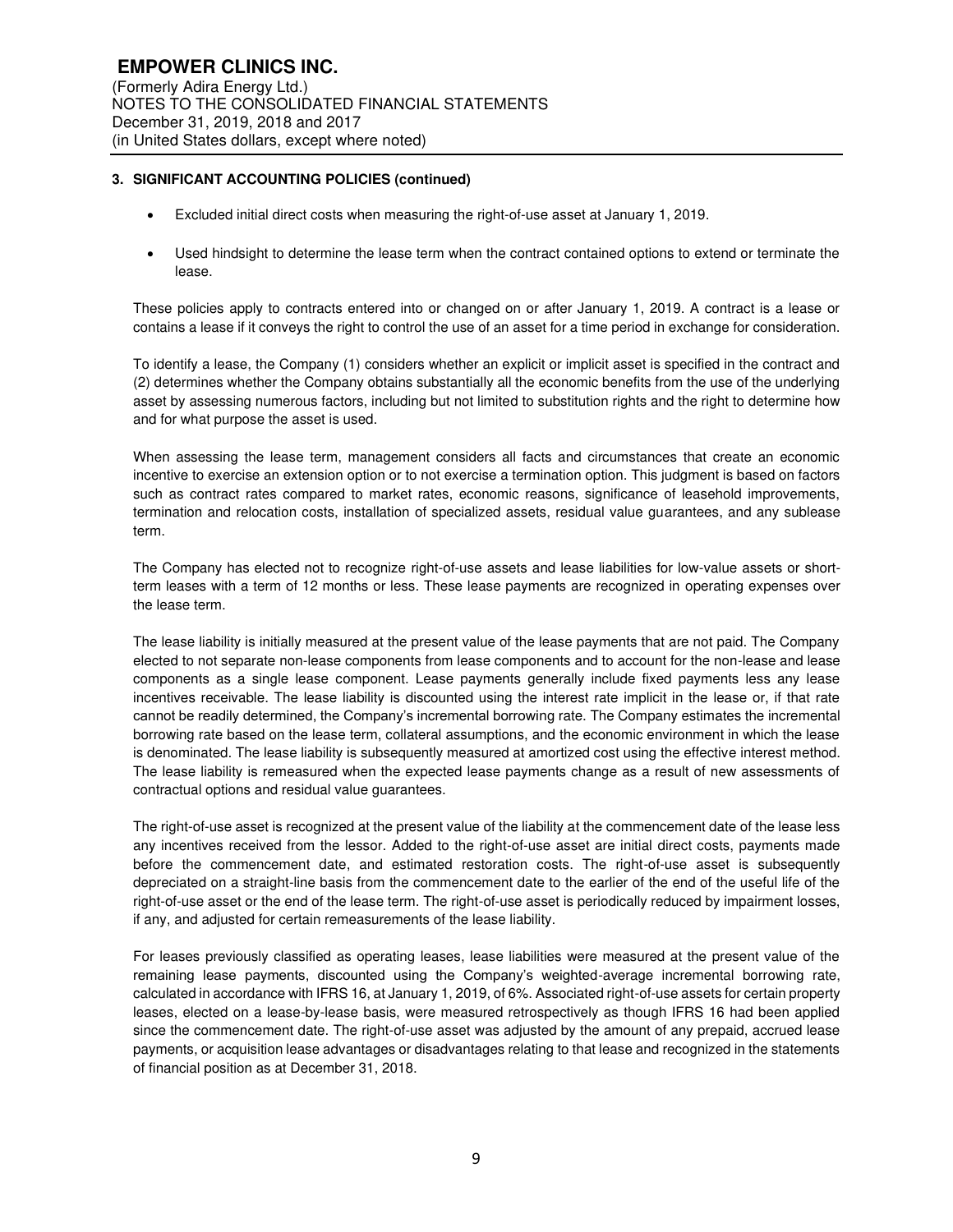### 3. SIGNIFICANT ACCOUNTING POLICIES (continued)

- Excluded initial direct costs when measuring the right-of-use asset at January 1, 2019.
- Used hindsight to determine the lease term when the contract contained options to extend or terminate the lease.

These policies apply to contracts entered into or changed on or after January 1, 2019. A contract is a lease or contains a lease if it conveys the right to control the use of an asset for a time period in exchange for consideration.

To identify a lease, the Company (1) considers whether an explicit or implicit asset is specified in the contract and (2) determines whether the Company obtains substantially all the economic benefits from the use of the underlying asset by assessing numerous factors, including but not limited to substitution rights and the right to determine how and for what purpose the asset is used.

When assessing the lease term, management considers all facts and circumstances that create an economic incentive to exercise an extension option or to not exercise a termination option. This judgment is based on factors such as contract rates compared to market rates, economic reasons, significance of leasehold improvements, termination and relocation costs, installation of specialized assets, residual value guarantees, and any sublease term.

The Company has elected not to recognize right-of-use assets and lease liabilities for low-value assets or short-term leases with a term of 12 months or less. These lease payments are recognized in operating expenses over the lease term.

The lease liability is initially measured at the present value of the lease payments that are not paid. The Company elected to not separate non-lease components from lease components and to account for the non-lease and lease components as a single lease component. Lease payments generally include fixed payments less any lease incentives receivable. The lease liability is discounted using the interest rate implicit in the lease or, if that rate cannot be readily determined, the Company's incremental borrowing rate. The Company estimates the incremental borrowing rate based on the lease term, collateral assumptions, and the economic environment in which the lease is denominated. The lease liability is subsequently measured at amortized cost using the effective interest method. The lease liability is remeasured when the expected lease payments change as a result of new assessments of contractual options and residual value guarantees.

The right-of-use asset is recognized at the present value of the liability at the commencement date of the lease less any incentives received from the lessor. Added to the right-of-use asset are initial direct costs, payments made before the commencement date, and estimated restoration costs. The right-of-use asset is subsequently depreciated on a straight-line basis from the commencement date to the earlier of the end of the useful life of the right-of-use asset or the end of the lease term. The right-of-use asset is periodically reduced by impairment losses, if any, and adjusted for certain remeasurements of the lease liability.

For leases previously classified as operating leases, lease liabilities were measured at the present value of the remaining lease payments, discounted using the Company's weighted-average incremental borrowing rate, calculated in accordance with IFRS 16, at January 1, 2019, of 6%. Associated right-of-use assets for certain property leases, elected on a lease-by-lease basis, were measured retrospectively as though IFRS 16 had been applied since the commencement date. The right-of-use asset was adjusted by the amount of any prepaid, accrued lease payments, or acquisition lease advantages or disadvantages relating to that lease and recognized in the statements of financial position as at December 31, 2018.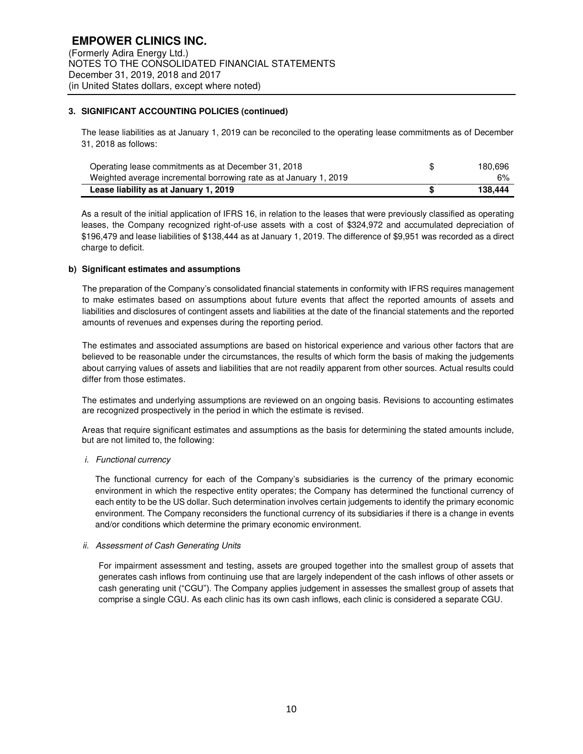### 3. SIGNIFICANT ACCOUNTING POLICIES (continued)

The lease liabilities as at January 1, 2019 can be reconciled to the operating lease commitments as of December 31, 2018 as follows:

| | | |
|---|---|---|
| Operating lease commitments as at December 31, 2018 | $ | 180,696 |
| Weighted average incremental borrowing rate as at January 1, 2019 | | 6% |
| **Lease liability as at January 1, 2019** | **$** | **138,444** |

As a result of the initial application of IFRS 16, in relation to the leases that were previously classified as operating leases, the Company recognized right-of-use assets with a cost of $324,972 and accumulated depreciation of $196,479 and lease liabilities of $138,444 as at January 1, 2019. The difference of $9,951 was recorded as a direct charge to deficit.

#### b) Significant estimates and assumptions

The preparation of the Company's consolidated financial statements in conformity with IFRS requires management to make estimates based on assumptions about future events that affect the reported amounts of assets and liabilities and disclosures of contingent assets and liabilities at the date of the financial statements and the reported amounts of revenues and expenses during the reporting period.

The estimates and associated assumptions are based on historical experience and various other factors that are believed to be reasonable under the circumstances, the results of which form the basis of making the judgements about carrying values of assets and liabilities that are not readily apparent from other sources. Actual results could differ from those estimates.

The estimates and underlying assumptions are reviewed on an ongoing basis. Revisions to accounting estimates are recognized prospectively in the period in which the estimate is revised.

Areas that require significant estimates and assumptions as the basis for determining the stated amounts include, but are not limited to, the following:

*i. Functional currency*

The functional currency for each of the Company's subsidiaries is the currency of the primary economic environment in which the respective entity operates; the Company has determined the functional currency of each entity to be the US dollar. Such determination involves certain judgements to identify the primary economic environment. The Company reconsiders the functional currency of its subsidiaries if there is a change in events and/or conditions which determine the primary economic environment.

*ii. Assessment of Cash Generating Units*

For impairment assessment and testing, assets are grouped together into the smallest group of assets that generates cash inflows from continuing use that are largely independent of the cash inflows of other assets or cash generating unit ("CGU"). The Company applies judgement in assesses the smallest group of assets that comprise a single CGU. As each clinic has its own cash inflows, each clinic is considered a separate CGU.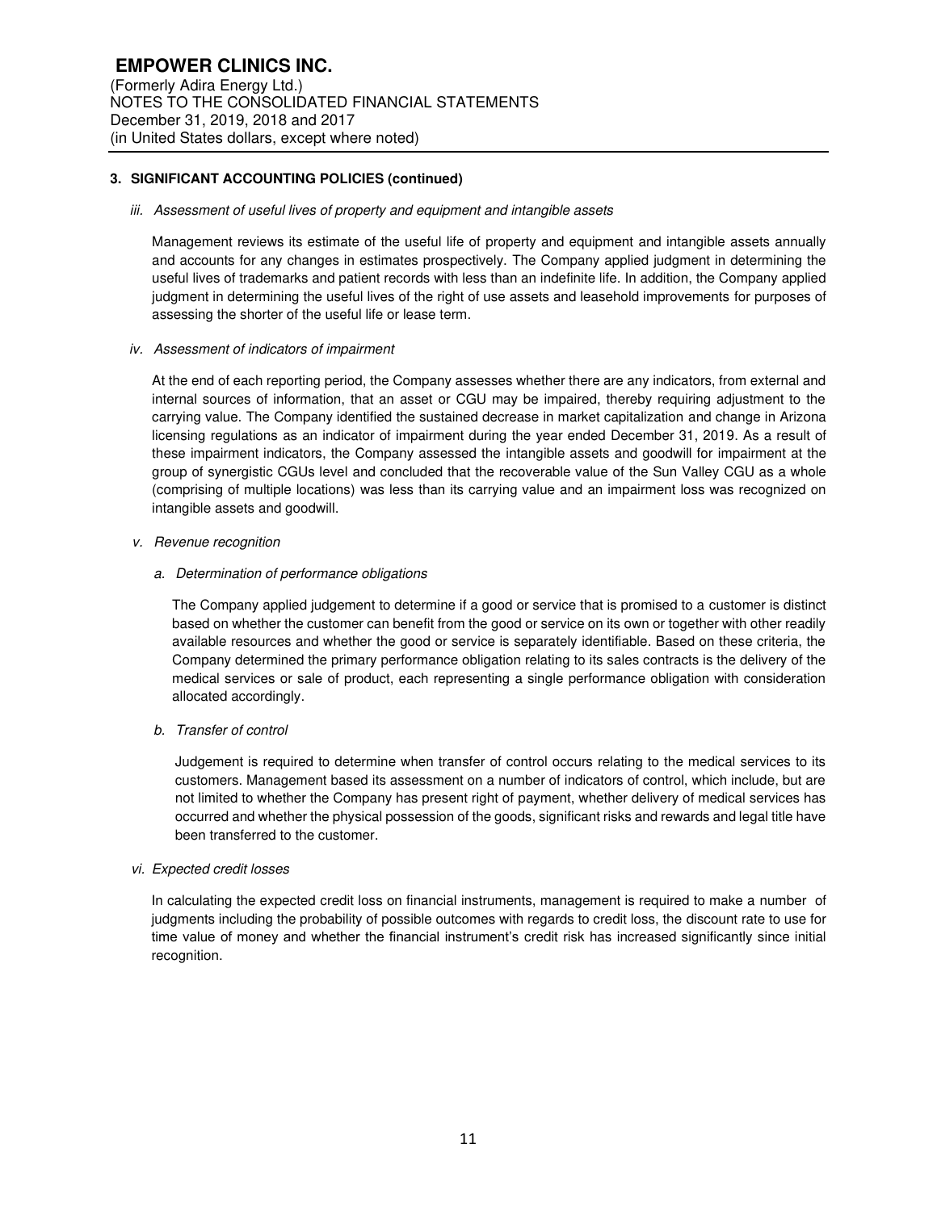## 3. SIGNIFICANT ACCOUNTING POLICIES (continued)

*iii. Assessment of useful lives of property and equipment and intangible assets*

Management reviews its estimate of the useful life of property and equipment and intangible assets annually and accounts for any changes in estimates prospectively. The Company applied judgment in determining the useful lives of trademarks and patient records with less than an indefinite life. In addition, the Company applied judgment in determining the useful lives of the right of use assets and leasehold improvements for purposes of assessing the shorter of the useful life or lease term.

*iv. Assessment of indicators of impairment*

At the end of each reporting period, the Company assesses whether there are any indicators, from external and internal sources of information, that an asset or CGU may be impaired, thereby requiring adjustment to the carrying value. The Company identified the sustained decrease in market capitalization and change in Arizona licensing regulations as an indicator of impairment during the year ended December 31, 2019. As a result of these impairment indicators, the Company assessed the intangible assets and goodwill for impairment at the group of synergistic CGUs level and concluded that the recoverable value of the Sun Valley CGU as a whole (comprising of multiple locations) was less than its carrying value and an impairment loss was recognized on intangible assets and goodwill.

*v. Revenue recognition*

*a. Determination of performance obligations*

The Company applied judgement to determine if a good or service that is promised to a customer is distinct based on whether the customer can benefit from the good or service on its own or together with other readily available resources and whether the good or service is separately identifiable. Based on these criteria, the Company determined the primary performance obligation relating to its sales contracts is the delivery of the medical services or sale of product, each representing a single performance obligation with consideration allocated accordingly.

*b. Transfer of control*

Judgement is required to determine when transfer of control occurs relating to the medical services to its customers. Management based its assessment on a number of indicators of control, which include, but are not limited to whether the Company has present right of payment, whether delivery of medical services has occurred and whether the physical possession of the goods, significant risks and rewards and legal title have been transferred to the customer.

*vi. Expected credit losses*

In calculating the expected credit loss on financial instruments, management is required to make a number of judgments including the probability of possible outcomes with regards to credit loss, the discount rate to use for time value of money and whether the financial instrument's credit risk has increased significantly since initial recognition.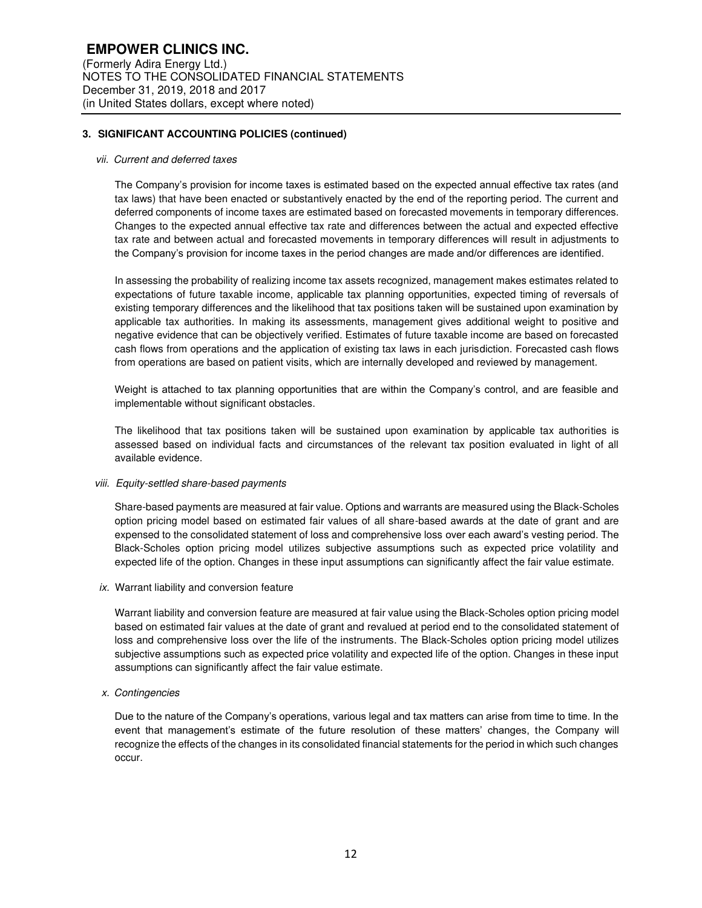# EMPOWER CLINICS INC.

(Formerly Adira Energy Ltd.)
NOTES TO THE CONSOLIDATED FINANCIAL STATEMENTS
December 31, 2019, 2018 and 2017
(in United States dollars, except where noted)

## 3. SIGNIFICANT ACCOUNTING POLICIES (continued)

*vii. Current and deferred taxes*

The Company's provision for income taxes is estimated based on the expected annual effective tax rates (and tax laws) that have been enacted or substantively enacted by the end of the reporting period. The current and deferred components of income taxes are estimated based on forecasted movements in temporary differences. Changes to the expected annual effective tax rate and differences between the actual and expected effective tax rate and between actual and forecasted movements in temporary differences will result in adjustments to the Company's provision for income taxes in the period changes are made and/or differences are identified.

In assessing the probability of realizing income tax assets recognized, management makes estimates related to expectations of future taxable income, applicable tax planning opportunities, expected timing of reversals of existing temporary differences and the likelihood that tax positions taken will be sustained upon examination by applicable tax authorities. In making its assessments, management gives additional weight to positive and negative evidence that can be objectively verified. Estimates of future taxable income are based on forecasted cash flows from operations and the application of existing tax laws in each jurisdiction. Forecasted cash flows from operations are based on patient visits, which are internally developed and reviewed by management.

Weight is attached to tax planning opportunities that are within the Company's control, and are feasible and implementable without significant obstacles.

The likelihood that tax positions taken will be sustained upon examination by applicable tax authorities is assessed based on individual facts and circumstances of the relevant tax position evaluated in light of all available evidence.

*viii. Equity-settled share-based payments*

Share-based payments are measured at fair value. Options and warrants are measured using the Black-Scholes option pricing model based on estimated fair values of all share-based awards at the date of grant and are expensed to the consolidated statement of loss and comprehensive loss over each award's vesting period. The Black-Scholes option pricing model utilizes subjective assumptions such as expected price volatility and expected life of the option. Changes in these input assumptions can significantly affect the fair value estimate.

*ix.* Warrant liability and conversion feature

Warrant liability and conversion feature are measured at fair value using the Black-Scholes option pricing model based on estimated fair values at the date of grant and revalued at period end to the consolidated statement of loss and comprehensive loss over the life of the instruments. The Black-Scholes option pricing model utilizes subjective assumptions such as expected price volatility and expected life of the option. Changes in these input assumptions can significantly affect the fair value estimate.

*x. Contingencies*

Due to the nature of the Company's operations, various legal and tax matters can arise from time to time. In the event that management's estimate of the future resolution of these matters' changes, the Company will recognize the effects of the changes in its consolidated financial statements for the period in which such changes occur.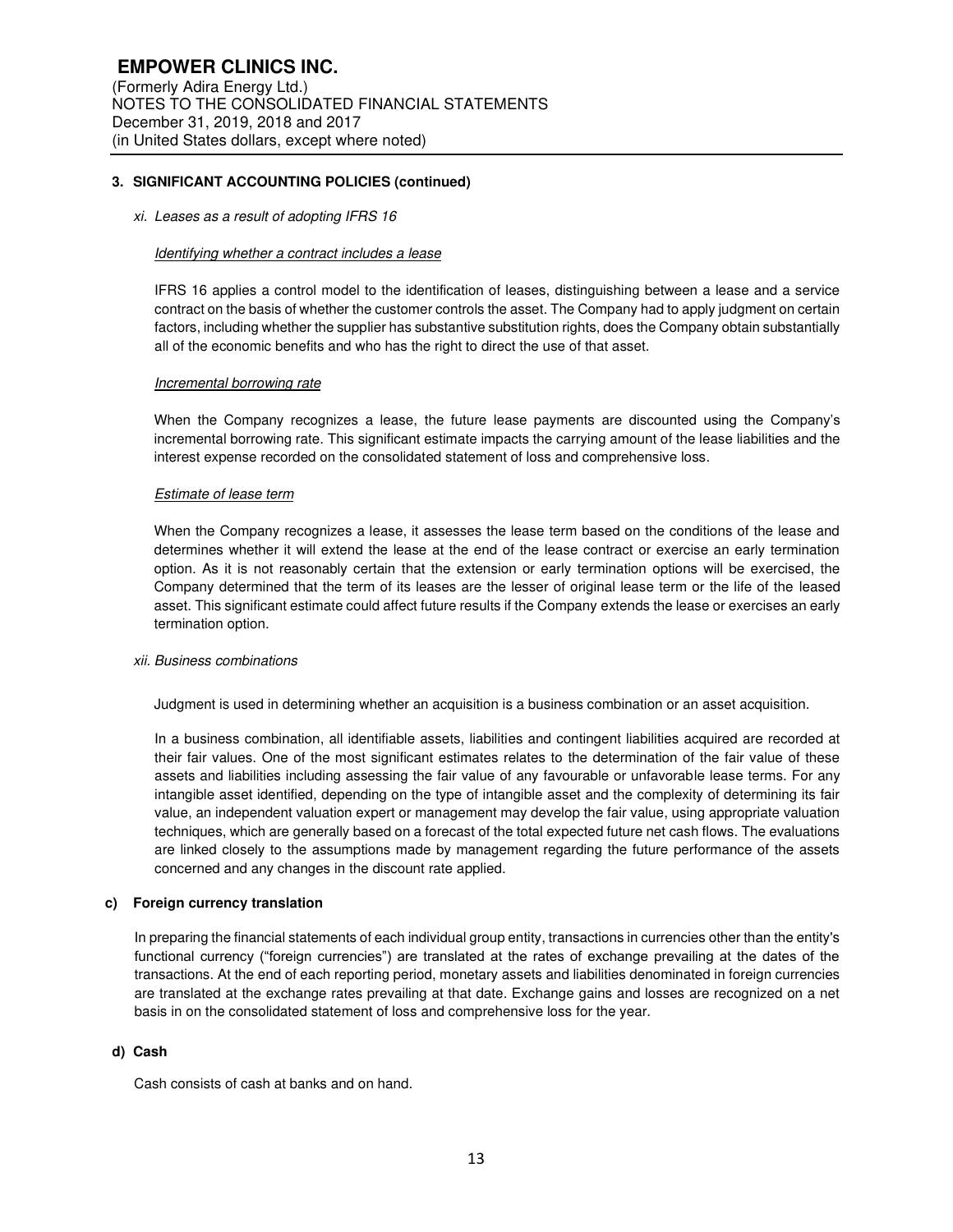**EMPOWER CLINICS INC.**
(Formerly Adira Energy Ltd.)
NOTES TO THE CONSOLIDATED FINANCIAL STATEMENTS
December 31, 2019, 2018 and 2017
(in United States dollars, except where noted)

## 3. SIGNIFICANT ACCOUNTING POLICIES (continued)

*xi. Leases as a result of adopting IFRS 16*

*Identifying whether a contract includes a lease*

IFRS 16 applies a control model to the identification of leases, distinguishing between a lease and a service contract on the basis of whether the customer controls the asset. The Company had to apply judgment on certain factors, including whether the supplier has substantive substitution rights, does the Company obtain substantially all of the economic benefits and who has the right to direct the use of that asset.

*Incremental borrowing rate*

When the Company recognizes a lease, the future lease payments are discounted using the Company's incremental borrowing rate. This significant estimate impacts the carrying amount of the lease liabilities and the interest expense recorded on the consolidated statement of loss and comprehensive loss.

*Estimate of lease term*

When the Company recognizes a lease, it assesses the lease term based on the conditions of the lease and determines whether it will extend the lease at the end of the lease contract or exercise an early termination option. As it is not reasonably certain that the extension or early termination options will be exercised, the Company determined that the term of its leases are the lesser of original lease term or the life of the leased asset. This significant estimate could affect future results if the Company extends the lease or exercises an early termination option.

*xii. Business combinations*

Judgment is used in determining whether an acquisition is a business combination or an asset acquisition.

In a business combination, all identifiable assets, liabilities and contingent liabilities acquired are recorded at their fair values. One of the most significant estimates relates to the determination of the fair value of these assets and liabilities including assessing the fair value of any favourable or unfavorable lease terms. For any intangible asset identified, depending on the type of intangible asset and the complexity of determining its fair value, an independent valuation expert or management may develop the fair value, using appropriate valuation techniques, which are generally based on a forecast of the total expected future net cash flows. The evaluations are linked closely to the assumptions made by management regarding the future performance of the assets concerned and any changes in the discount rate applied.

### c) Foreign currency translation

In preparing the financial statements of each individual group entity, transactions in currencies other than the entity's functional currency ("foreign currencies") are translated at the rates of exchange prevailing at the dates of the transactions. At the end of each reporting period, monetary assets and liabilities denominated in foreign currencies are translated at the exchange rates prevailing at that date. Exchange gains and losses are recognized on a net basis in on the consolidated statement of loss and comprehensive loss for the year.

### d) Cash

Cash consists of cash at banks and on hand.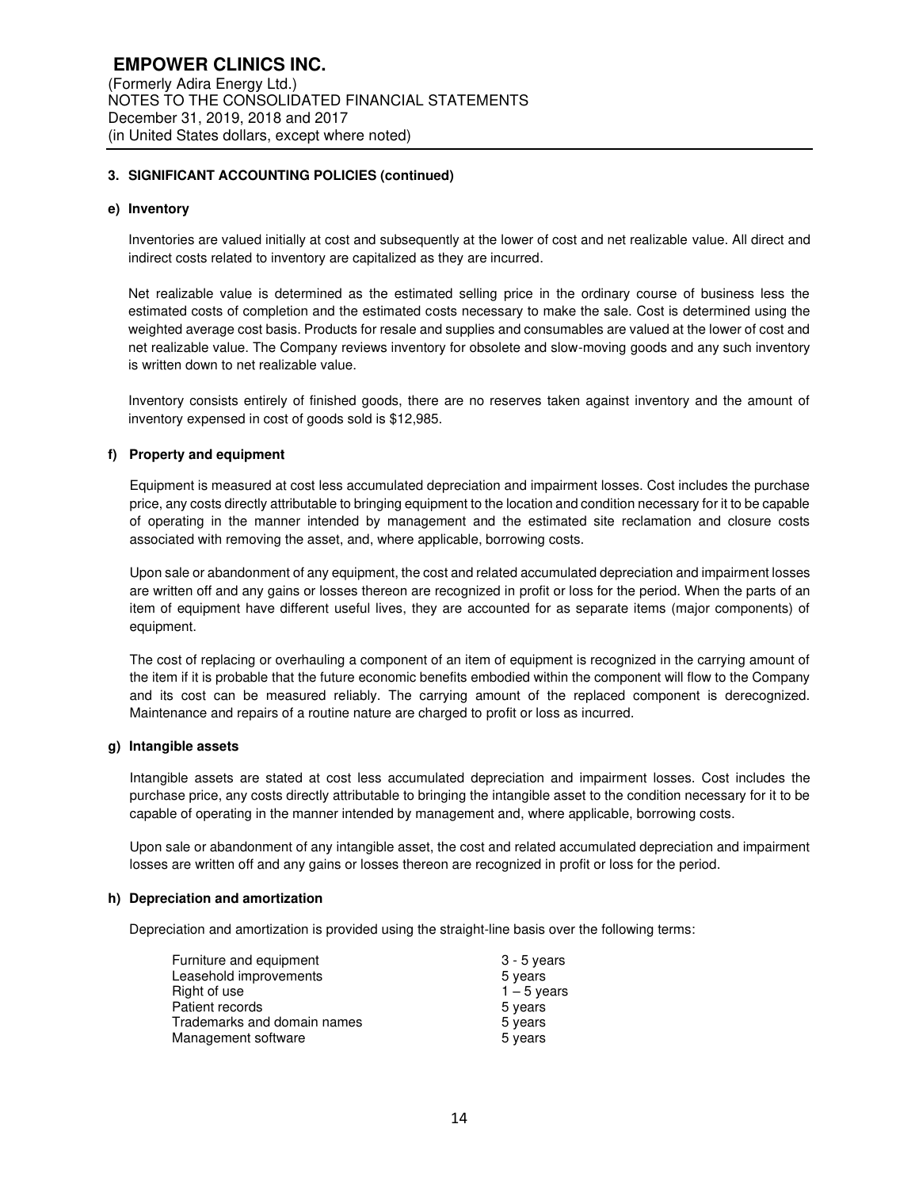## 3. SIGNIFICANT ACCOUNTING POLICIES (continued)

### e) Inventory

Inventories are valued initially at cost and subsequently at the lower of cost and net realizable value. All direct and indirect costs related to inventory are capitalized as they are incurred.

Net realizable value is determined as the estimated selling price in the ordinary course of business less the estimated costs of completion and the estimated costs necessary to make the sale. Cost is determined using the weighted average cost basis. Products for resale and supplies and consumables are valued at the lower of cost and net realizable value. The Company reviews inventory for obsolete and slow-moving goods and any such inventory is written down to net realizable value.

Inventory consists entirely of finished goods, there are no reserves taken against inventory and the amount of inventory expensed in cost of goods sold is $12,985.

### f) Property and equipment

Equipment is measured at cost less accumulated depreciation and impairment losses. Cost includes the purchase price, any costs directly attributable to bringing equipment to the location and condition necessary for it to be capable of operating in the manner intended by management and the estimated site reclamation and closure costs associated with removing the asset, and, where applicable, borrowing costs.

Upon sale or abandonment of any equipment, the cost and related accumulated depreciation and impairment losses are written off and any gains or losses thereon are recognized in profit or loss for the period. When the parts of an item of equipment have different useful lives, they are accounted for as separate items (major components) of equipment.

The cost of replacing or overhauling a component of an item of equipment is recognized in the carrying amount of the item if it is probable that the future economic benefits embodied within the component will flow to the Company and its cost can be measured reliably. The carrying amount of the replaced component is derecognized. Maintenance and repairs of a routine nature are charged to profit or loss as incurred.

### g) Intangible assets

Intangible assets are stated at cost less accumulated depreciation and impairment losses. Cost includes the purchase price, any costs directly attributable to bringing the intangible asset to the condition necessary for it to be capable of operating in the manner intended by management and, where applicable, borrowing costs.

Upon sale or abandonment of any intangible asset, the cost and related accumulated depreciation and impairment losses are written off and any gains or losses thereon are recognized in profit or loss for the period.

### h) Depreciation and amortization

Depreciation and amortization is provided using the straight-line basis over the following terms:

| | |
|---|---|
| Furniture and equipment | 3 - 5 years |
| Leasehold improvements | 5 years |
| Right of use | 1 – 5 years |
| Patient records | 5 years |
| Trademarks and domain names | 5 years |
| Management software | 5 years |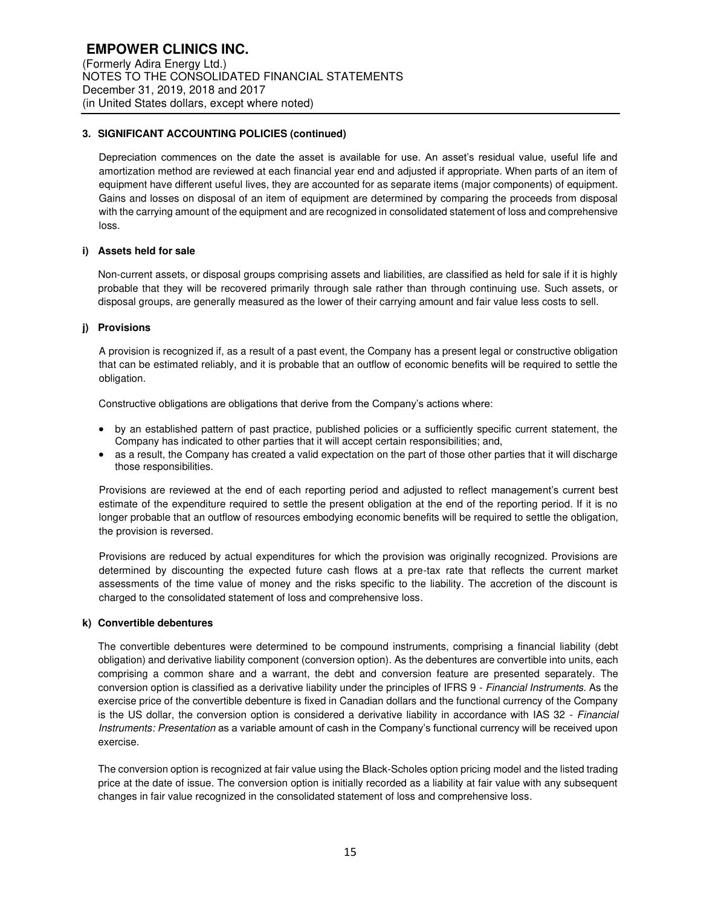### 3. SIGNIFICANT ACCOUNTING POLICIES (continued)

Depreciation commences on the date the asset is available for use. An asset's residual value, useful life and amortization method are reviewed at each financial year end and adjusted if appropriate. When parts of an item of equipment have different useful lives, they are accounted for as separate items (major components) of equipment. Gains and losses on disposal of an item of equipment are determined by comparing the proceeds from disposal with the carrying amount of the equipment and are recognized in consolidated statement of loss and comprehensive loss.

#### i) Assets held for sale

Non-current assets, or disposal groups comprising assets and liabilities, are classified as held for sale if it is highly probable that they will be recovered primarily through sale rather than through continuing use. Such assets, or disposal groups, are generally measured as the lower of their carrying amount and fair value less costs to sell.

#### j) Provisions

A provision is recognized if, as a result of a past event, the Company has a present legal or constructive obligation that can be estimated reliably, and it is probable that an outflow of economic benefits will be required to settle the obligation.

Constructive obligations are obligations that derive from the Company's actions where:

- by an established pattern of past practice, published policies or a sufficiently specific current statement, the Company has indicated to other parties that it will accept certain responsibilities; and,
- as a result, the Company has created a valid expectation on the part of those other parties that it will discharge those responsibilities.

Provisions are reviewed at the end of each reporting period and adjusted to reflect management's current best estimate of the expenditure required to settle the present obligation at the end of the reporting period. If it is no longer probable that an outflow of resources embodying economic benefits will be required to settle the obligation, the provision is reversed.

Provisions are reduced by actual expenditures for which the provision was originally recognized. Provisions are determined by discounting the expected future cash flows at a pre-tax rate that reflects the current market assessments of the time value of money and the risks specific to the liability. The accretion of the discount is charged to the consolidated statement of loss and comprehensive loss.

#### k) Convertible debentures

The convertible debentures were determined to be compound instruments, comprising a financial liability (debt obligation) and derivative liability component (conversion option). As the debentures are convertible into units, each comprising a common share and a warrant, the debt and conversion feature are presented separately. The conversion option is classified as a derivative liability under the principles of IFRS 9 - *Financial Instruments*. As the exercise price of the convertible debenture is fixed in Canadian dollars and the functional currency of the Company is the US dollar, the conversion option is considered a derivative liability in accordance with IAS 32 - *Financial Instruments: Presentation* as a variable amount of cash in the Company's functional currency will be received upon exercise.

The conversion option is recognized at fair value using the Black-Scholes option pricing model and the listed trading price at the date of issue. The conversion option is initially recorded as a liability at fair value with any subsequent changes in fair value recognized in the consolidated statement of loss and comprehensive loss.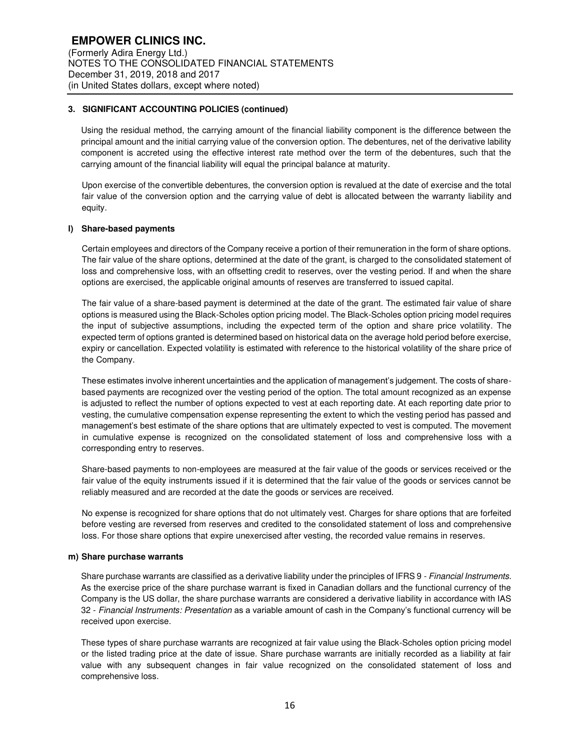## 3. SIGNIFICANT ACCOUNTING POLICIES (continued)

Using the residual method, the carrying amount of the financial liability component is the difference between the principal amount and the initial carrying value of the conversion option. The debentures, net of the derivative lability component is accreted using the effective interest rate method over the term of the debentures, such that the carrying amount of the financial liability will equal the principal balance at maturity.

Upon exercise of the convertible debentures, the conversion option is revalued at the date of exercise and the total fair value of the conversion option and the carrying value of debt is allocated between the warranty liability and equity.

### l) Share-based payments

Certain employees and directors of the Company receive a portion of their remuneration in the form of share options. The fair value of the share options, determined at the date of the grant, is charged to the consolidated statement of loss and comprehensive loss, with an offsetting credit to reserves, over the vesting period. If and when the share options are exercised, the applicable original amounts of reserves are transferred to issued capital.

The fair value of a share-based payment is determined at the date of the grant. The estimated fair value of share options is measured using the Black-Scholes option pricing model. The Black-Scholes option pricing model requires the input of subjective assumptions, including the expected term of the option and share price volatility. The expected term of options granted is determined based on historical data on the average hold period before exercise, expiry or cancellation. Expected volatility is estimated with reference to the historical volatility of the share price of the Company.

These estimates involve inherent uncertainties and the application of management's judgement. The costs of share-based payments are recognized over the vesting period of the option. The total amount recognized as an expense is adjusted to reflect the number of options expected to vest at each reporting date. At each reporting date prior to vesting, the cumulative compensation expense representing the extent to which the vesting period has passed and management's best estimate of the share options that are ultimately expected to vest is computed. The movement in cumulative expense is recognized on the consolidated statement of loss and comprehensive loss with a corresponding entry to reserves.

Share-based payments to non-employees are measured at the fair value of the goods or services received or the fair value of the equity instruments issued if it is determined that the fair value of the goods or services cannot be reliably measured and are recorded at the date the goods or services are received.

No expense is recognized for share options that do not ultimately vest. Charges for share options that are forfeited before vesting are reversed from reserves and credited to the consolidated statement of loss and comprehensive loss. For those share options that expire unexercised after vesting, the recorded value remains in reserves.

### m) Share purchase warrants

Share purchase warrants are classified as a derivative liability under the principles of IFRS 9 - *Financial Instruments*. As the exercise price of the share purchase warrant is fixed in Canadian dollars and the functional currency of the Company is the US dollar, the share purchase warrants are considered a derivative liability in accordance with IAS 32 - *Financial Instruments: Presentation* as a variable amount of cash in the Company's functional currency will be received upon exercise.

These types of share purchase warrants are recognized at fair value using the Black-Scholes option pricing model or the listed trading price at the date of issue. Share purchase warrants are initially recorded as a liability at fair value with any subsequent changes in fair value recognized on the consolidated statement of loss and comprehensive loss.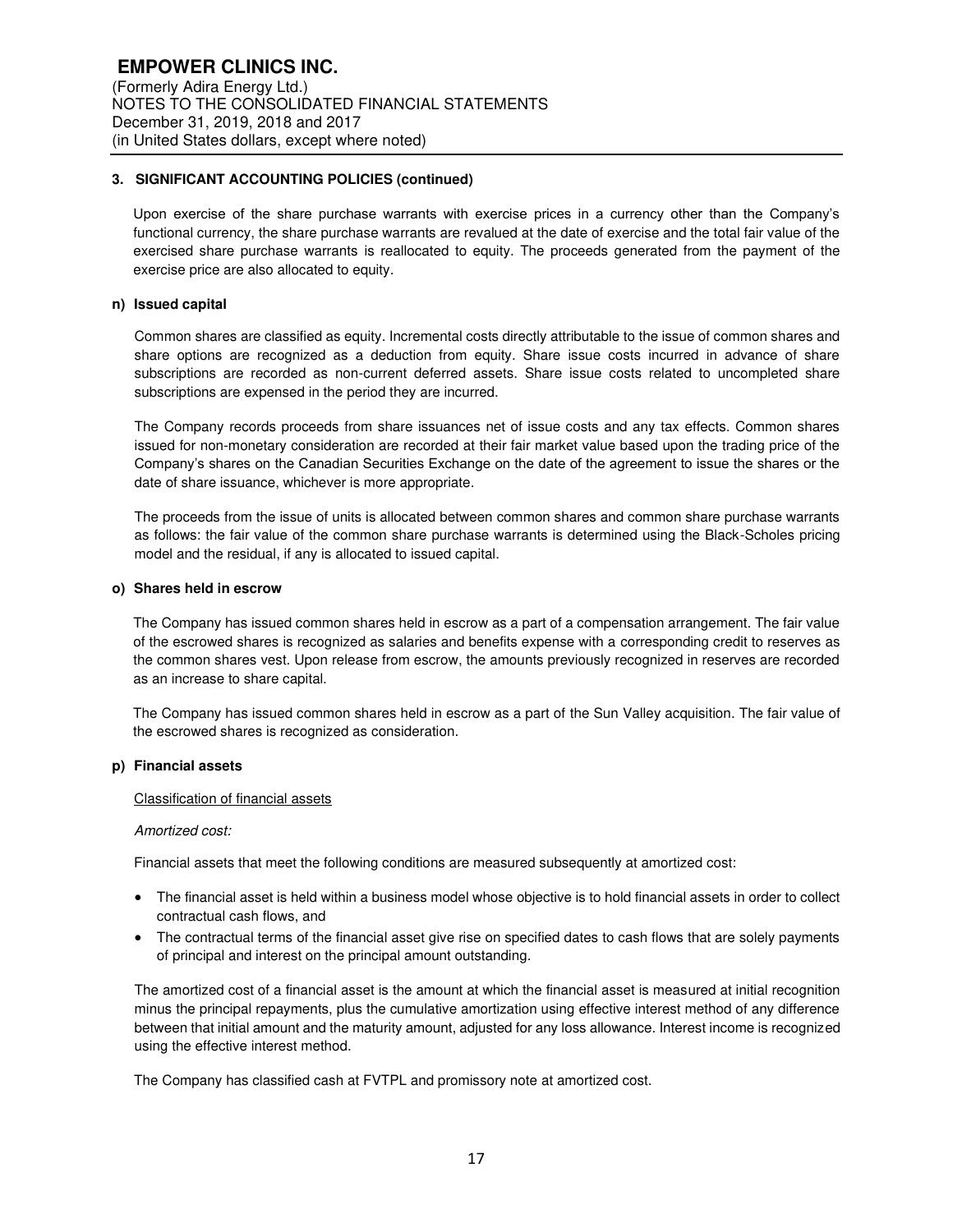### 3. SIGNIFICANT ACCOUNTING POLICIES (continued)

Upon exercise of the share purchase warrants with exercise prices in a currency other than the Company's functional currency, the share purchase warrants are revalued at the date of exercise and the total fair value of the exercised share purchase warrants is reallocated to equity. The proceeds generated from the payment of the exercise price are also allocated to equity.

#### n) Issued capital

Common shares are classified as equity. Incremental costs directly attributable to the issue of common shares and share options are recognized as a deduction from equity. Share issue costs incurred in advance of share subscriptions are recorded as non-current deferred assets. Share issue costs related to uncompleted share subscriptions are expensed in the period they are incurred.

The Company records proceeds from share issuances net of issue costs and any tax effects. Common shares issued for non-monetary consideration are recorded at their fair market value based upon the trading price of the Company's shares on the Canadian Securities Exchange on the date of the agreement to issue the shares or the date of share issuance, whichever is more appropriate.

The proceeds from the issue of units is allocated between common shares and common share purchase warrants as follows: the fair value of the common share purchase warrants is determined using the Black-Scholes pricing model and the residual, if any is allocated to issued capital.

#### o) Shares held in escrow

The Company has issued common shares held in escrow as a part of a compensation arrangement. The fair value of the escrowed shares is recognized as salaries and benefits expense with a corresponding credit to reserves as the common shares vest. Upon release from escrow, the amounts previously recognized in reserves are recorded as an increase to share capital.

The Company has issued common shares held in escrow as a part of the Sun Valley acquisition. The fair value of the escrowed shares is recognized as consideration.

#### p) Financial assets

Classification of financial assets

*Amortized cost:*

Financial assets that meet the following conditions are measured subsequently at amortized cost:

- The financial asset is held within a business model whose objective is to hold financial assets in order to collect contractual cash flows, and
- The contractual terms of the financial asset give rise on specified dates to cash flows that are solely payments of principal and interest on the principal amount outstanding.

The amortized cost of a financial asset is the amount at which the financial asset is measured at initial recognition minus the principal repayments, plus the cumulative amortization using effective interest method of any difference between that initial amount and the maturity amount, adjusted for any loss allowance. Interest income is recognized using the effective interest method.

The Company has classified cash at FVTPL and promissory note at amortized cost.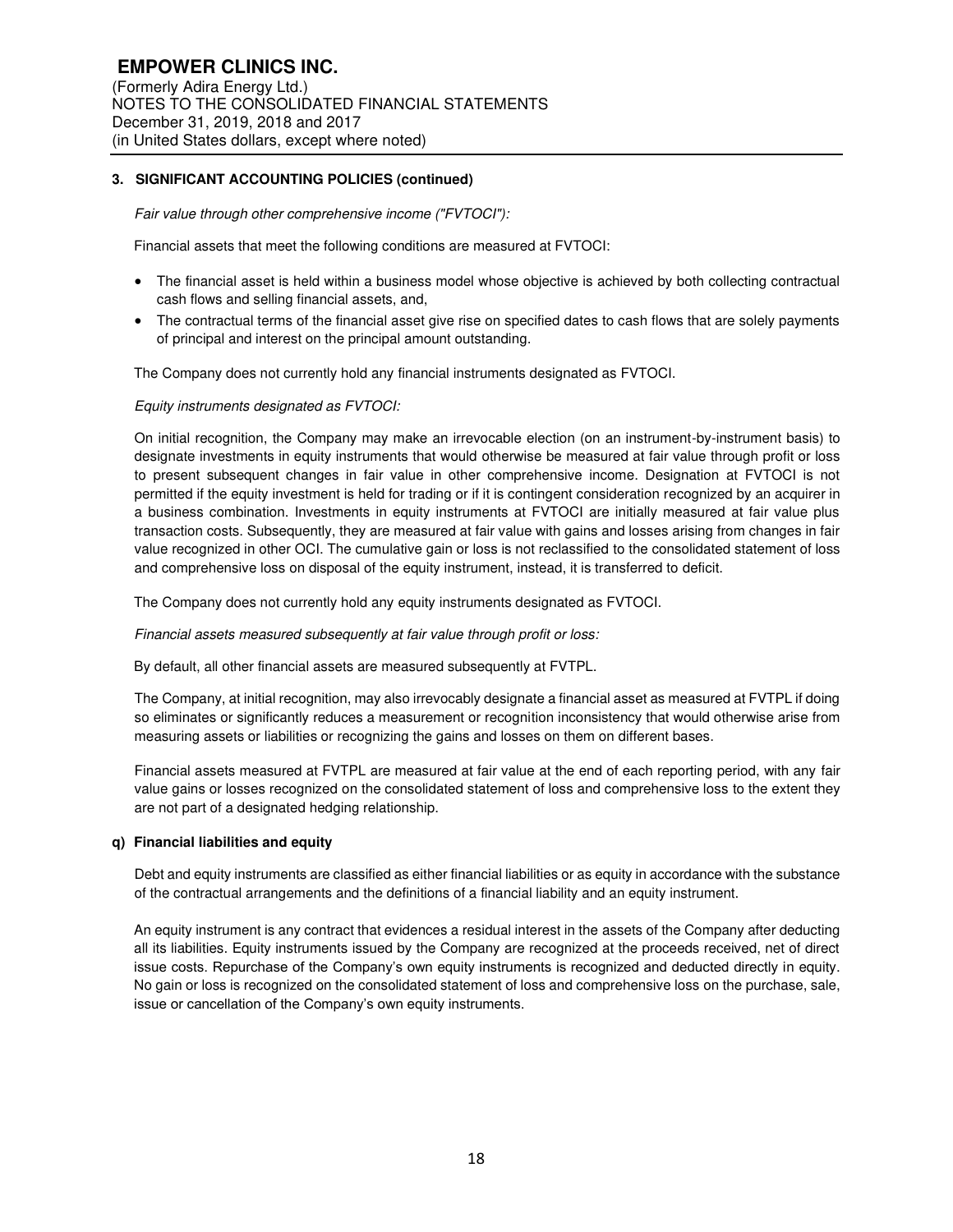## 3. SIGNIFICANT ACCOUNTING POLICIES (continued)

*Fair value through other comprehensive income ("FVTOCI"):*

Financial assets that meet the following conditions are measured at FVTOCI:

- The financial asset is held within a business model whose objective is achieved by both collecting contractual cash flows and selling financial assets, and,
- The contractual terms of the financial asset give rise on specified dates to cash flows that are solely payments of principal and interest on the principal amount outstanding.

The Company does not currently hold any financial instruments designated as FVTOCI.

*Equity instruments designated as FVTOCI:*

On initial recognition, the Company may make an irrevocable election (on an instrument-by-instrument basis) to designate investments in equity instruments that would otherwise be measured at fair value through profit or loss to present subsequent changes in fair value in other comprehensive income. Designation at FVTOCI is not permitted if the equity investment is held for trading or if it is contingent consideration recognized by an acquirer in a business combination. Investments in equity instruments at FVTOCI are initially measured at fair value plus transaction costs. Subsequently, they are measured at fair value with gains and losses arising from changes in fair value recognized in other OCI. The cumulative gain or loss is not reclassified to the consolidated statement of loss and comprehensive loss on disposal of the equity instrument, instead, it is transferred to deficit.

The Company does not currently hold any equity instruments designated as FVTOCI.

*Financial assets measured subsequently at fair value through profit or loss:*

By default, all other financial assets are measured subsequently at FVTPL.

The Company, at initial recognition, may also irrevocably designate a financial asset as measured at FVTPL if doing so eliminates or significantly reduces a measurement or recognition inconsistency that would otherwise arise from measuring assets or liabilities or recognizing the gains and losses on them on different bases.

Financial assets measured at FVTPL are measured at fair value at the end of each reporting period, with any fair value gains or losses recognized on the consolidated statement of loss and comprehensive loss to the extent they are not part of a designated hedging relationship.

### q) Financial liabilities and equity

Debt and equity instruments are classified as either financial liabilities or as equity in accordance with the substance of the contractual arrangements and the definitions of a financial liability and an equity instrument.

An equity instrument is any contract that evidences a residual interest in the assets of the Company after deducting all its liabilities. Equity instruments issued by the Company are recognized at the proceeds received, net of direct issue costs. Repurchase of the Company's own equity instruments is recognized and deducted directly in equity. No gain or loss is recognized on the consolidated statement of loss and comprehensive loss on the purchase, sale, issue or cancellation of the Company's own equity instruments.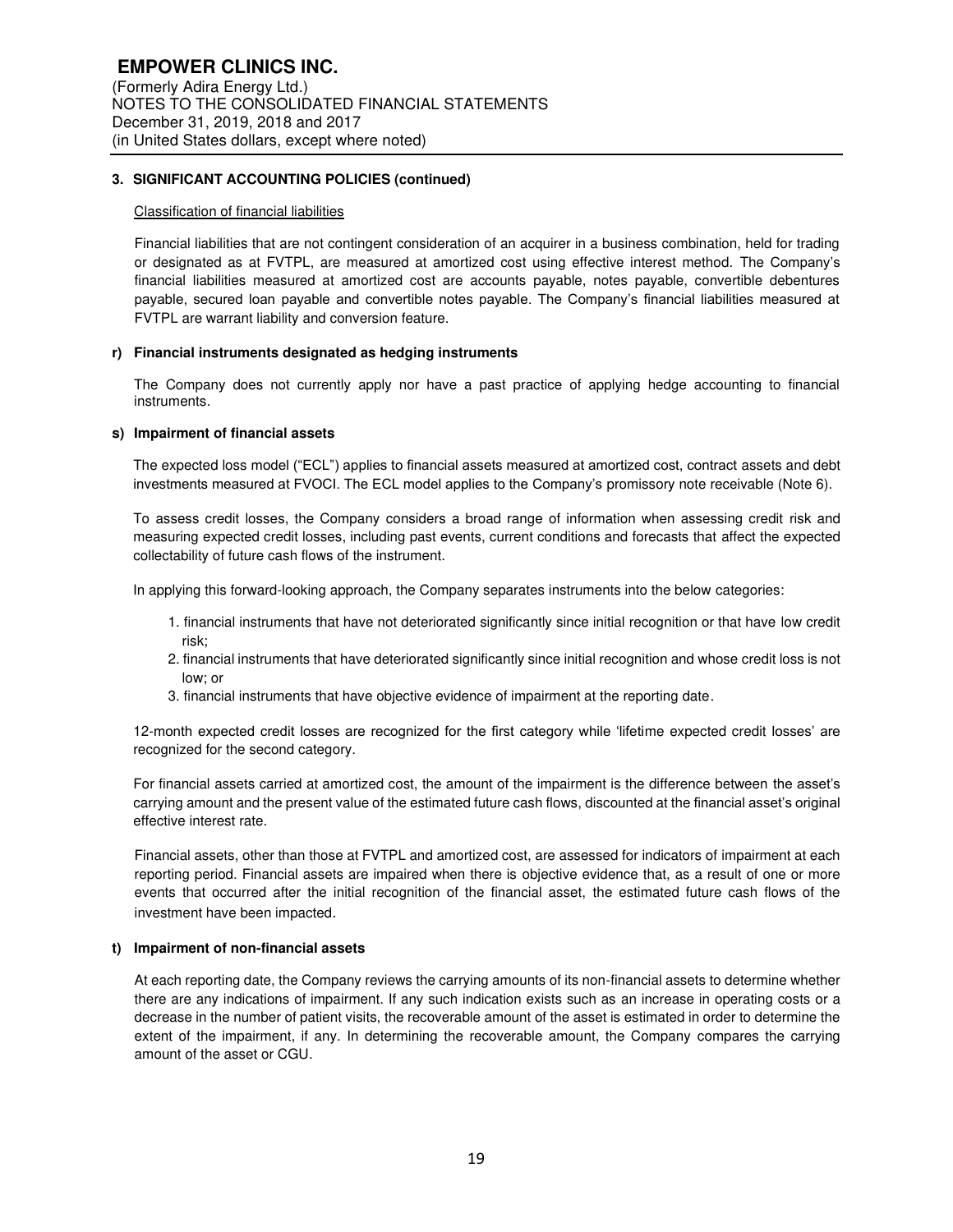### 3. SIGNIFICANT ACCOUNTING POLICIES (continued)

Classification of financial liabilities

Financial liabilities that are not contingent consideration of an acquirer in a business combination, held for trading or designated as at FVTPL, are measured at amortized cost using effective interest method. The Company's financial liabilities measured at amortized cost are accounts payable, notes payable, convertible debentures payable, secured loan payable and convertible notes payable. The Company's financial liabilities measured at FVTPL are warrant liability and conversion feature.

#### r) Financial instruments designated as hedging instruments

The Company does not currently apply nor have a past practice of applying hedge accounting to financial instruments.

#### s) Impairment of financial assets

The expected loss model ("ECL") applies to financial assets measured at amortized cost, contract assets and debt investments measured at FVOCI. The ECL model applies to the Company's promissory note receivable (Note 6).

To assess credit losses, the Company considers a broad range of information when assessing credit risk and measuring expected credit losses, including past events, current conditions and forecasts that affect the expected collectability of future cash flows of the instrument.

In applying this forward-looking approach, the Company separates instruments into the below categories:

1. financial instruments that have not deteriorated significantly since initial recognition or that have low credit risk;
2. financial instruments that have deteriorated significantly since initial recognition and whose credit loss is not low; or
3. financial instruments that have objective evidence of impairment at the reporting date.

12-month expected credit losses are recognized for the first category while 'lifetime expected credit losses' are recognized for the second category.

For financial assets carried at amortized cost, the amount of the impairment is the difference between the asset's carrying amount and the present value of the estimated future cash flows, discounted at the financial asset's original effective interest rate.

Financial assets, other than those at FVTPL and amortized cost, are assessed for indicators of impairment at each reporting period. Financial assets are impaired when there is objective evidence that, as a result of one or more events that occurred after the initial recognition of the financial asset, the estimated future cash flows of the investment have been impacted.

#### t) Impairment of non-financial assets

At each reporting date, the Company reviews the carrying amounts of its non-financial assets to determine whether there are any indications of impairment. If any such indication exists such as an increase in operating costs or a decrease in the number of patient visits, the recoverable amount of the asset is estimated in order to determine the extent of the impairment, if any. In determining the recoverable amount, the Company compares the carrying amount of the asset or CGU.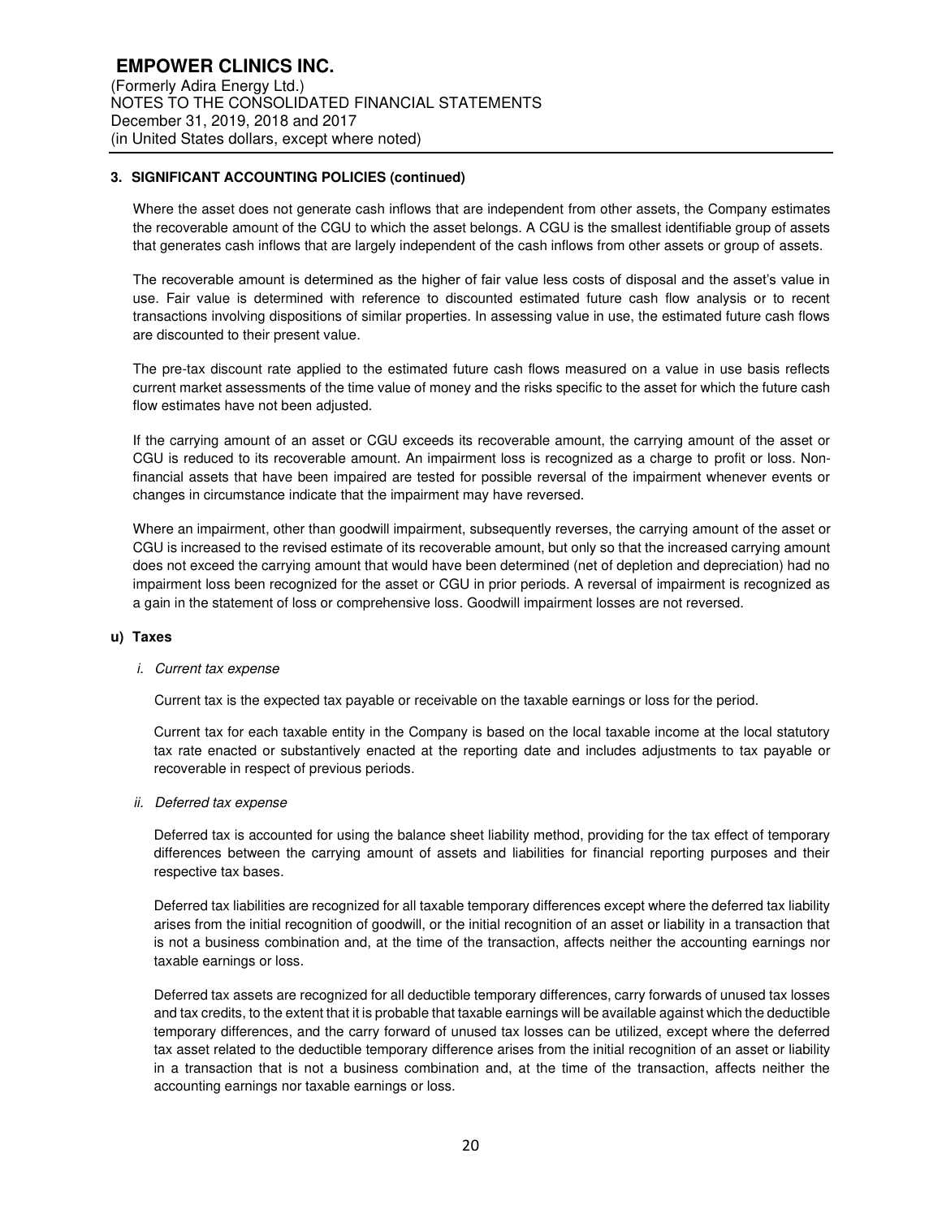### 3. SIGNIFICANT ACCOUNTING POLICIES (continued)

Where the asset does not generate cash inflows that are independent from other assets, the Company estimates the recoverable amount of the CGU to which the asset belongs. A CGU is the smallest identifiable group of assets that generates cash inflows that are largely independent of the cash inflows from other assets or group of assets.

The recoverable amount is determined as the higher of fair value less costs of disposal and the asset's value in use. Fair value is determined with reference to discounted estimated future cash flow analysis or to recent transactions involving dispositions of similar properties. In assessing value in use, the estimated future cash flows are discounted to their present value.

The pre-tax discount rate applied to the estimated future cash flows measured on a value in use basis reflects current market assessments of the time value of money and the risks specific to the asset for which the future cash flow estimates have not been adjusted.

If the carrying amount of an asset or CGU exceeds its recoverable amount, the carrying amount of the asset or CGU is reduced to its recoverable amount. An impairment loss is recognized as a charge to profit or loss. Non-financial assets that have been impaired are tested for possible reversal of the impairment whenever events or changes in circumstance indicate that the impairment may have reversed.

Where an impairment, other than goodwill impairment, subsequently reverses, the carrying amount of the asset or CGU is increased to the revised estimate of its recoverable amount, but only so that the increased carrying amount does not exceed the carrying amount that would have been determined (net of depletion and depreciation) had no impairment loss been recognized for the asset or CGU in prior periods. A reversal of impairment is recognized as a gain in the statement of loss or comprehensive loss. Goodwill impairment losses are not reversed.

#### u) Taxes

*i. Current tax expense*

Current tax is the expected tax payable or receivable on the taxable earnings or loss for the period.

Current tax for each taxable entity in the Company is based on the local taxable income at the local statutory tax rate enacted or substantively enacted at the reporting date and includes adjustments to tax payable or recoverable in respect of previous periods.

*ii. Deferred tax expense*

Deferred tax is accounted for using the balance sheet liability method, providing for the tax effect of temporary differences between the carrying amount of assets and liabilities for financial reporting purposes and their respective tax bases.

Deferred tax liabilities are recognized for all taxable temporary differences except where the deferred tax liability arises from the initial recognition of goodwill, or the initial recognition of an asset or liability in a transaction that is not a business combination and, at the time of the transaction, affects neither the accounting earnings nor taxable earnings or loss.

Deferred tax assets are recognized for all deductible temporary differences, carry forwards of unused tax losses and tax credits, to the extent that it is probable that taxable earnings will be available against which the deductible temporary differences, and the carry forward of unused tax losses can be utilized, except where the deferred tax asset related to the deductible temporary difference arises from the initial recognition of an asset or liability in a transaction that is not a business combination and, at the time of the transaction, affects neither the accounting earnings nor taxable earnings or loss.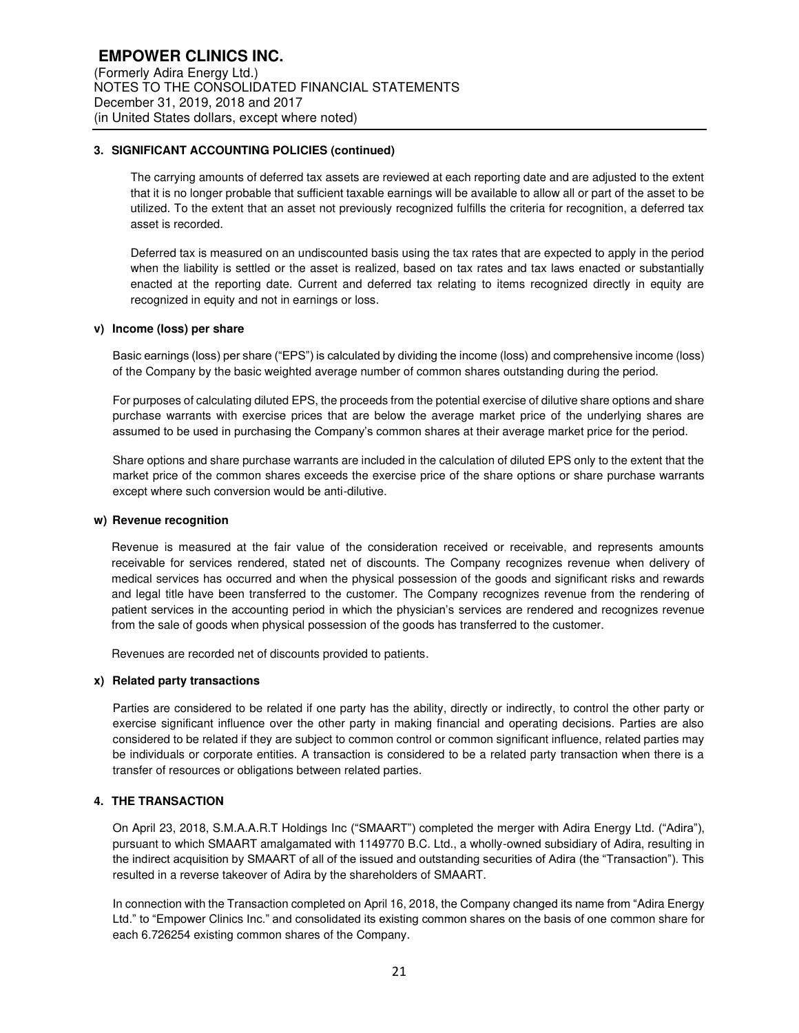### 3. SIGNIFICANT ACCOUNTING POLICIES (continued)

The carrying amounts of deferred tax assets are reviewed at each reporting date and are adjusted to the extent that it is no longer probable that sufficient taxable earnings will be available to allow all or part of the asset to be utilized. To the extent that an asset not previously recognized fulfills the criteria for recognition, a deferred tax asset is recorded.

Deferred tax is measured on an undiscounted basis using the tax rates that are expected to apply in the period when the liability is settled or the asset is realized, based on tax rates and tax laws enacted or substantially enacted at the reporting date. Current and deferred tax relating to items recognized directly in equity are recognized in equity and not in earnings or loss.

#### v) Income (loss) per share

Basic earnings (loss) per share ("EPS") is calculated by dividing the income (loss) and comprehensive income (loss) of the Company by the basic weighted average number of common shares outstanding during the period.

For purposes of calculating diluted EPS, the proceeds from the potential exercise of dilutive share options and share purchase warrants with exercise prices that are below the average market price of the underlying shares are assumed to be used in purchasing the Company's common shares at their average market price for the period.

Share options and share purchase warrants are included in the calculation of diluted EPS only to the extent that the market price of the common shares exceeds the exercise price of the share options or share purchase warrants except where such conversion would be anti-dilutive.

#### w) Revenue recognition

Revenue is measured at the fair value of the consideration received or receivable, and represents amounts receivable for services rendered, stated net of discounts. The Company recognizes revenue when delivery of medical services has occurred and when the physical possession of the goods and significant risks and rewards and legal title have been transferred to the customer. The Company recognizes revenue from the rendering of patient services in the accounting period in which the physician's services are rendered and recognizes revenue from the sale of goods when physical possession of the goods has transferred to the customer.

Revenues are recorded net of discounts provided to patients.

#### x) Related party transactions

Parties are considered to be related if one party has the ability, directly or indirectly, to control the other party or exercise significant influence over the other party in making financial and operating decisions. Parties are also considered to be related if they are subject to common control or common significant influence, related parties may be individuals or corporate entities. A transaction is considered to be a related party transaction when there is a transfer of resources or obligations between related parties.

### 4. THE TRANSACTION

On April 23, 2018, S.M.A.A.R.T Holdings Inc ("SMAART") completed the merger with Adira Energy Ltd. ("Adira"), pursuant to which SMAART amalgamated with 1149770 B.C. Ltd., a wholly-owned subsidiary of Adira, resulting in the indirect acquisition by SMAART of all of the issued and outstanding securities of Adira (the "Transaction"). This resulted in a reverse takeover of Adira by the shareholders of SMAART.

In connection with the Transaction completed on April 16, 2018, the Company changed its name from "Adira Energy Ltd." to "Empower Clinics Inc." and consolidated its existing common shares on the basis of one common share for each 6.726254 existing common shares of the Company.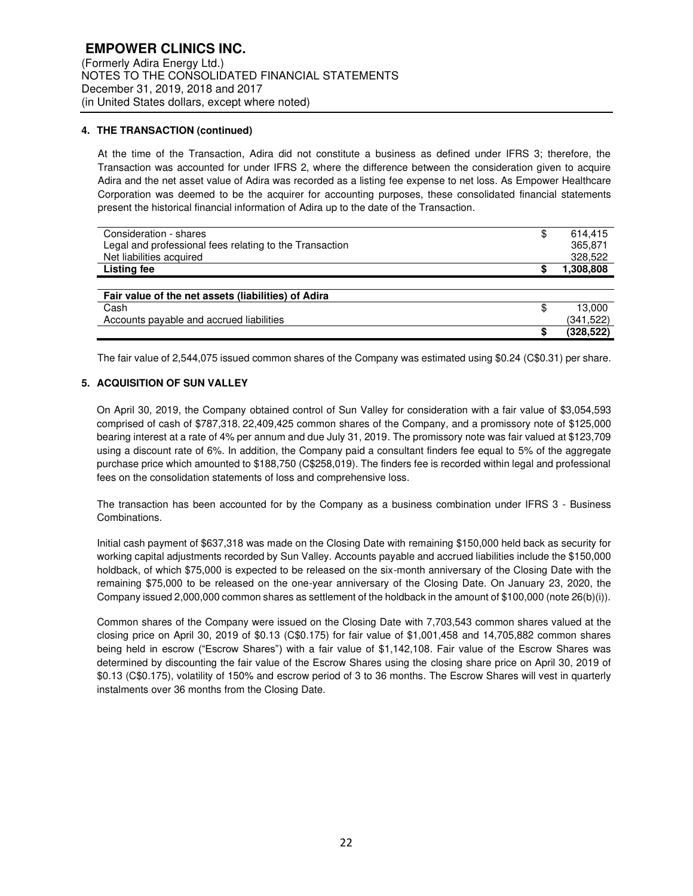### 4. THE TRANSACTION (continued)

At the time of the Transaction, Adira did not constitute a business as defined under IFRS 3; therefore, the Transaction was accounted for under IFRS 2, where the difference between the consideration given to acquire Adira and the net asset value of Adira was recorded as a listing fee expense to net loss. As Empower Healthcare Corporation was deemed to be the acquirer for accounting purposes, these consolidated financial statements present the historical financial information of Adira up to the date of the Transaction.

| | | |
|---|---|---|
| Consideration - shares | $ | 614,415 |
| Legal and professional fees relating to the Transaction | | 365,871 |
| Net liabilities acquired | | 328,522 |
| **Listing fee** | **$** | **1,308,808** |

| **Fair value of the net assets (liabilities) of Adira** | | |
|---|---|---|
| Cash | $ | 13,000 |
| Accounts payable and accrued liabilities | | (341,522) |
| | **$** | **(328,522)** |

The fair value of 2,544,075 issued common shares of the Company was estimated using $0.24 (C$0.31) per share.

### 5. ACQUISITION OF SUN VALLEY

On April 30, 2019, the Company obtained control of Sun Valley for consideration with a fair value of $3,054,593 comprised of cash of $787,318, 22,409,425 common shares of the Company, and a promissory note of $125,000 bearing interest at a rate of 4% per annum and due July 31, 2019. The promissory note was fair valued at $123,709 using a discount rate of 6%. In addition, the Company paid a consultant finders fee equal to 5% of the aggregate purchase price which amounted to $188,750 (C$258,019). The finders fee is recorded within legal and professional fees on the consolidation statements of loss and comprehensive loss.

The transaction has been accounted for by the Company as a business combination under IFRS 3 - Business Combinations.

Initial cash payment of $637,318 was made on the Closing Date with remaining $150,000 held back as security for working capital adjustments recorded by Sun Valley. Accounts payable and accrued liabilities include the $150,000 holdback, of which $75,000 is expected to be released on the six-month anniversary of the Closing Date with the remaining $75,000 to be released on the one-year anniversary of the Closing Date. On January 23, 2020, the Company issued 2,000,000 common shares as settlement of the holdback in the amount of $100,000 (note 26(b)(i)).

Common shares of the Company were issued on the Closing Date with 7,703,543 common shares valued at the closing price on April 30, 2019 of $0.13 (C$0.175) for fair value of $1,001,458 and 14,705,882 common shares being held in escrow ("Escrow Shares") with a fair value of $1,142,108. Fair value of the Escrow Shares was determined by discounting the fair value of the Escrow Shares using the closing share price on April 30, 2019 of $0.13 (C$0.175), volatility of 150% and escrow period of 3 to 36 months. The Escrow Shares will vest in quarterly instalments over 36 months from the Closing Date.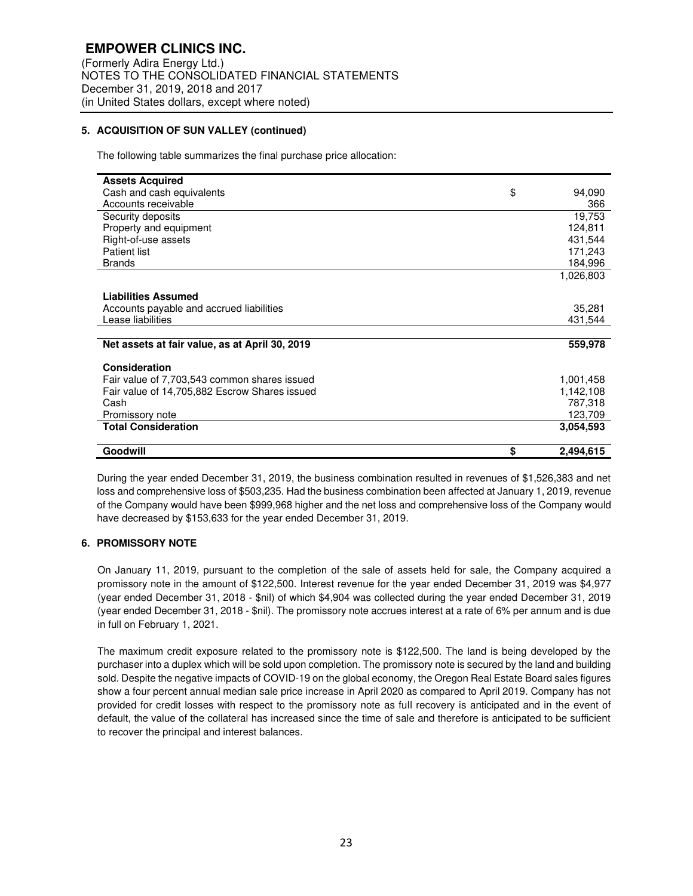## 5. ACQUISITION OF SUN VALLEY (continued)

The following table summarizes the final purchase price allocation:

| | | |
|---|---|---|
| **Assets Acquired** | | |
| Cash and cash equivalents | $ | 94,090 |
| Accounts receivable | | 366 |
| Security deposits | | 19,753 |
| Property and equipment | | 124,811 |
| Right-of-use assets | | 431,544 |
| Patient list | | 171,243 |
| Brands | | 184,996 |
| | | 1,026,803 |
| **Liabilities Assumed** | | |
| Accounts payable and accrued liabilities | | 35,281 |
| Lease liabilities | | 431,544 |
| **Net assets at fair value, as at April 30, 2019** | | **559,978** |
| **Consideration** | | |
| Fair value of 7,703,543 common shares issued | | 1,001,458 |
| Fair value of 14,705,882 Escrow Shares issued | | 1,142,108 |
| Cash | | 787,318 |
| Promissory note | | 123,709 |
| **Total Consideration** | | **3,054,593** |
| **Goodwill** | **$** | **2,494,615** |

During the year ended December 31, 2019, the business combination resulted in revenues of $1,526,383 and net loss and comprehensive loss of $503,235. Had the business combination been affected at January 1, 2019, revenue of the Company would have been $999,968 higher and the net loss and comprehensive loss of the Company would have decreased by $153,633 for the year ended December 31, 2019.

## 6. PROMISSORY NOTE

On January 11, 2019, pursuant to the completion of the sale of assets held for sale, the Company acquired a promissory note in the amount of $122,500. Interest revenue for the year ended December 31, 2019 was $4,977 (year ended December 31, 2018 - $nil) of which $4,904 was collected during the year ended December 31, 2019 (year ended December 31, 2018 - $nil). The promissory note accrues interest at a rate of 6% per annum and is due in full on February 1, 2021.

The maximum credit exposure related to the promissory note is $122,500. The land is being developed by the purchaser into a duplex which will be sold upon completion. The promissory note is secured by the land and building sold. Despite the negative impacts of COVID-19 on the global economy, the Oregon Real Estate Board sales figures show a four percent annual median sale price increase in April 2020 as compared to April 2019. Company has not provided for credit losses with respect to the promissory note as full recovery is anticipated and in the event of default, the value of the collateral has increased since the time of sale and therefore is anticipated to be sufficient to recover the principal and interest balances.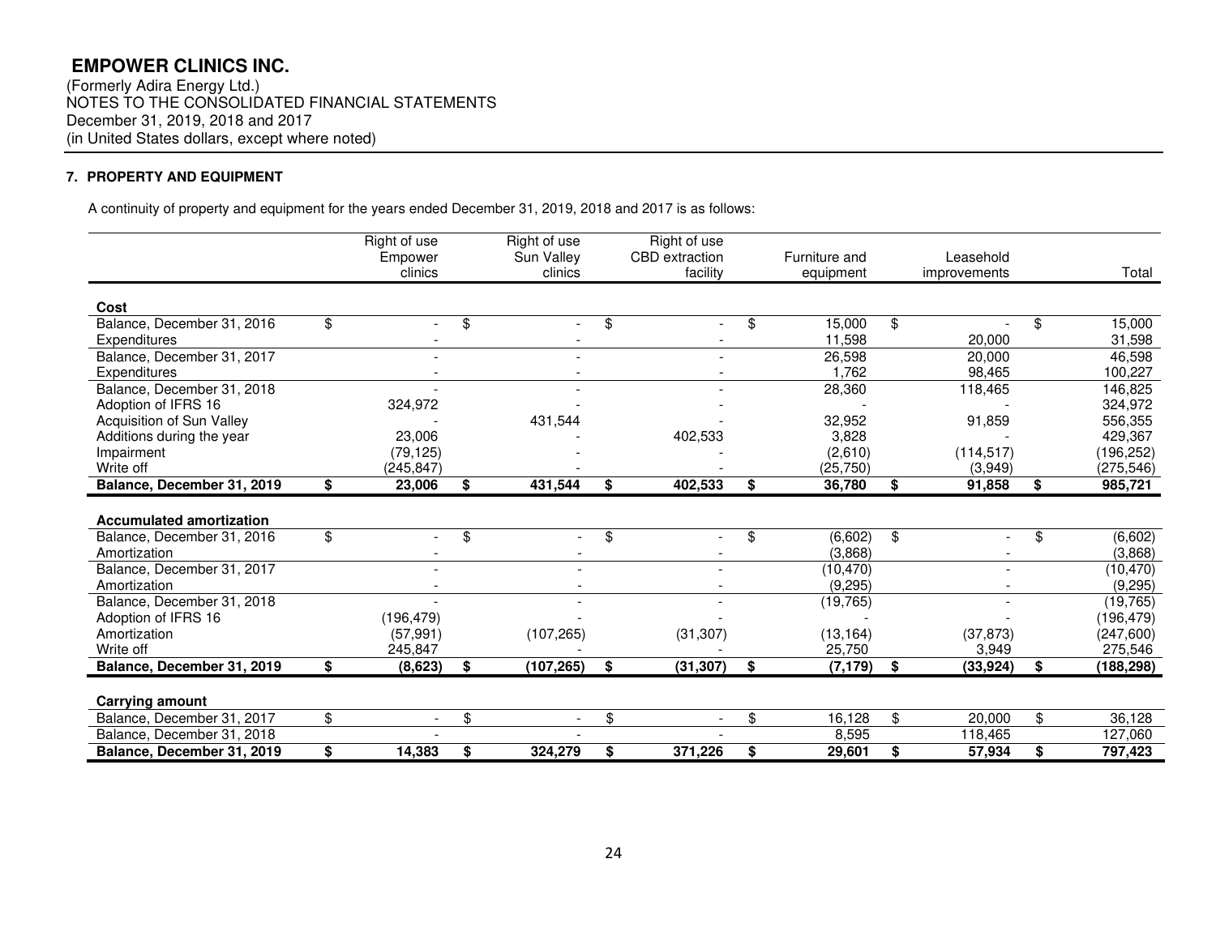**EMPOWER CLINICS INC.**
(Formerly Adira Energy Ltd.)
NOTES TO THE CONSOLIDATED FINANCIAL STATEMENTS
December 31, 2019, 2018 and 2017
(in United States dollars, except where noted)

**7. PROPERTY AND EQUIPMENT**

A continuity of property and equipment for the years ended December 31, 2019, 2018 and 2017 is as follows:

| | Right of use Empower clinics | Right of use Sun Valley clinics | Right of use CBD extraction facility | Furniture and equipment | Leasehold improvements | Total |
|---|---|---|---|---|---|---|
| **Cost** | | | | | | |
| Balance, December 31, 2016 | $ - | $ - | $ - | $ 15,000 | $ - | $ 15,000 |
| Expenditures | - | - | - | 11,598 | 20,000 | 31,598 |
| Balance, December 31, 2017 | - | - | - | 26,598 | 20,000 | 46,598 |
| Expenditures | - | - | - | 1,762 | 98,465 | 100,227 |
| Balance, December 31, 2018 | - | - | - | 28,360 | 118,465 | 146,825 |
| Adoption of IFRS 16 | 324,972 | - | - | - | - | 324,972 |
| Acquisition of Sun Valley | - | 431,544 | - | 32,952 | 91,859 | 556,355 |
| Additions during the year | 23,006 | - | 402,533 | 3,828 | - | 429,367 |
| Impairment | (79,125) | - | - | (2,610) | (114,517) | (196,252) |
| Write off | (245,847) | - | - | (25,750) | (3,949) | (275,546) |
| **Balance, December 31, 2019** | **$ 23,006** | **$ 431,544** | **$ 402,533** | **$ 36,780** | **$ 91,858** | **$ 985,721** |
| **Accumulated amortization** | | | | | | |
| Balance, December 31, 2016 | $ - | $ - | $ - | $ (6,602) | $ - | $ (6,602) |
| Amortization | - | - | - | (3,868) | - | (3,868) |
| Balance, December 31, 2017 | - | - | - | (10,470) | - | (10,470) |
| Amortization | - | - | - | (9,295) | - | (9,295) |
| Balance, December 31, 2018 | - | - | - | (19,765) | - | (19,765) |
| Adoption of IFRS 16 | (196,479) | - | - | - | - | (196,479) |
| Amortization | (57,991) | (107,265) | (31,307) | (13,164) | (37,873) | (247,600) |
| Write off | 245,847 | - | - | 25,750 | 3,949 | 275,546 |
| **Balance, December 31, 2019** | **$ (8,623)** | **$ (107,265)** | **$ (31,307)** | **$ (7,179)** | **$ (33,924)** | **$ (188,298)** |
| **Carrying amount** | | | | | | |
| Balance, December 31, 2017 | $ - | $ - | $ - | $ 16,128 | $ 20,000 | $ 36,128 |
| Balance, December 31, 2018 | - | - | - | 8,595 | 118,465 | 127,060 |
| **Balance, December 31, 2019** | **$ 14,383** | **$ 324,279** | **$ 371,226** | **$ 29,601** | **$ 57,934** | **$ 797,423** |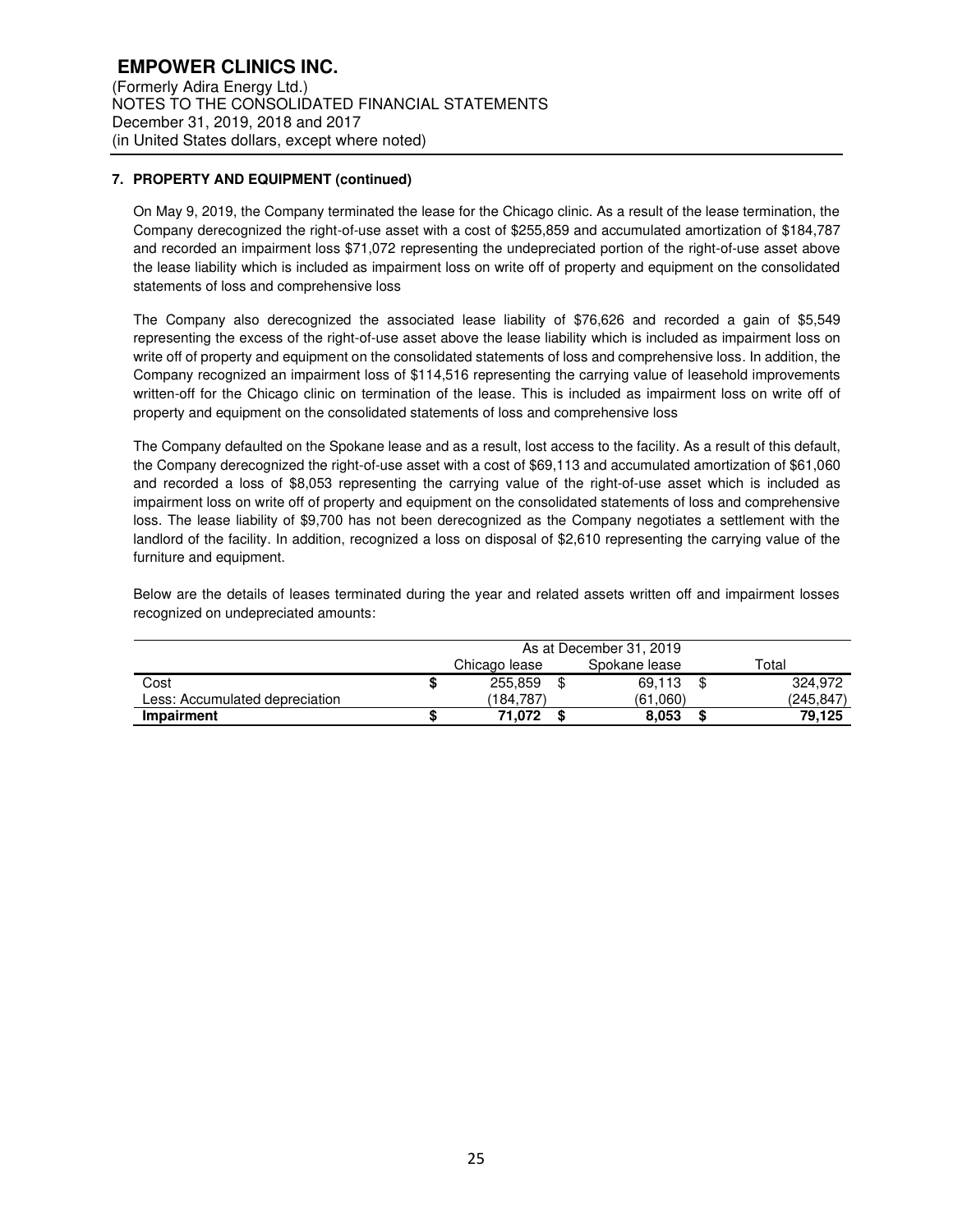## 7. PROPERTY AND EQUIPMENT (continued)

On May 9, 2019, the Company terminated the lease for the Chicago clinic. As a result of the lease termination, the Company derecognized the right-of-use asset with a cost of $255,859 and accumulated amortization of $184,787 and recorded an impairment loss $71,072 representing the undepreciated portion of the right-of-use asset above the lease liability which is included as impairment loss on write off of property and equipment on the consolidated statements of loss and comprehensive loss

The Company also derecognized the associated lease liability of $76,626 and recorded a gain of $5,549 representing the excess of the right-of-use asset above the lease liability which is included as impairment loss on write off of property and equipment on the consolidated statements of loss and comprehensive loss. In addition, the Company recognized an impairment loss of $114,516 representing the carrying value of leasehold improvements written-off for the Chicago clinic on termination of the lease. This is included as impairment loss on write off of property and equipment on the consolidated statements of loss and comprehensive loss

The Company defaulted on the Spokane lease and as a result, lost access to the facility. As a result of this default, the Company derecognized the right-of-use asset with a cost of $69,113 and accumulated amortization of $61,060 and recorded a loss of $8,053 representing the carrying value of the right-of-use asset which is included as impairment loss on write off of property and equipment on the consolidated statements of loss and comprehensive loss. The lease liability of $9,700 has not been derecognized as the Company negotiates a settlement with the landlord of the facility. In addition, recognized a loss on disposal of $2,610 representing the carrying value of the furniture and equipment.

Below are the details of leases terminated during the year and related assets written off and impairment losses recognized on undepreciated amounts:

| | As at December 31, 2019 | | |
|---|---|---|---|
| | Chicago lease | Spokane lease | Total |
| Cost | $ 255,859 | $ 69,113 | $ 324,972 |
| Less: Accumulated depreciation | (184,787) | (61,060) | (245,847) |
| **Impairment** | **$ 71,072** | **$ 8,053** | **$ 79,125** |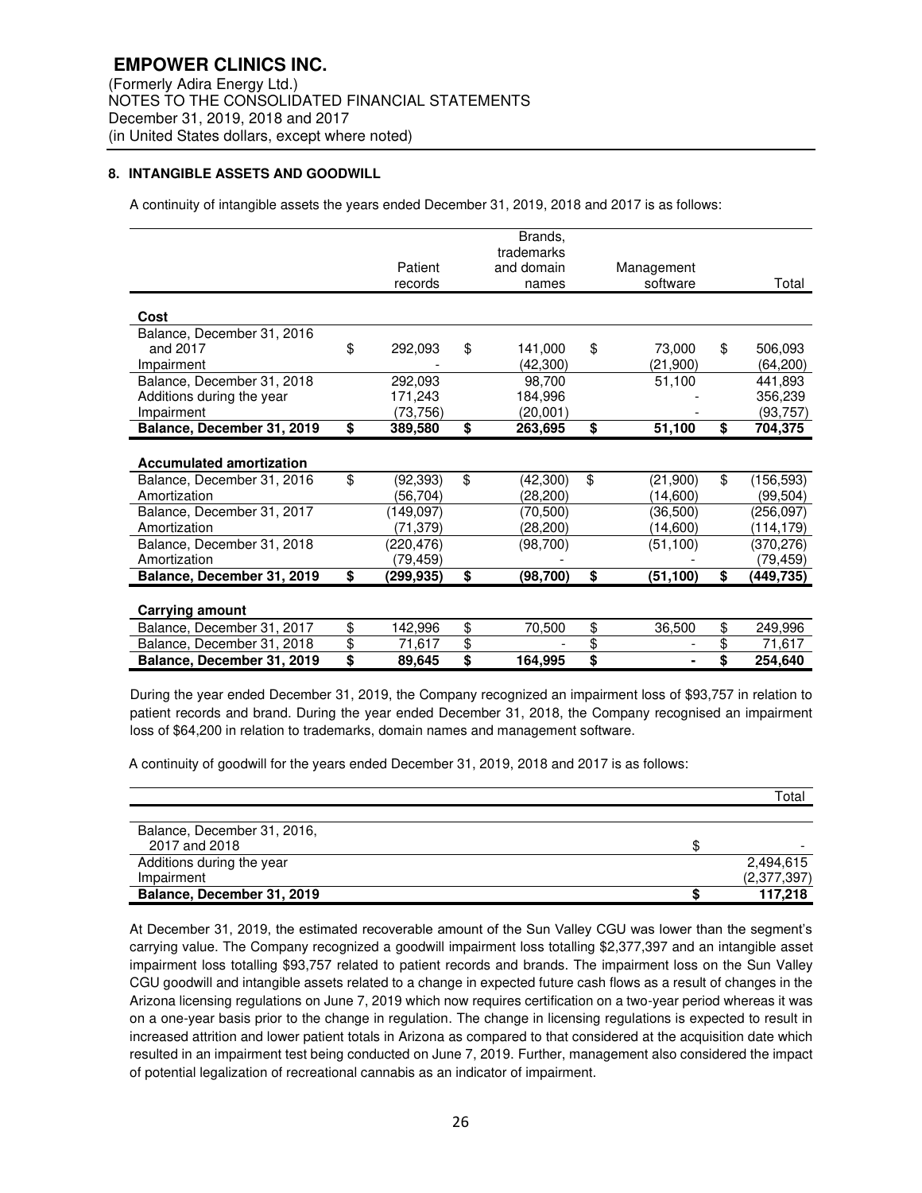## 8. INTANGIBLE ASSETS AND GOODWILL

A continuity of intangible assets the years ended December 31, 2019, 2018 and 2017 is as follows:

| | Patient records | Brands, trademarks and domain names | Management software | Total |
|---|---|---|---|---|
| **Cost** | | | | |
| Balance, December 31, 2016 and 2017 | $ 292,093 | $ 141,000 | $ 73,000 | $ 506,093 |
| Impairment | - | (42,300) | (21,900) | (64,200) |
| Balance, December 31, 2018 | 292,093 | 98,700 | 51,100 | 441,893 |
| Additions during the year | 171,243 | 184,996 | - | 356,239 |
| Impairment | (73,756) | (20,001) | - | (93,757) |
| **Balance, December 31, 2019** | **$ 389,580** | **$ 263,695** | **$ 51,100** | **$ 704,375** |
| **Accumulated amortization** | | | | |
| Balance, December 31, 2016 | $ (92,393) | $ (42,300) | $ (21,900) | $ (156,593) |
| Amortization | (56,704) | (28,200) | (14,600) | (99,504) |
| Balance, December 31, 2017 | (149,097) | (70,500) | (36,500) | (256,097) |
| Amortization | (71,379) | (28,200) | (14,600) | (114,179) |
| Balance, December 31, 2018 | (220,476) | (98,700) | (51,100) | (370,276) |
| Amortization | (79,459) | - | - | (79,459) |
| **Balance, December 31, 2019** | **$ (299,935)** | **$ (98,700)** | **$ (51,100)** | **$ (449,735)** |
| **Carrying amount** | | | | |
| Balance, December 31, 2017 | $ 142,996 | $ 70,500 | $ 36,500 | $ 249,996 |
| Balance, December 31, 2018 | $ 71,617 | $ - | $ - | $ 71,617 |
| **Balance, December 31, 2019** | **$ 89,645** | **$ 164,995** | **$ -** | **$ 254,640** |

During the year ended December 31, 2019, the Company recognized an impairment loss of $93,757 in relation to patient records and brand. During the year ended December 31, 2018, the Company recognised an impairment loss of $64,200 in relation to trademarks, domain names and management software.

A continuity of goodwill for the years ended December 31, 2019, 2018 and 2017 is as follows:

| | Total |
|---|---|
| Balance, December 31, 2016, 2017 and 2018 | $ - |
| Additions during the year | 2,494,615 |
| Impairment | (2,377,397) |
| **Balance, December 31, 2019** | **$ 117,218** |

At December 31, 2019, the estimated recoverable amount of the Sun Valley CGU was lower than the segment's carrying value. The Company recognized a goodwill impairment loss totalling $2,377,397 and an intangible asset impairment loss totalling $93,757 related to patient records and brands. The impairment loss on the Sun Valley CGU goodwill and intangible assets related to a change in expected future cash flows as a result of changes in the Arizona licensing regulations on June 7, 2019 which now requires certification on a two-year period whereas it was on a one-year basis prior to the change in regulation. The change in licensing regulations is expected to result in increased attrition and lower patient totals in Arizona as compared to that considered at the acquisition date which resulted in an impairment test being conducted on June 7, 2019. Further, management also considered the impact of potential legalization of recreational cannabis as an indicator of impairment.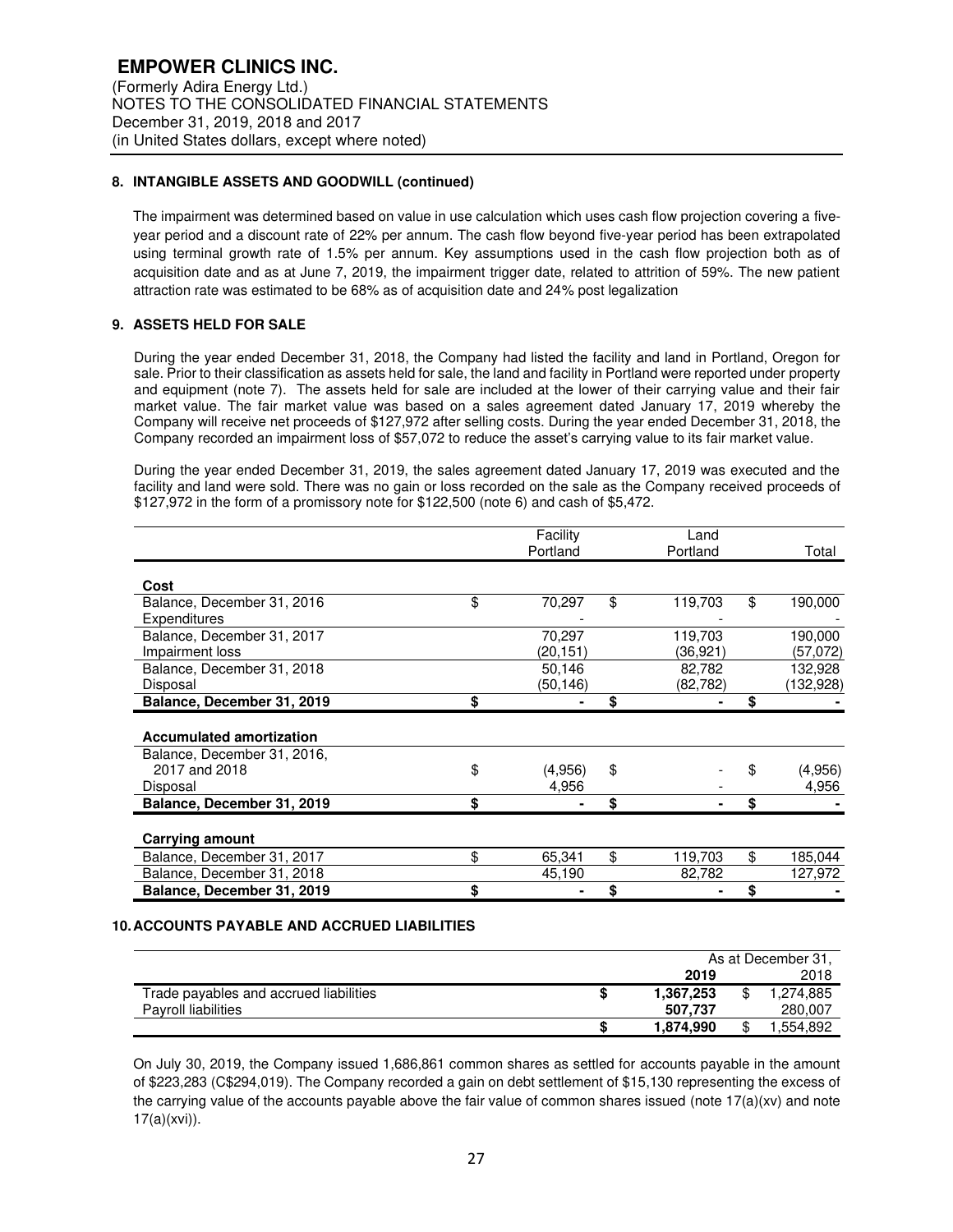## 8. INTANGIBLE ASSETS AND GOODWILL (continued)

The impairment was determined based on value in use calculation which uses cash flow projection covering a five-year period and a discount rate of 22% per annum. The cash flow beyond five-year period has been extrapolated using terminal growth rate of 1.5% per annum. Key assumptions used in the cash flow projection both as of acquisition date and as at June 7, 2019, the impairment trigger date, related to attrition of 59%. The new patient attraction rate was estimated to be 68% as of acquisition date and 24% post legalization

## 9. ASSETS HELD FOR SALE

During the year ended December 31, 2018, the Company had listed the facility and land in Portland, Oregon for sale. Prior to their classification as assets held for sale, the land and facility in Portland were reported under property and equipment (note 7). The assets held for sale are included at the lower of their carrying value and their fair market value. The fair market value was based on a sales agreement dated January 17, 2019 whereby the Company will receive net proceeds of $127,972 after selling costs. During the year ended December 31, 2018, the Company recorded an impairment loss of $57,072 to reduce the asset's carrying value to its fair market value.

During the year ended December 31, 2019, the sales agreement dated January 17, 2019 was executed and the facility and land were sold. There was no gain or loss recorded on the sale as the Company received proceeds of $127,972 in the form of a promissory note for $122,500 (note 6) and cash of $5,472.

| | Facility Portland | Land Portland | Total |
|---|---|---|---|
| **Cost** | | | |
| Balance, December 31, 2016 | $ 70,297 | $ 119,703 | $ 190,000 |
| Expenditures | - | - | - |
| Balance, December 31, 2017 | 70,297 | 119,703 | 190,000 |
| Impairment loss | (20,151) | (36,921) | (57,072) |
| Balance, December 31, 2018 | 50,146 | 82,782 | 132,928 |
| Disposal | (50,146) | (82,782) | (132,928) |
| **Balance, December 31, 2019** | **$ -** | **$ -** | **$ -** |
| **Accumulated amortization** | | | |
| Balance, December 31, 2016, 2017 and 2018 | $ (4,956) | $ - | $ (4,956) |
| Disposal | 4,956 | - | 4,956 |
| **Balance, December 31, 2019** | **$ -** | **$ -** | **$ -** |
| **Carrying amount** | | | |
| Balance, December 31, 2017 | $ 65,341 | $ 119,703 | $ 185,044 |
| Balance, December 31, 2018 | 45,190 | 82,782 | 127,972 |
| **Balance, December 31, 2019** | **$ -** | **$ -** | **$ -** |

## 10. ACCOUNTS PAYABLE AND ACCRUED LIABILITIES

| | As at December 31, 2019 | As at December 31, 2018 |
|---|---|---|
| Trade payables and accrued liabilities | **$ 1,367,253** | $ 1,274,885 |
| Payroll liabilities | **507,737** | 280,007 |
| | **$ 1,874,990** | $ 1,554,892 |

On July 30, 2019, the Company issued 1,686,861 common shares as settled for accounts payable in the amount of $223,283 (C$294,019). The Company recorded a gain on debt settlement of $15,130 representing the excess of the carrying value of the accounts payable above the fair value of common shares issued (note 17(a)(xv) and note 17(a)(xvi)).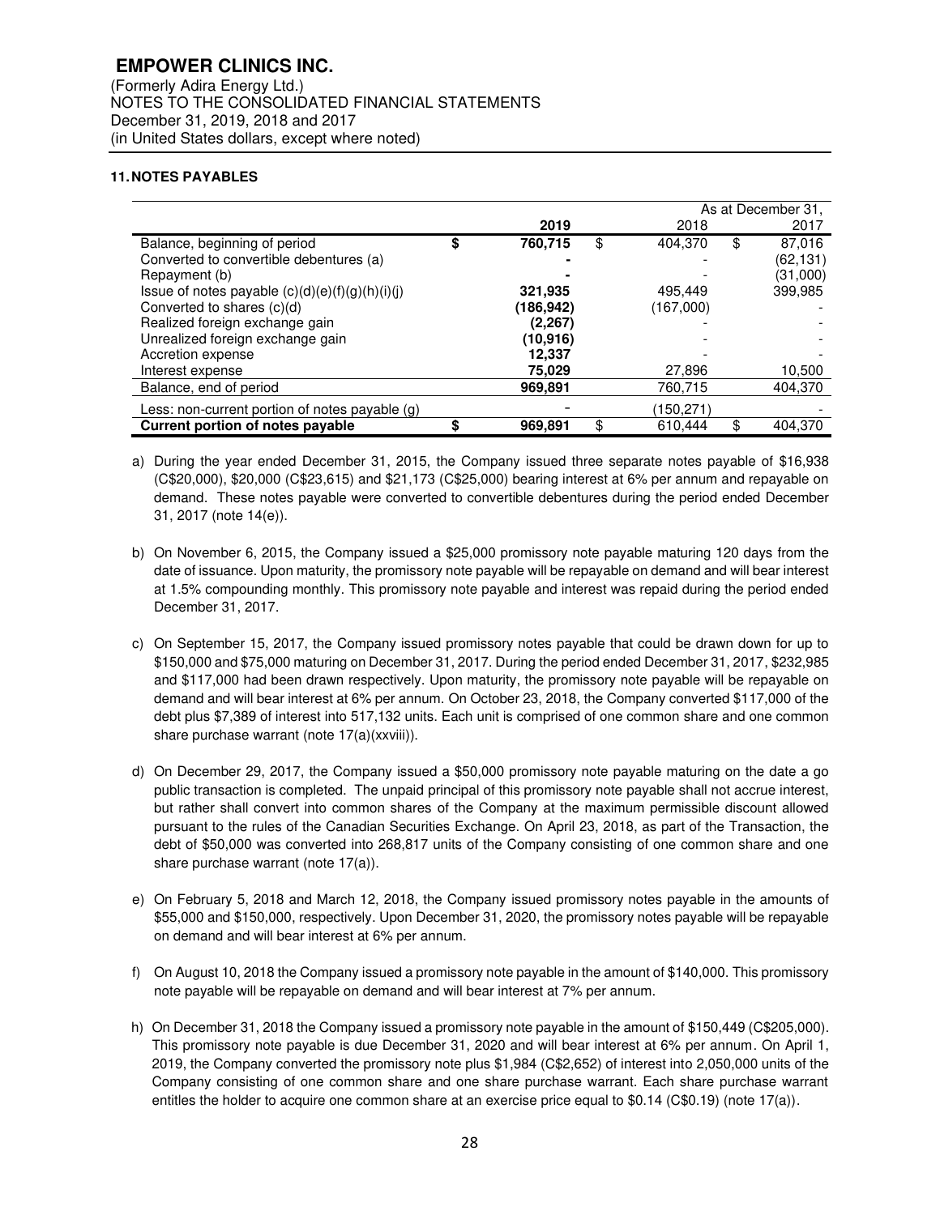# EMPOWER CLINICS INC.

(Formerly Adira Energy Ltd.)
NOTES TO THE CONSOLIDATED FINANCIAL STATEMENTS
December 31, 2019, 2018 and 2017
(in United States dollars, except where noted)

### 11. NOTES PAYABLES

| | | | As at December 31, |
|---|---|---|---|
| | **2019** | 2018 | 2017 |
| Balance, beginning of period | **$ 760,715** | $ 404,370 | $ 87,016 |
| Converted to convertible debentures (a) | **-** | - | (62,131) |
| Repayment (b) | **-** | - | (31,000) |
| Issue of notes payable (c)(d)(e)(f)(g)(h)(i)(j) | **321,935** | 495,449 | 399,985 |
| Converted to shares (c)(d) | **(186,942)** | (167,000) | - |
| Realized foreign exchange gain | **(2,267)** | - | - |
| Unrealized foreign exchange gain | **(10,916)** | - | - |
| Accretion expense | **12,337** | - | - |
| Interest expense | **75,029** | 27,896 | 10,500 |
| Balance, end of period | **969,891** | 760,715 | 404,370 |
| Less: non-current portion of notes payable (g) | - | (150,271) | - |
| **Current portion of notes payable** | **$ 969,891** | $ 610,444 | $ 404,370 |

a) During the year ended December 31, 2015, the Company issued three separate notes payable of $16,938 (C$20,000), $20,000 (C$23,615) and $21,173 (C$25,000) bearing interest at 6% per annum and repayable on demand. These notes payable were converted to convertible debentures during the period ended December 31, 2017 (note 14(e)).

b) On November 6, 2015, the Company issued a $25,000 promissory note payable maturing 120 days from the date of issuance. Upon maturity, the promissory note payable will be repayable on demand and will bear interest at 1.5% compounding monthly. This promissory note payable and interest was repaid during the period ended December 31, 2017.

c) On September 15, 2017, the Company issued promissory notes payable that could be drawn down for up to $150,000 and $75,000 maturing on December 31, 2017. During the period ended December 31, 2017, $232,985 and $117,000 had been drawn respectively. Upon maturity, the promissory note payable will be repayable on demand and will bear interest at 6% per annum. On October 23, 2018, the Company converted $117,000 of the debt plus $7,389 of interest into 517,132 units. Each unit is comprised of one common share and one common share purchase warrant (note 17(a)(xxviii)).

d) On December 29, 2017, the Company issued a $50,000 promissory note payable maturing on the date a go public transaction is completed. The unpaid principal of this promissory note payable shall not accrue interest, but rather shall convert into common shares of the Company at the maximum permissible discount allowed pursuant to the rules of the Canadian Securities Exchange. On April 23, 2018, as part of the Transaction, the debt of $50,000 was converted into 268,817 units of the Company consisting of one common share and one share purchase warrant (note 17(a)).

e) On February 5, 2018 and March 12, 2018, the Company issued promissory notes payable in the amounts of $55,000 and $150,000, respectively. Upon December 31, 2020, the promissory notes payable will be repayable on demand and will bear interest at 6% per annum.

f) On August 10, 2018 the Company issued a promissory note payable in the amount of $140,000. This promissory note payable will be repayable on demand and will bear interest at 7% per annum.

h) On December 31, 2018 the Company issued a promissory note payable in the amount of $150,449 (C$205,000). This promissory note payable is due December 31, 2020 and will bear interest at 6% per annum. On April 1, 2019, the Company converted the promissory note plus $1,984 (C$2,652) of interest into 2,050,000 units of the Company consisting of one common share and one share purchase warrant. Each share purchase warrant entitles the holder to acquire one common share at an exercise price equal to $0.14 (C$0.19) (note 17(a)).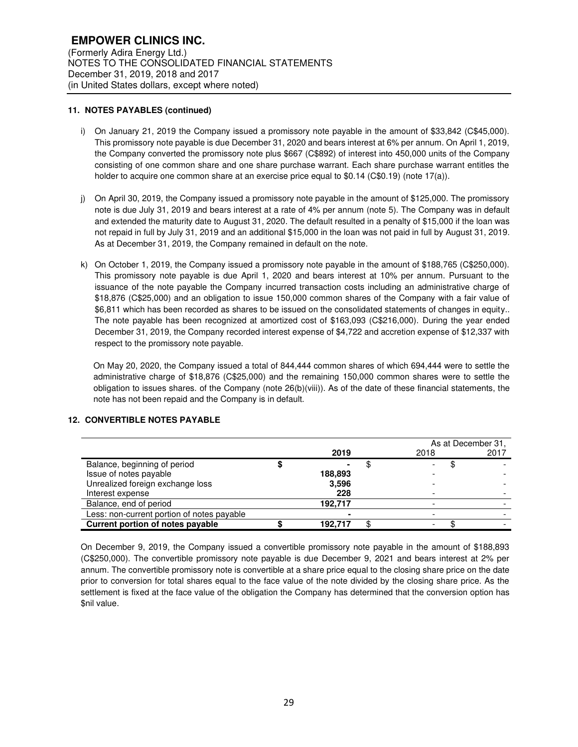**EMPOWER CLINICS INC.**
(Formerly Adira Energy Ltd.)
NOTES TO THE CONSOLIDATED FINANCIAL STATEMENTS
December 31, 2019, 2018 and 2017
(in United States dollars, except where noted)

### 11. NOTES PAYABLES (continued)

i) On January 21, 2019 the Company issued a promissory note payable in the amount of $33,842 (C$45,000). This promissory note payable is due December 31, 2020 and bears interest at 6% per annum. On April 1, 2019, the Company converted the promissory note plus $667 (C$892) of interest into 450,000 units of the Company consisting of one common share and one share purchase warrant. Each share purchase warrant entitles the holder to acquire one common share at an exercise price equal to $0.14 (C$0.19) (note 17(a)).

j) On April 30, 2019, the Company issued a promissory note payable in the amount of $125,000. The promissory note is due July 31, 2019 and bears interest at a rate of 4% per annum (note 5). The Company was in default and extended the maturity date to August 31, 2020. The default resulted in a penalty of $15,000 if the loan was not repaid in full by July 31, 2019 and an additional $15,000 in the loan was not paid in full by August 31, 2019. As at December 31, 2019, the Company remained in default on the note.

k) On October 1, 2019, the Company issued a promissory note payable in the amount of $188,765 (C$250,000). This promissory note payable is due April 1, 2020 and bears interest at 10% per annum. Pursuant to the issuance of the note payable the Company incurred transaction costs including an administrative charge of $18,876 (C$25,000) and an obligation to issue 150,000 common shares of the Company with a fair value of $6,811 which has been recorded as shares to be issued on the consolidated statements of changes in equity.. The note payable has been recognized at amortized cost of $163,093 (C$216,000). During the year ended December 31, 2019, the Company recorded interest expense of $4,722 and accretion expense of $12,337 with respect to the promissory note payable.

On May 20, 2020, the Company issued a total of 844,444 common shares of which 694,444 were to settle the administrative charge of $18,876 (C$25,000) and the remaining 150,000 common shares were to settle the obligation to issues shares. of the Company (note 26(b)(viii)). As of the date of these financial statements, the note has not been repaid and the Company is in default.

### 12. CONVERTIBLE NOTES PAYABLE

| | | | | As at December 31, | | |
|---|---|---|---|---|---|---|
| | | **2019** | | 2018 | | 2017 |
| Balance, beginning of period | $ | - | $ | - | $ | - |
| Issue of notes payable | | **188,893** | | - | | - |
| Unrealized foreign exchange loss | | **3,596** | | - | | - |
| Interest expense | | **228** | | - | | - |
| Balance, end of period | | **192,717** | | - | | - |
| Less: non-current portion of notes payable | | - | | - | | - |
| **Current portion of notes payable** | **$** | **192,717** | $ | - | $ | - |

On December 9, 2019, the Company issued a convertible promissory note payable in the amount of $188,893 (C$250,000). The convertible promissory note payable is due December 9, 2021 and bears interest at 2% per annum. The convertible promissory note is convertible at a share price equal to the closing share price on the date prior to conversion for total shares equal to the face value of the note divided by the closing share price. As the settlement is fixed at the face value of the obligation the Company has determined that the conversion option has $nil value.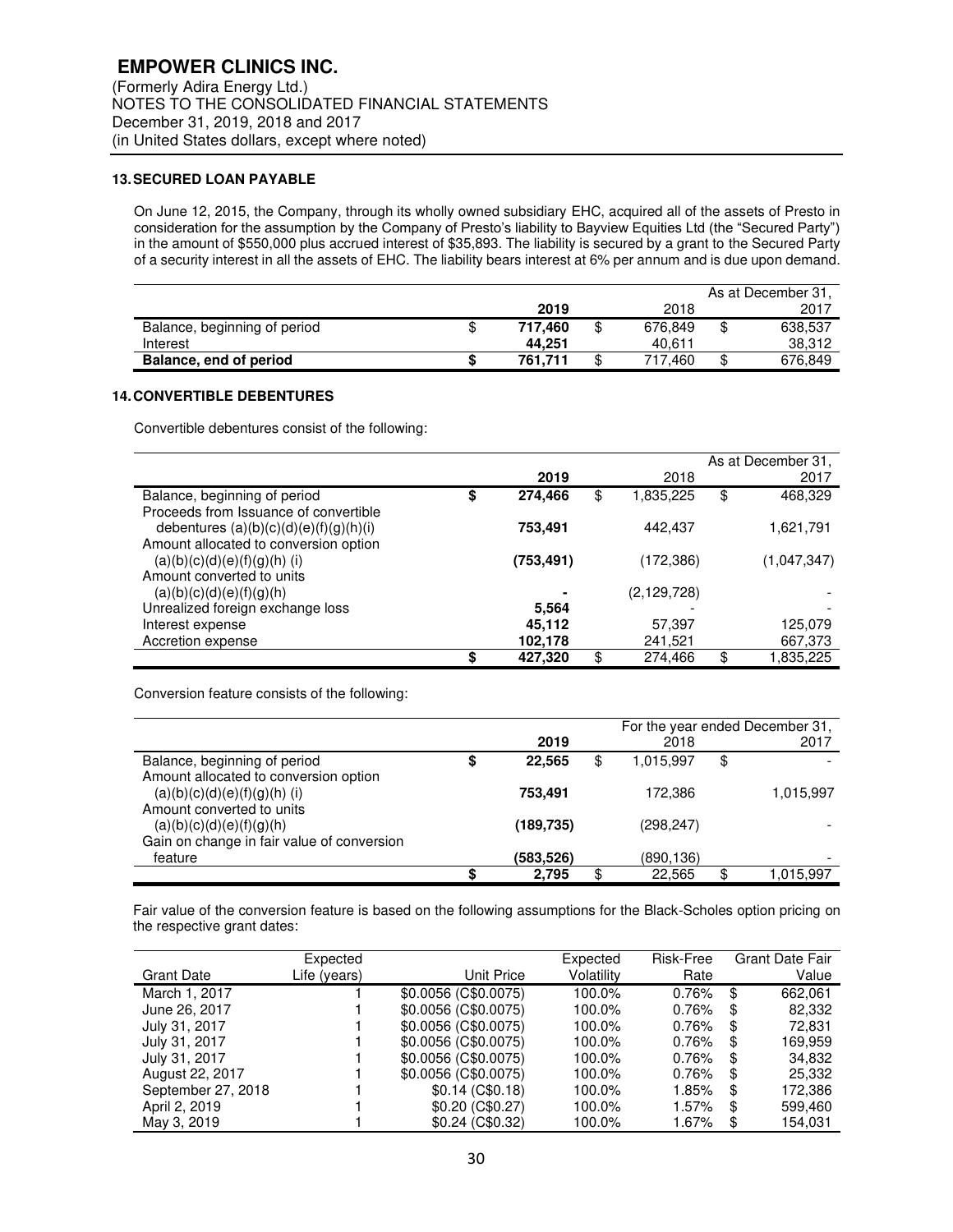# EMPOWER CLINICS INC.

(Formerly Adira Energy Ltd.)
NOTES TO THE CONSOLIDATED FINANCIAL STATEMENTS
December 31, 2019, 2018 and 2017
(in United States dollars, except where noted)

## 13. SECURED LOAN PAYABLE

On June 12, 2015, the Company, through its wholly owned subsidiary EHC, acquired all of the assets of Presto in consideration for the assumption by the Company of Presto's liability to Bayview Equities Ltd (the "Secured Party") in the amount of $550,000 plus accrued interest of $35,893. The liability is secured by a grant to the Secured Party of a security interest in all the assets of EHC. The liability bears interest at 6% per annum and is due upon demand.

| | | | As at December 31, |
|---|---|---|---|
| | **2019** | 2018 | 2017 |
| Balance, beginning of period | $ **717,460** | $ 676,849 | $ 638,537 |
| Interest | **44,251** | 40,611 | 38,312 |
| **Balance, end of period** | **$ 761,711** | $ 717,460 | $ 676,849 |

## 14. CONVERTIBLE DEBENTURES

Convertible debentures consist of the following:

| | | | As at December 31, |
|---|---|---|---|
| | **2019** | 2018 | 2017 |
| Balance, beginning of period | **$ 274,466** | $ 1,835,225 | $ 468,329 |
| Proceeds from Issuance of convertible debentures (a)(b)(c)(d)(e)(f)(g)(h)(i) | **753,491** | 442,437 | 1,621,791 |
| Amount allocated to conversion option (a)(b)(c)(d)(e)(f)(g)(h) (i) | **(753,491)** | (172,386) | (1,047,347) |
| Amount converted to units (a)(b)(c)(d)(e)(f)(g)(h) | **-** | (2,129,728) | - |
| Unrealized foreign exchange loss | **5,564** | - | - |
| Interest expense | **45,112** | 57,397 | 125,079 |
| Accretion expense | **102,178** | 241,521 | 667,373 |
| | **$ 427,320** | $ 274,466 | $ 1,835,225 |

Conversion feature consists of the following:

| | | | For the year ended December 31, |
|---|---|---|---|
| | **2019** | 2018 | 2017 |
| Balance, beginning of period | **$ 22,565** | $ 1,015,997 | $ - |
| Amount allocated to conversion option (a)(b)(c)(d)(e)(f)(g)(h) (i) | **753,491** | 172,386 | 1,015,997 |
| Amount converted to units (a)(b)(c)(d)(e)(f)(g)(h) | **(189,735)** | (298,247) | - |
| Gain on change in fair value of conversion feature | **(583,526)** | (890,136) | - |
| | **$ 2,795** | $ 22,565 | $ 1,015,997 |

Fair value of the conversion feature is based on the following assumptions for the Black-Scholes option pricing on the respective grant dates:

| Grant Date | Expected Life (years) | Unit Price | Expected Volatility | Risk-Free Rate | Grant Date Fair Value |
|---|---|---|---|---|---|
| March 1, 2017 | 1 | $0.0056 (C$0.0075) | 100.0% | 0.76% | $ 662,061 |
| June 26, 2017 | 1 | $0.0056 (C$0.0075) | 100.0% | 0.76% | $ 82,332 |
| July 31, 2017 | 1 | $0.0056 (C$0.0075) | 100.0% | 0.76% | $ 72,831 |
| July 31, 2017 | 1 | $0.0056 (C$0.0075) | 100.0% | 0.76% | $ 169,959 |
| July 31, 2017 | 1 | $0.0056 (C$0.0075) | 100.0% | 0.76% | $ 34,832 |
| August 22, 2017 | 1 | $0.0056 (C$0.0075) | 100.0% | 0.76% | $ 25,332 |
| September 27, 2018 | 1 | $0.14 (C$0.18) | 100.0% | 1.85% | $ 172,386 |
| April 2, 2019 | 1 | $0.20 (C$0.27) | 100.0% | 1.57% | $ 599,460 |
| May 3, 2019 | 1 | $0.24 (C$0.32) | 100.0% | 1.67% | $ 154,031 |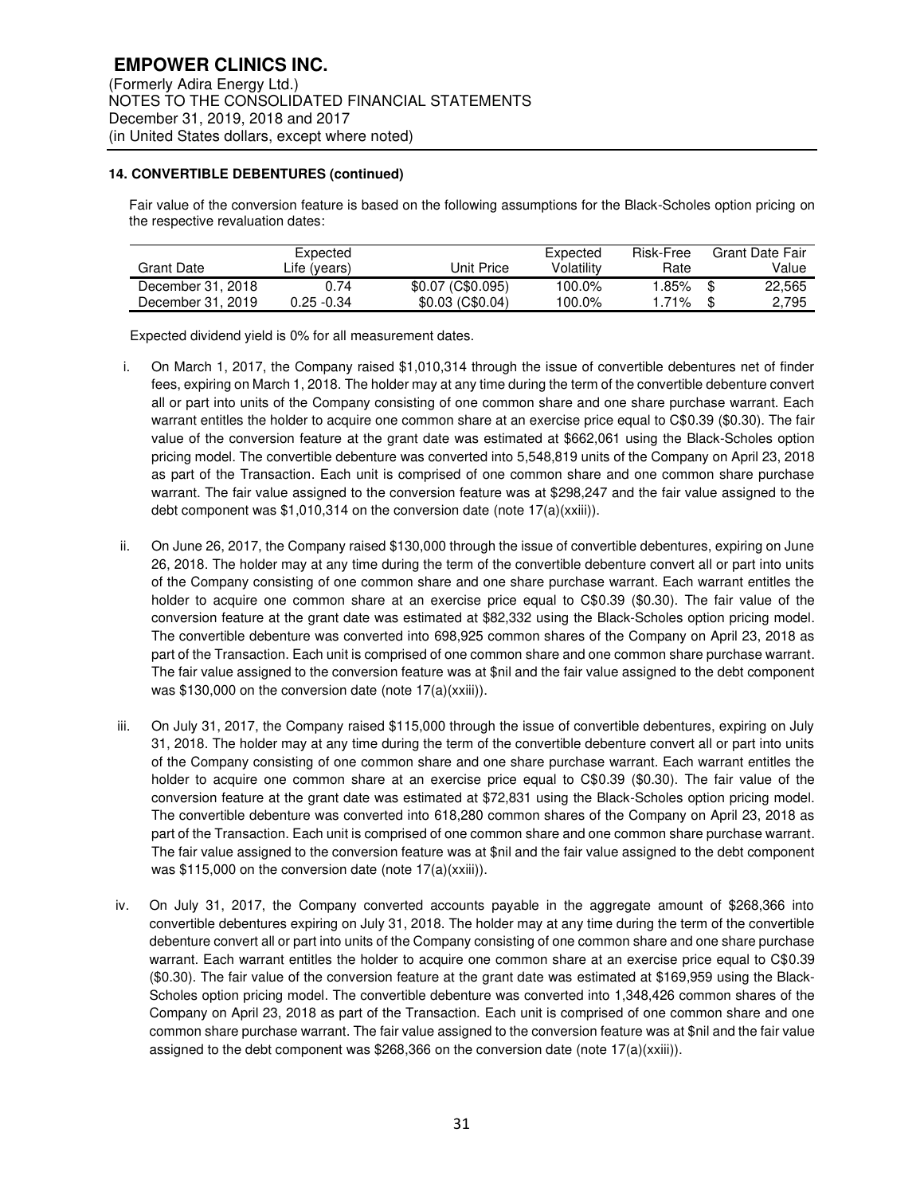**EMPOWER CLINICS INC.**
(Formerly Adira Energy Ltd.)
NOTES TO THE CONSOLIDATED FINANCIAL STATEMENTS
December 31, 2019, 2018 and 2017
(in United States dollars, except where noted)

**14. CONVERTIBLE DEBENTURES (continued)**

Fair value of the conversion feature is based on the following assumptions for the Black-Scholes option pricing on the respective revaluation dates:

| Grant Date | Expected Life (years) | Unit Price | Expected Volatility | Risk-Free Rate | Grant Date Fair Value |
|---|---|---|---|---|---|
| December 31, 2018 | 0.74 | $0.07 (C$0.095) | 100.0% | 1.85% | $ 22,565 |
| December 31, 2019 | 0.25 -0.34 | $0.03 (C$0.04) | 100.0% | 1.71% | $ 2,795 |

Expected dividend yield is 0% for all measurement dates.

i. On March 1, 2017, the Company raised $1,010,314 through the issue of convertible debentures net of finder fees, expiring on March 1, 2018. The holder may at any time during the term of the convertible debenture convert all or part into units of the Company consisting of one common share and one share purchase warrant. Each warrant entitles the holder to acquire one common share at an exercise price equal to C$0.39 ($0.30). The fair value of the conversion feature at the grant date was estimated at $662,061 using the Black-Scholes option pricing model. The convertible debenture was converted into 5,548,819 units of the Company on April 23, 2018 as part of the Transaction. Each unit is comprised of one common share and one common share purchase warrant. The fair value assigned to the conversion feature was at $298,247 and the fair value assigned to the debt component was $1,010,314 on the conversion date (note 17(a)(xxiii)).

ii. On June 26, 2017, the Company raised $130,000 through the issue of convertible debentures, expiring on June 26, 2018. The holder may at any time during the term of the convertible debenture convert all or part into units of the Company consisting of one common share and one share purchase warrant. Each warrant entitles the holder to acquire one common share at an exercise price equal to C$0.39 ($0.30). The fair value of the conversion feature at the grant date was estimated at $82,332 using the Black-Scholes option pricing model. The convertible debenture was converted into 698,925 common shares of the Company on April 23, 2018 as part of the Transaction. Each unit is comprised of one common share and one common share purchase warrant. The fair value assigned to the conversion feature was at $nil and the fair value assigned to the debt component was $130,000 on the conversion date (note 17(a)(xxiii)).

iii. On July 31, 2017, the Company raised $115,000 through the issue of convertible debentures, expiring on July 31, 2018. The holder may at any time during the term of the convertible debenture convert all or part into units of the Company consisting of one common share and one share purchase warrant. Each warrant entitles the holder to acquire one common share at an exercise price equal to C$0.39 ($0.30). The fair value of the conversion feature at the grant date was estimated at $72,831 using the Black-Scholes option pricing model. The convertible debenture was converted into 618,280 common shares of the Company on April 23, 2018 as part of the Transaction. Each unit is comprised of one common share and one common share purchase warrant. The fair value assigned to the conversion feature was at $nil and the fair value assigned to the debt component was $115,000 on the conversion date (note 17(a)(xxiii)).

iv. On July 31, 2017, the Company converted accounts payable in the aggregate amount of $268,366 into convertible debentures expiring on July 31, 2018. The holder may at any time during the term of the convertible debenture convert all or part into units of the Company consisting of one common share and one share purchase warrant. Each warrant entitles the holder to acquire one common share at an exercise price equal to C$0.39 ($0.30). The fair value of the conversion feature at the grant date was estimated at $169,959 using the Black-Scholes option pricing model. The convertible debenture was converted into 1,348,426 common shares of the Company on April 23, 2018 as part of the Transaction. Each unit is comprised of one common share and one common share purchase warrant. The fair value assigned to the conversion feature was at $nil and the fair value assigned to the debt component was $268,366 on the conversion date (note 17(a)(xxiii)).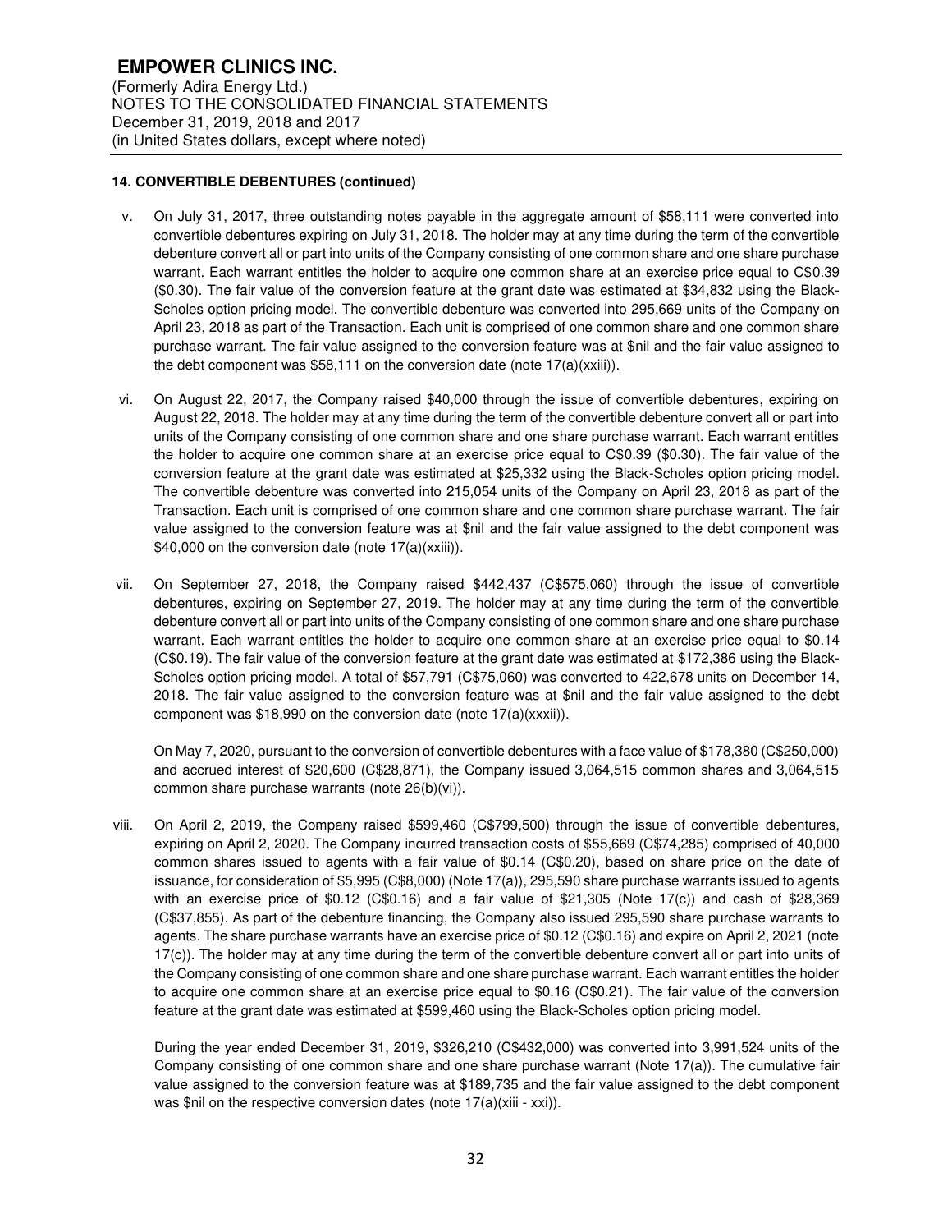## 14. CONVERTIBLE DEBENTURES (continued)

v. On July 31, 2017, three outstanding notes payable in the aggregate amount of $58,111 were converted into convertible debentures expiring on July 31, 2018. The holder may at any time during the term of the convertible debenture convert all or part into units of the Company consisting of one common share and one share purchase warrant. Each warrant entitles the holder to acquire one common share at an exercise price equal to C$0.39 ($0.30). The fair value of the conversion feature at the grant date was estimated at $34,832 using the Black-Scholes option pricing model. The convertible debenture was converted into 295,669 units of the Company on April 23, 2018 as part of the Transaction. Each unit is comprised of one common share and one common share purchase warrant. The fair value assigned to the conversion feature was at $nil and the fair value assigned to the debt component was $58,111 on the conversion date (note 17(a)(xxiii)).

vi. On August 22, 2017, the Company raised $40,000 through the issue of convertible debentures, expiring on August 22, 2018. The holder may at any time during the term of the convertible debenture convert all or part into units of the Company consisting of one common share and one share purchase warrant. Each warrant entitles the holder to acquire one common share at an exercise price equal to C$0.39 ($0.30). The fair value of the conversion feature at the grant date was estimated at $25,332 using the Black-Scholes option pricing model. The convertible debenture was converted into 215,054 units of the Company on April 23, 2018 as part of the Transaction. Each unit is comprised of one common share and one common share purchase warrant. The fair value assigned to the conversion feature was at $nil and the fair value assigned to the debt component was $40,000 on the conversion date (note 17(a)(xxiii)).

vii. On September 27, 2018, the Company raised $442,437 (C$575,060) through the issue of convertible debentures, expiring on September 27, 2019. The holder may at any time during the term of the convertible debenture convert all or part into units of the Company consisting of one common share and one share purchase warrant. Each warrant entitles the holder to acquire one common share at an exercise price equal to $0.14 (C$0.19). The fair value of the conversion feature at the grant date was estimated at $172,386 using the Black-Scholes option pricing model. A total of $57,791 (C$75,060) was converted to 422,678 units on December 14, 2018. The fair value assigned to the conversion feature was at $nil and the fair value assigned to the debt component was $18,990 on the conversion date (note 17(a)(xxxii)).

   On May 7, 2020, pursuant to the conversion of convertible debentures with a face value of $178,380 (C$250,000) and accrued interest of $20,600 (C$28,871), the Company issued 3,064,515 common shares and 3,064,515 common share purchase warrants (note 26(b)(vi)).

viii. On April 2, 2019, the Company raised $599,460 (C$799,500) through the issue of convertible debentures, expiring on April 2, 2020. The Company incurred transaction costs of $55,669 (C$74,285) comprised of 40,000 common shares issued to agents with a fair value of $0.14 (C$0.20), based on share price on the date of issuance, for consideration of $5,995 (C$8,000) (Note 17(a)), 295,590 share purchase warrants issued to agents with an exercise price of $0.12 (C$0.16) and a fair value of $21,305 (Note 17(c)) and cash of $28,369 (C$37,855). As part of the debenture financing, the Company also issued 295,590 share purchase warrants to agents. The share purchase warrants have an exercise price of $0.12 (C$0.16) and expire on April 2, 2021 (note 17(c)). The holder may at any time during the term of the convertible debenture convert all or part into units of the Company consisting of one common share and one share purchase warrant. Each warrant entitles the holder to acquire one common share at an exercise price equal to $0.16 (C$0.21). The fair value of the conversion feature at the grant date was estimated at $599,460 using the Black-Scholes option pricing model.

   During the year ended December 31, 2019, $326,210 (C$432,000) was converted into 3,991,524 units of the Company consisting of one common share and one share purchase warrant (Note 17(a)). The cumulative fair value assigned to the conversion feature was at $189,735 and the fair value assigned to the debt component was $nil on the respective conversion dates (note 17(a)(xiii - xxi)).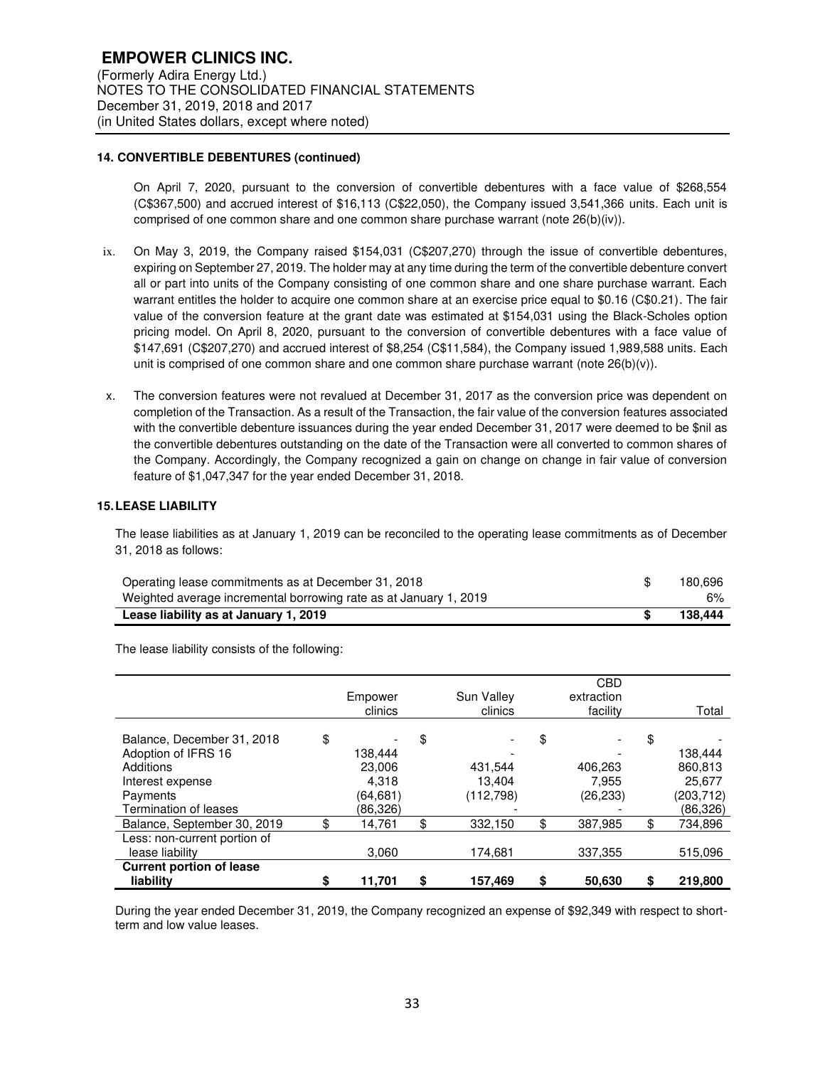**EMPOWER CLINICS INC.**
(Formerly Adira Energy Ltd.)
NOTES TO THE CONSOLIDATED FINANCIAL STATEMENTS
December 31, 2019, 2018 and 2017
(in United States dollars, except where noted)

**14. CONVERTIBLE DEBENTURES (continued)**

On April 7, 2020, pursuant to the conversion of convertible debentures with a face value of $268,554 (C$367,500) and accrued interest of $16,113 (C$22,050), the Company issued 3,541,366 units. Each unit is comprised of one common share and one common share purchase warrant (note 26(b)(iv)).

ix. On May 3, 2019, the Company raised $154,031 (C$207,270) through the issue of convertible debentures, expiring on September 27, 2019. The holder may at any time during the term of the convertible debenture convert all or part into units of the Company consisting of one common share and one share purchase warrant. Each warrant entitles the holder to acquire one common share at an exercise price equal to $0.16 (C$0.21). The fair value of the conversion feature at the grant date was estimated at $154,031 using the Black-Scholes option pricing model. On April 8, 2020, pursuant to the conversion of convertible debentures with a face value of $147,691 (C$207,270) and accrued interest of $8,254 (C$11,584), the Company issued 1,989,588 units. Each unit is comprised of one common share and one common share purchase warrant (note 26(b)(v)).

x. The conversion features were not revalued at December 31, 2017 as the conversion price was dependent on completion of the Transaction. As a result of the Transaction, the fair value of the conversion features associated with the convertible debenture issuances during the year ended December 31, 2017 were deemed to be $nil as the convertible debentures outstanding on the date of the Transaction were all converted to common shares of the Company. Accordingly, the Company recognized a gain on change on change in fair value of conversion feature of $1,047,347 for the year ended December 31, 2018.

**15. LEASE LIABILITY**

The lease liabilities as at January 1, 2019 can be reconciled to the operating lease commitments as of December 31, 2018 as follows:

| | |
|---|---|
| Operating lease commitments as at December 31, 2018 | $ 180,696 |
| Weighted average incremental borrowing rate as at January 1, 2019 | 6% |
| **Lease liability as at January 1, 2019** | **$ 138,444** |

The lease liability consists of the following:

| | Empower clinics | Sun Valley clinics | CBD extraction facility | Total |
|---|---|---|---|---|
| Balance, December 31, 2018 | $ - | $ - | $ - | $ - |
| Adoption of IFRS 16 | 138,444 | - | - | 138,444 |
| Additions | 23,006 | 431,544 | 406,263 | 860,813 |
| Interest expense | 4,318 | 13,404 | 7,955 | 25,677 |
| Payments | (64,681) | (112,798) | (26,233) | (203,712) |
| Termination of leases | (86,326) | - | - | (86,326) |
| Balance, September 30, 2019 | $ 14,761 | $ 332,150 | $ 387,985 | $ 734,896 |
| Less: non-current portion of lease liability | 3,060 | 174,681 | 337,355 | 515,096 |
| **Current portion of lease liability** | **$ 11,701** | **$ 157,469** | **$ 50,630** | **$ 219,800** |

During the year ended December 31, 2019, the Company recognized an expense of $92,349 with respect to short-term and low value leases.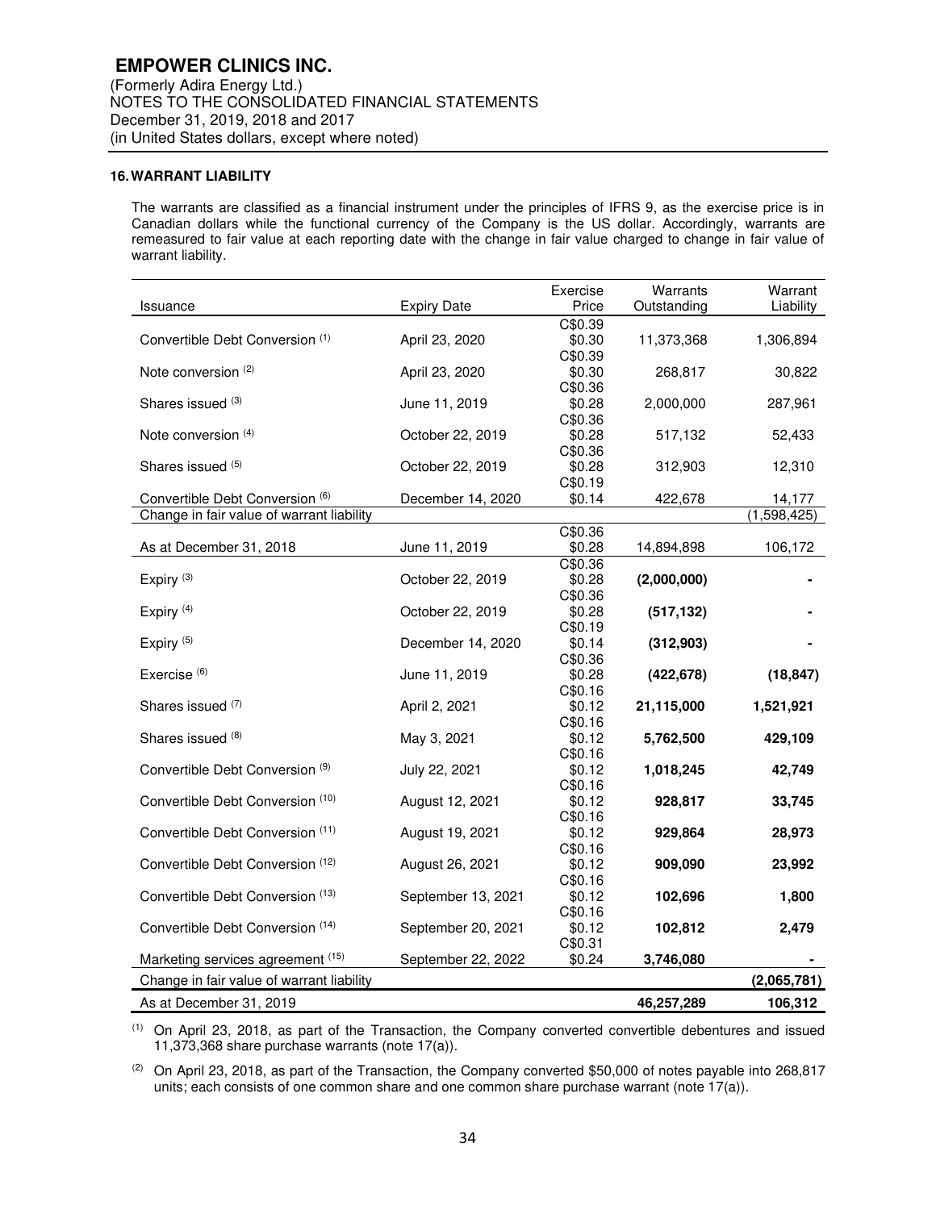**EMPOWER CLINICS INC.**
(Formerly Adira Energy Ltd.)
NOTES TO THE CONSOLIDATED FINANCIAL STATEMENTS
December 31, 2019, 2018 and 2017
(in United States dollars, except where noted)

## 16. WARRANT LIABILITY

The warrants are classified as a financial instrument under the principles of IFRS 9, as the exercise price is in Canadian dollars while the functional currency of the Company is the US dollar. Accordingly, warrants are remeasured to fair value at each reporting date with the change in fair value charged to change in fair value of warrant liability.

| Issuance | Expiry Date | Exercise Price | Warrants Outstanding | Warrant Liability |
|---|---|---|---|---|
| Convertible Debt Conversion (1) | April 23, 2020 | C$0.39 $0.30 | 11,373,368 | 1,306,894 |
| Note conversion (2) | April 23, 2020 | C$0.39 $0.30 | 268,817 | 30,822 |
| Shares issued (3) | June 11, 2019 | C$0.36 $0.28 | 2,000,000 | 287,961 |
| Note conversion (4) | October 22, 2019 | C$0.36 $0.28 | 517,132 | 52,433 |
| Shares issued (5) | October 22, 2019 | C$0.36 $0.28 | 312,903 | 12,310 |
| Convertible Debt Conversion (6) | December 14, 2020 | C$0.19 $0.14 | 422,678 | 14,177 |
| Change in fair value of warrant liability | | | | (1,598,425) |
| As at December 31, 2018 | June 11, 2019 | C$0.36 $0.28 | 14,894,898 | 106,172 |
| Expiry (3) | October 22, 2019 | C$0.36 $0.28 | **(2,000,000)** | **-** |
| Expiry (4) | October 22, 2019 | C$0.36 $0.28 | **(517,132)** | **-** |
| Expiry (5) | December 14, 2020 | C$0.19 $0.14 | **(312,903)** | **-** |
| Exercise (6) | June 11, 2019 | C$0.36 $0.28 | **(422,678)** | **(18,847)** |
| Shares issued (7) | April 2, 2021 | C$0.16 $0.12 | **21,115,000** | **1,521,921** |
| Shares issued (8) | May 3, 2021 | C$0.16 $0.12 | **5,762,500** | **429,109** |
| Convertible Debt Conversion (9) | July 22, 2021 | C$0.16 $0.12 | **1,018,245** | **42,749** |
| Convertible Debt Conversion (10) | August 12, 2021 | C$0.16 $0.12 | **928,817** | **33,745** |
| Convertible Debt Conversion (11) | August 19, 2021 | C$0.16 $0.12 | **929,864** | **28,973** |
| Convertible Debt Conversion (12) | August 26, 2021 | C$0.16 $0.12 | **909,090** | **23,992** |
| Convertible Debt Conversion (13) | September 13, 2021 | C$0.16 $0.12 | **102,696** | **1,800** |
| Convertible Debt Conversion (14) | September 20, 2021 | C$0.16 $0.12 | **102,812** | **2,479** |
| Marketing services agreement (15) | September 22, 2022 | C$0.31 $0.24 | **3,746,080** | **-** |
| Change in fair value of warrant liability | | | | **(2,065,781)** |
| As at December 31, 2019 | | | **46,257,289** | **106,312** |

(1) On April 23, 2018, as part of the Transaction, the Company converted convertible debentures and issued 11,373,368 share purchase warrants (note 17(a)).

(2) On April 23, 2018, as part of the Transaction, the Company converted $50,000 of notes payable into 268,817 units; each consists of one common share and one common share purchase warrant (note 17(a)).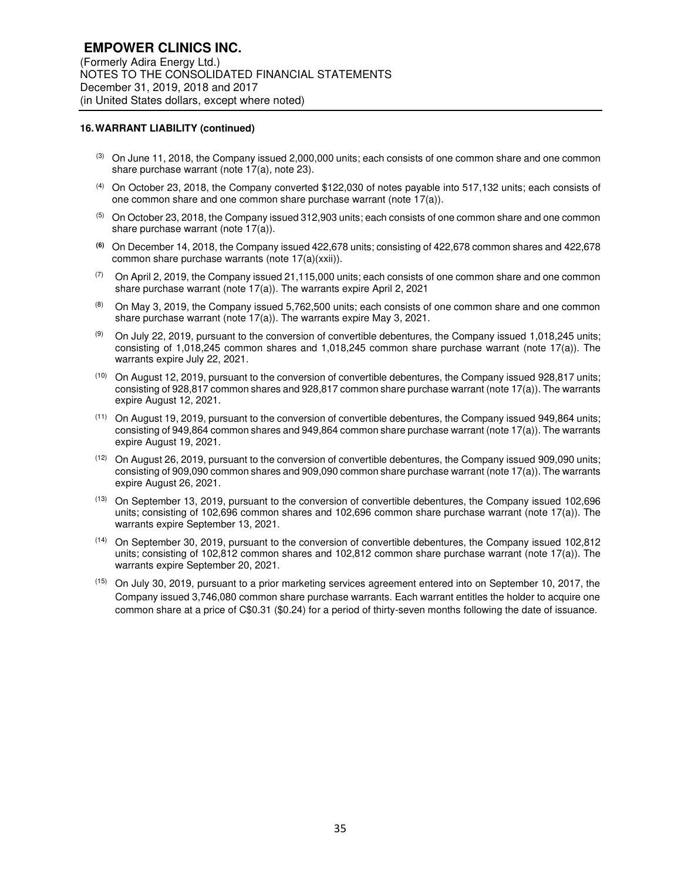**16. WARRANT LIABILITY (continued)**

(3) On June 11, 2018, the Company issued 2,000,000 units; each consists of one common share and one common share purchase warrant (note 17(a), note 23).

(4) On October 23, 2018, the Company converted $122,030 of notes payable into 517,132 units; each consists of one common share and one common share purchase warrant (note 17(a)).

(5) On October 23, 2018, the Company issued 312,903 units; each consists of one common share and one common share purchase warrant (note 17(a)).

**(6)** On December 14, 2018, the Company issued 422,678 units; consisting of 422,678 common shares and 422,678 common share purchase warrants (note 17(a)(xxii)).

(7) On April 2, 2019, the Company issued 21,115,000 units; each consists of one common share and one common share purchase warrant (note 17(a)). The warrants expire April 2, 2021

(8) On May 3, 2019, the Company issued 5,762,500 units; each consists of one common share and one common share purchase warrant (note 17(a)). The warrants expire May 3, 2021.

(9) On July 22, 2019, pursuant to the conversion of convertible debentures, the Company issued 1,018,245 units; consisting of 1,018,245 common shares and 1,018,245 common share purchase warrant (note 17(a)). The warrants expire July 22, 2021.

(10) On August 12, 2019, pursuant to the conversion of convertible debentures, the Company issued 928,817 units; consisting of 928,817 common shares and 928,817 common share purchase warrant (note 17(a)). The warrants expire August 12, 2021.

(11) On August 19, 2019, pursuant to the conversion of convertible debentures, the Company issued 949,864 units; consisting of 949,864 common shares and 949,864 common share purchase warrant (note 17(a)). The warrants expire August 19, 2021.

(12) On August 26, 2019, pursuant to the conversion of convertible debentures, the Company issued 909,090 units; consisting of 909,090 common shares and 909,090 common share purchase warrant (note 17(a)). The warrants expire August 26, 2021.

(13) On September 13, 2019, pursuant to the conversion of convertible debentures, the Company issued 102,696 units; consisting of 102,696 common shares and 102,696 common share purchase warrant (note 17(a)). The warrants expire September 13, 2021.

(14) On September 30, 2019, pursuant to the conversion of convertible debentures, the Company issued 102,812 units; consisting of 102,812 common shares and 102,812 common share purchase warrant (note 17(a)). The warrants expire September 20, 2021.

(15) On July 30, 2019, pursuant to a prior marketing services agreement entered into on September 10, 2017, the Company issued 3,746,080 common share purchase warrants. Each warrant entitles the holder to acquire one common share at a price of C$0.31 ($0.24) for a period of thirty-seven months following the date of issuance.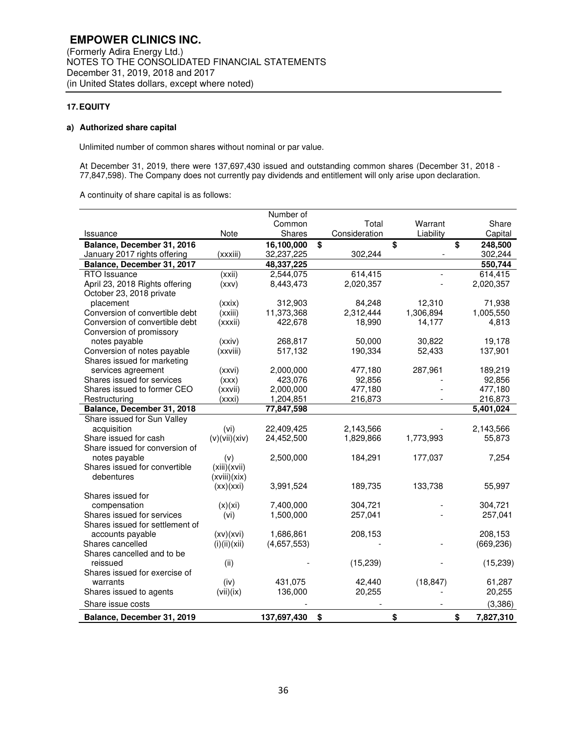**EMPOWER CLINICS INC.**
(Formerly Adira Energy Ltd.)
NOTES TO THE CONSOLIDATED FINANCIAL STATEMENTS
December 31, 2019, 2018 and 2017
(in United States dollars, except where noted)

## 17. EQUITY

### a) Authorized share capital

Unlimited number of common shares without nominal or par value.

At December 31, 2019, there were 137,697,430 issued and outstanding common shares (December 31, 2018 - 77,847,598). The Company does not currently pay dividends and entitlement will only arise upon declaration.

A continuity of share capital is as follows:

| Issuance | Note | Number of Common Shares | Total Consideration | Warrant Liability | Share Capital |
|---|---|---|---|---|---|
| **Balance, December 31, 2016** | | **16,100,000** | $ | $ | $ **248,500** |
| January 2017 rights offering | (xxxiii) | 32,237,225 | 302,244 | - | 302,244 |
| **Balance, December 31, 2017** | | **48,337,225** | | | **550,744** |
| RTO Issuance | (xxii) | 2,544,075 | 614,415 | - | 614,415 |
| April 23, 2018 Rights offering | (xxv) | 8,443,473 | 2,020,357 | - | 2,020,357 |
| October 23, 2018 private placement | (xxix) | 312,903 | 84,248 | 12,310 | 71,938 |
| Conversion of convertible debt | (xxiii) | 11,373,368 | 2,312,444 | 1,306,894 | 1,005,550 |
| Conversion of convertible debt | (xxxii) | 422,678 | 18,990 | 14,177 | 4,813 |
| Conversion of promissory notes payable | (xxiv) | 268,817 | 50,000 | 30,822 | 19,178 |
| Conversion of notes payable | (xxviii) | 517,132 | 190,334 | 52,433 | 137,901 |
| Shares issued for marketing services agreement | (xxvi) | 2,000,000 | 477,180 | 287,961 | 189,219 |
| Shares issued for services | (xxx) | 423,076 | 92,856 | - | 92,856 |
| Shares issued to former CEO | (xxvii) | 2,000,000 | 477,180 | - | 477,180 |
| Restructuring | (xxxi) | 1,204,851 | 216,873 | - | 216,873 |
| **Balance, December 31, 2018** | | **77,847,598** | | | **5,401,024** |
| Share issued for Sun Valley acquisition | (vi) | 22,409,425 | 2,143,566 | - | 2,143,566 |
| Share issued for cash | (v)(vii)(xiv) | 24,452,500 | 1,829,866 | 1,773,993 | 55,873 |
| Share issued for conversion of notes payable | (v) | 2,500,000 | 184,291 | 177,037 | 7,254 |
| Shares issued for convertible debentures | (xiii)(xvii)(xviii)(xix)(xx)(xxi) | 3,991,524 | 189,735 | 133,738 | 55,997 |
| Shares issued for compensation | (x)(xi) | 7,400,000 | 304,721 | - | 304,721 |
| Shares issued for services | (vi) | 1,500,000 | 257,041 | - | 257,041 |
| Shares issued for settlement of accounts payable | (xv)(xvi) | 1,686,861 | 208,153 | | 208,153 |
| Shares cancelled | (i)(ii)(xii) | (4,657,553) | - | - | (669,236) |
| Shares cancelled and to be reissued | (ii) | - | (15,239) | - | (15,239) |
| Shares issued for exercise of warrants | (iv) | 431,075 | 42,440 | (18,847) | 61,287 |
| Shares issued to agents | (vii)(ix) | 136,000 | 20,255 | - | 20,255 |
| Share issue costs | | - | - | - | (3,386) |
| **Balance, December 31, 2019** | | **137,697,430** | $ | $ | $ **7,827,310** |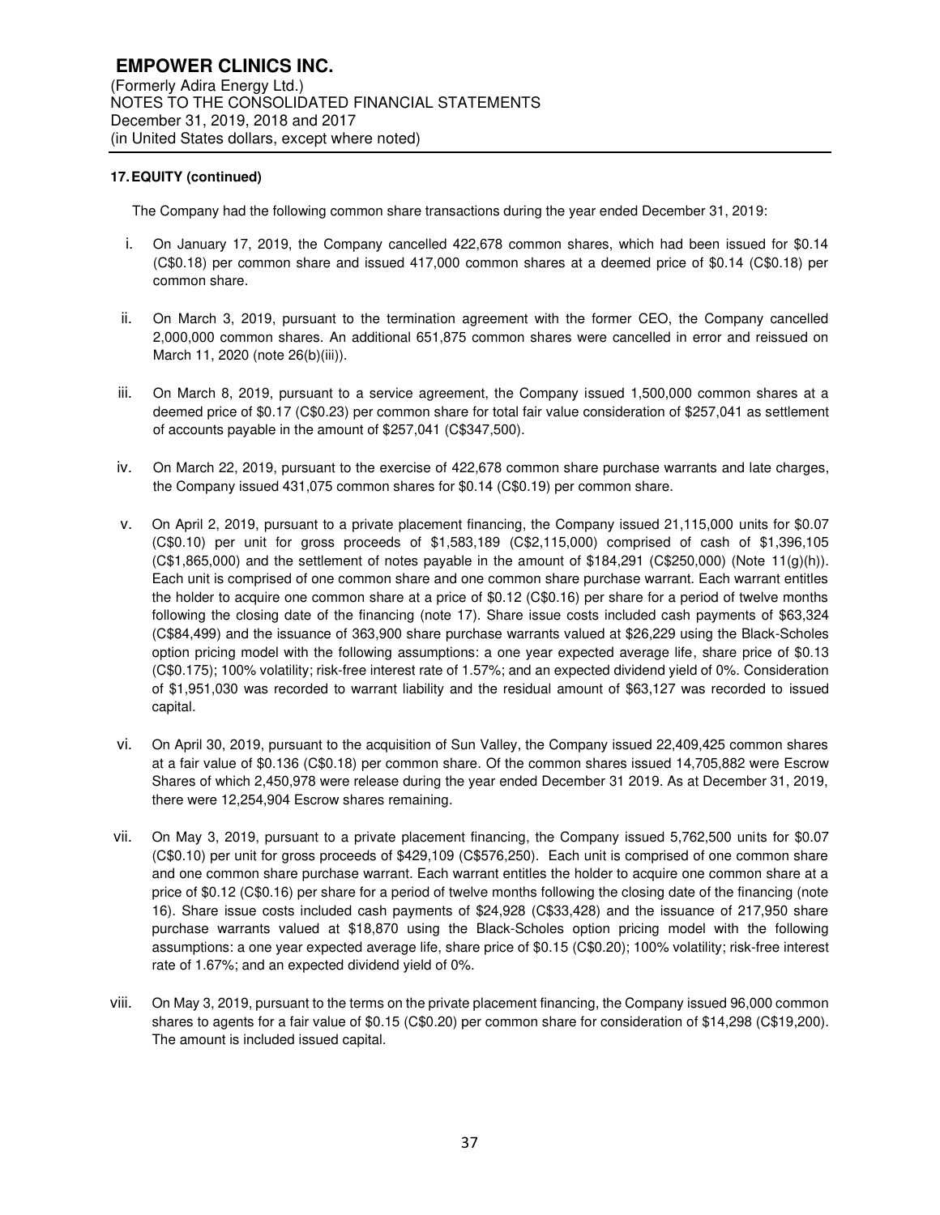**17. EQUITY (continued)**

The Company had the following common share transactions during the year ended December 31, 2019:

i. On January 17, 2019, the Company cancelled 422,678 common shares, which had been issued for $0.14 (C$0.18) per common share and issued 417,000 common shares at a deemed price of $0.14 (C$0.18) per common share.

ii. On March 3, 2019, pursuant to the termination agreement with the former CEO, the Company cancelled 2,000,000 common shares. An additional 651,875 common shares were cancelled in error and reissued on March 11, 2020 (note 26(b)(iii)).

iii. On March 8, 2019, pursuant to a service agreement, the Company issued 1,500,000 common shares at a deemed price of $0.17 (C$0.23) per common share for total fair value consideration of $257,041 as settlement of accounts payable in the amount of $257,041 (C$347,500).

iv. On March 22, 2019, pursuant to the exercise of 422,678 common share purchase warrants and late charges, the Company issued 431,075 common shares for $0.14 (C$0.19) per common share.

v. On April 2, 2019, pursuant to a private placement financing, the Company issued 21,115,000 units for $0.07 (C$0.10) per unit for gross proceeds of $1,583,189 (C$2,115,000) comprised of cash of $1,396,105 (C$1,865,000) and the settlement of notes payable in the amount of $184,291 (C$250,000) (Note 11(g)(h)). Each unit is comprised of one common share and one common share purchase warrant. Each warrant entitles the holder to acquire one common share at a price of $0.12 (C$0.16) per share for a period of twelve months following the closing date of the financing (note 17). Share issue costs included cash payments of $63,324 (C$84,499) and the issuance of 363,900 share purchase warrants valued at $26,229 using the Black-Scholes option pricing model with the following assumptions: a one year expected average life, share price of $0.13 (C$0.175); 100% volatility; risk-free interest rate of 1.57%; and an expected dividend yield of 0%. Consideration of $1,951,030 was recorded to warrant liability and the residual amount of $63,127 was recorded to issued capital.

vi. On April 30, 2019, pursuant to the acquisition of Sun Valley, the Company issued 22,409,425 common shares at a fair value of $0.136 (C$0.18) per common share. Of the common shares issued 14,705,882 were Escrow Shares of which 2,450,978 were release during the year ended December 31 2019. As at December 31, 2019, there were 12,254,904 Escrow shares remaining.

vii. On May 3, 2019, pursuant to a private placement financing, the Company issued 5,762,500 units for $0.07 (C$0.10) per unit for gross proceeds of $429,109 (C$576,250). Each unit is comprised of one common share and one common share purchase warrant. Each warrant entitles the holder to acquire one common share at a price of $0.12 (C$0.16) per share for a period of twelve months following the closing date of the financing (note 16). Share issue costs included cash payments of $24,928 (C$33,428) and the issuance of 217,950 share purchase warrants valued at $18,870 using the Black-Scholes option pricing model with the following assumptions: a one year expected average life, share price of $0.15 (C$0.20); 100% volatility; risk-free interest rate of 1.67%; and an expected dividend yield of 0%.

viii. On May 3, 2019, pursuant to the terms on the private placement financing, the Company issued 96,000 common shares to agents for a fair value of $0.15 (C$0.20) per common share for consideration of $14,298 (C$19,200). The amount is included issued capital.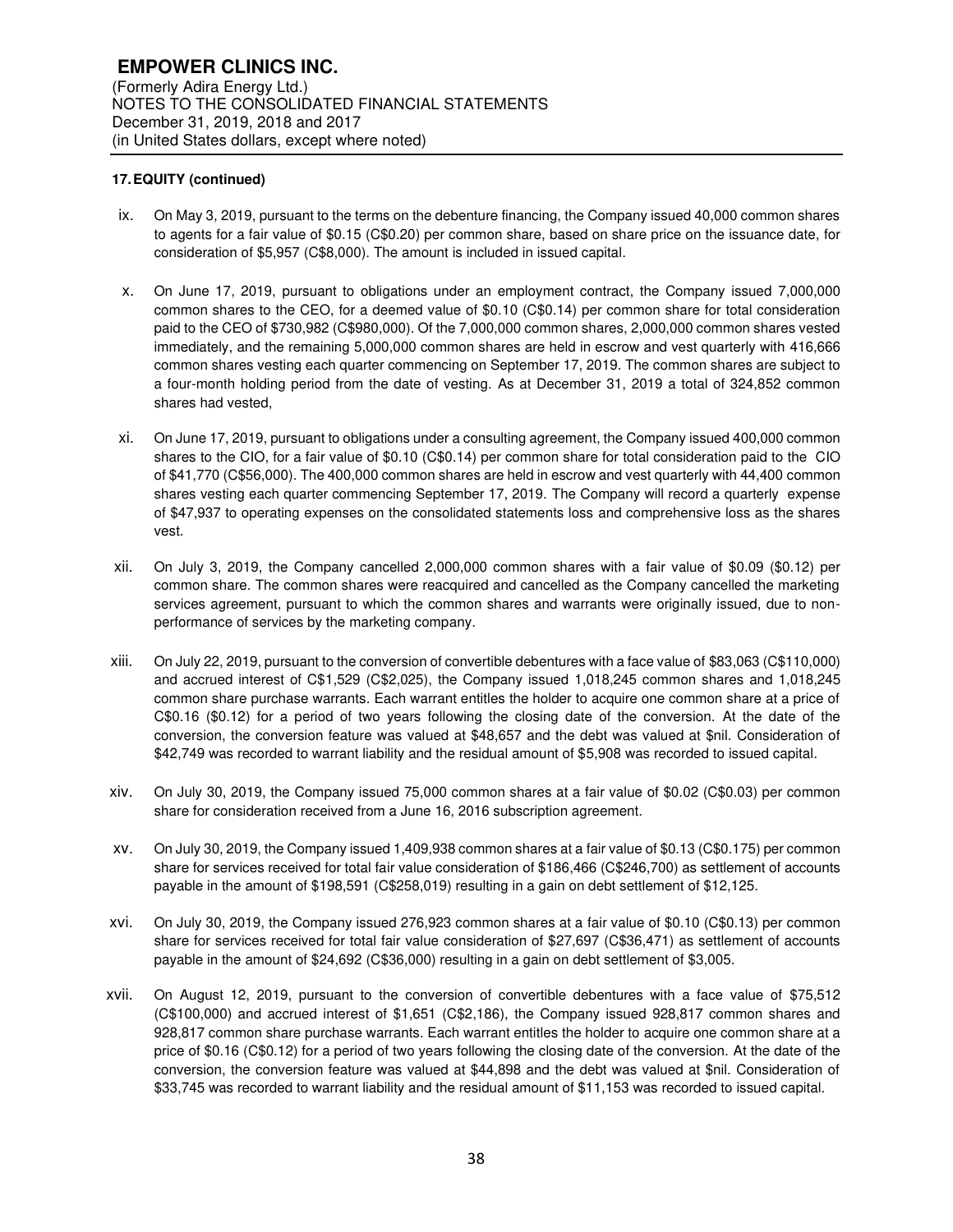**17. EQUITY (continued)**

ix. On May 3, 2019, pursuant to the terms on the debenture financing, the Company issued 40,000 common shares to agents for a fair value of $0.15 (C$0.20) per common share, based on share price on the issuance date, for consideration of $5,957 (C$8,000). The amount is included in issued capital.

x. On June 17, 2019, pursuant to obligations under an employment contract, the Company issued 7,000,000 common shares to the CEO, for a deemed value of $0.10 (C$0.14) per common share for total consideration paid to the CEO of $730,982 (C$980,000). Of the 7,000,000 common shares, 2,000,000 common shares vested immediately, and the remaining 5,000,000 common shares are held in escrow and vest quarterly with 416,666 common shares vesting each quarter commencing on September 17, 2019. The common shares are subject to a four-month holding period from the date of vesting. As at December 31, 2019 a total of 324,852 common shares had vested,

xi. On June 17, 2019, pursuant to obligations under a consulting agreement, the Company issued 400,000 common shares to the CIO, for a fair value of $0.10 (C$0.14) per common share for total consideration paid to the CIO of $41,770 (C$56,000). The 400,000 common shares are held in escrow and vest quarterly with 44,400 common shares vesting each quarter commencing September 17, 2019. The Company will record a quarterly expense of $47,937 to operating expenses on the consolidated statements loss and comprehensive loss as the shares vest.

xii. On July 3, 2019, the Company cancelled 2,000,000 common shares with a fair value of $0.09 ($0.12) per common share. The common shares were reacquired and cancelled as the Company cancelled the marketing services agreement, pursuant to which the common shares and warrants were originally issued, due to non-performance of services by the marketing company.

xiii. On July 22, 2019, pursuant to the conversion of convertible debentures with a face value of $83,063 (C$110,000) and accrued interest of C$1,529 (C$2,025), the Company issued 1,018,245 common shares and 1,018,245 common share purchase warrants. Each warrant entitles the holder to acquire one common share at a price of C$0.16 ($0.12) for a period of two years following the closing date of the conversion. At the date of the conversion, the conversion feature was valued at $48,657 and the debt was valued at $nil. Consideration of $42,749 was recorded to warrant liability and the residual amount of $5,908 was recorded to issued capital.

xiv. On July 30, 2019, the Company issued 75,000 common shares at a fair value of $0.02 (C$0.03) per common share for consideration received from a June 16, 2016 subscription agreement.

xv. On July 30, 2019, the Company issued 1,409,938 common shares at a fair value of $0.13 (C$0.175) per common share for services received for total fair value consideration of $186,466 (C$246,700) as settlement of accounts payable in the amount of $198,591 (C$258,019) resulting in a gain on debt settlement of $12,125.

xvi. On July 30, 2019, the Company issued 276,923 common shares at a fair value of $0.10 (C$0.13) per common share for services received for total fair value consideration of $27,697 (C$36,471) as settlement of accounts payable in the amount of $24,692 (C$36,000) resulting in a gain on debt settlement of $3,005.

xvii. On August 12, 2019, pursuant to the conversion of convertible debentures with a face value of $75,512 (C$100,000) and accrued interest of $1,651 (C$2,186), the Company issued 928,817 common shares and 928,817 common share purchase warrants. Each warrant entitles the holder to acquire one common share at a price of $0.16 (C$0.12) for a period of two years following the closing date of the conversion. At the date of the conversion, the conversion feature was valued at $44,898 and the debt was valued at $nil. Consideration of $33,745 was recorded to warrant liability and the residual amount of $11,153 was recorded to issued capital.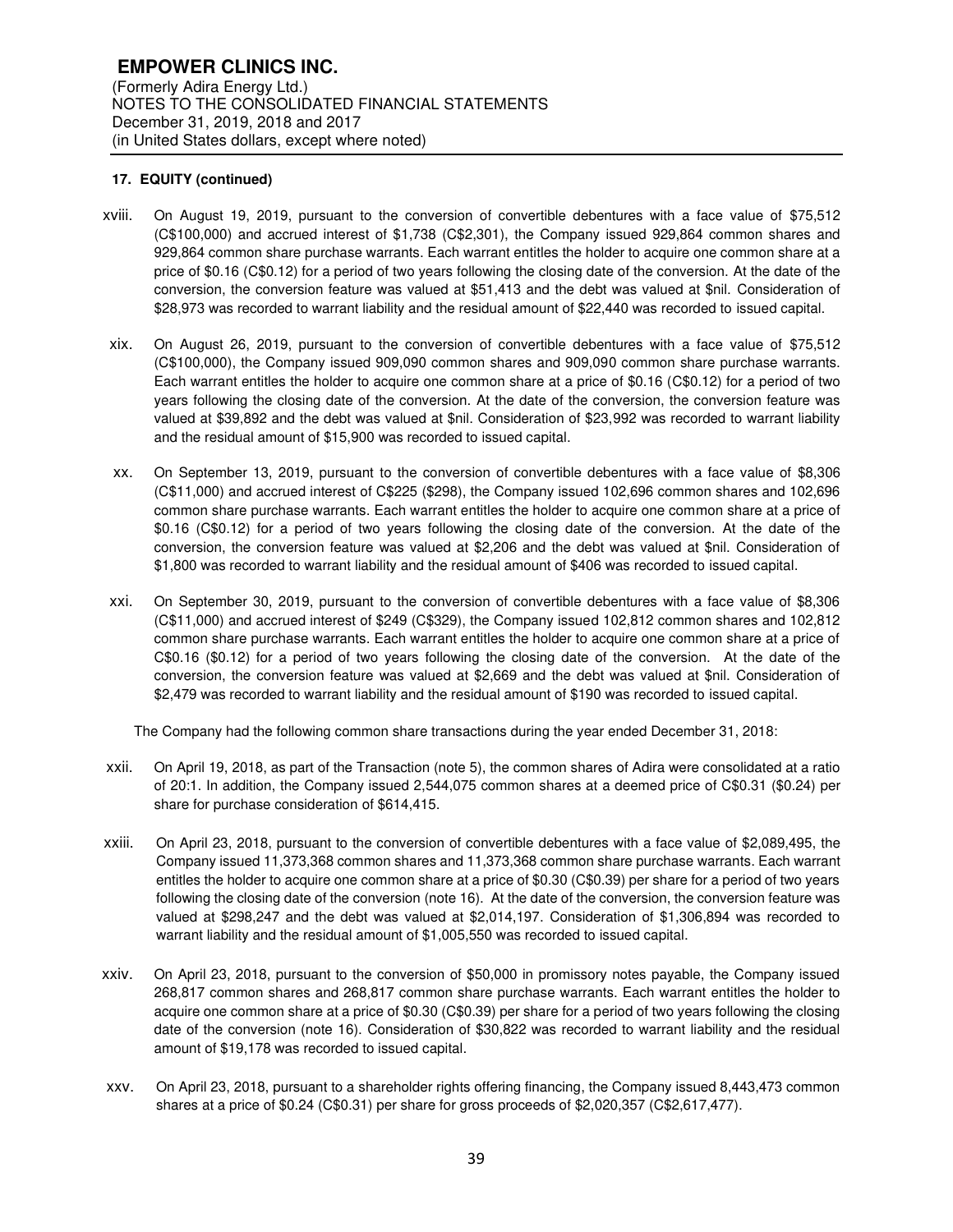**17. EQUITY (continued)**

xviii. On August 19, 2019, pursuant to the conversion of convertible debentures with a face value of $75,512 (C$100,000) and accrued interest of $1,738 (C$2,301), the Company issued 929,864 common shares and 929,864 common share purchase warrants. Each warrant entitles the holder to acquire one common share at a price of $0.16 (C$0.12) for a period of two years following the closing date of the conversion. At the date of the conversion, the conversion feature was valued at $51,413 and the debt was valued at $nil. Consideration of $28,973 was recorded to warrant liability and the residual amount of $22,440 was recorded to issued capital.

xix. On August 26, 2019, pursuant to the conversion of convertible debentures with a face value of $75,512 (C$100,000), the Company issued 909,090 common shares and 909,090 common share purchase warrants. Each warrant entitles the holder to acquire one common share at a price of $0.16 (C$0.12) for a period of two years following the closing date of the conversion. At the date of the conversion, the conversion feature was valued at $39,892 and the debt was valued at $nil. Consideration of $23,992 was recorded to warrant liability and the residual amount of $15,900 was recorded to issued capital.

xx. On September 13, 2019, pursuant to the conversion of convertible debentures with a face value of $8,306 (C$11,000) and accrued interest of C$225 ($298), the Company issued 102,696 common shares and 102,696 common share purchase warrants. Each warrant entitles the holder to acquire one common share at a price of $0.16 (C$0.12) for a period of two years following the closing date of the conversion. At the date of the conversion, the conversion feature was valued at $2,206 and the debt was valued at $nil. Consideration of $1,800 was recorded to warrant liability and the residual amount of $406 was recorded to issued capital.

xxi. On September 30, 2019, pursuant to the conversion of convertible debentures with a face value of $8,306 (C$11,000) and accrued interest of $249 (C$329), the Company issued 102,812 common shares and 102,812 common share purchase warrants. Each warrant entitles the holder to acquire one common share at a price of C$0.16 ($0.12) for a period of two years following the closing date of the conversion. At the date of the conversion, the conversion feature was valued at $2,669 and the debt was valued at $nil. Consideration of $2,479 was recorded to warrant liability and the residual amount of $190 was recorded to issued capital.

The Company had the following common share transactions during the year ended December 31, 2018:

xxii. On April 19, 2018, as part of the Transaction (note 5), the common shares of Adira were consolidated at a ratio of 20:1. In addition, the Company issued 2,544,075 common shares at a deemed price of C$0.31 ($0.24) per share for purchase consideration of $614,415.

xxiii. On April 23, 2018, pursuant to the conversion of convertible debentures with a face value of $2,089,495, the Company issued 11,373,368 common shares and 11,373,368 common share purchase warrants. Each warrant entitles the holder to acquire one common share at a price of $0.30 (C$0.39) per share for a period of two years following the closing date of the conversion (note 16). At the date of the conversion, the conversion feature was valued at $298,247 and the debt was valued at $2,014,197. Consideration of $1,306,894 was recorded to warrant liability and the residual amount of $1,005,550 was recorded to issued capital.

xxiv. On April 23, 2018, pursuant to the conversion of $50,000 in promissory notes payable, the Company issued 268,817 common shares and 268,817 common share purchase warrants. Each warrant entitles the holder to acquire one common share at a price of $0.30 (C$0.39) per share for a period of two years following the closing date of the conversion (note 16). Consideration of $30,822 was recorded to warrant liability and the residual amount of $19,178 was recorded to issued capital.

xxv. On April 23, 2018, pursuant to a shareholder rights offering financing, the Company issued 8,443,473 common shares at a price of $0.24 (C$0.31) per share for gross proceeds of $2,020,357 (C$2,617,477).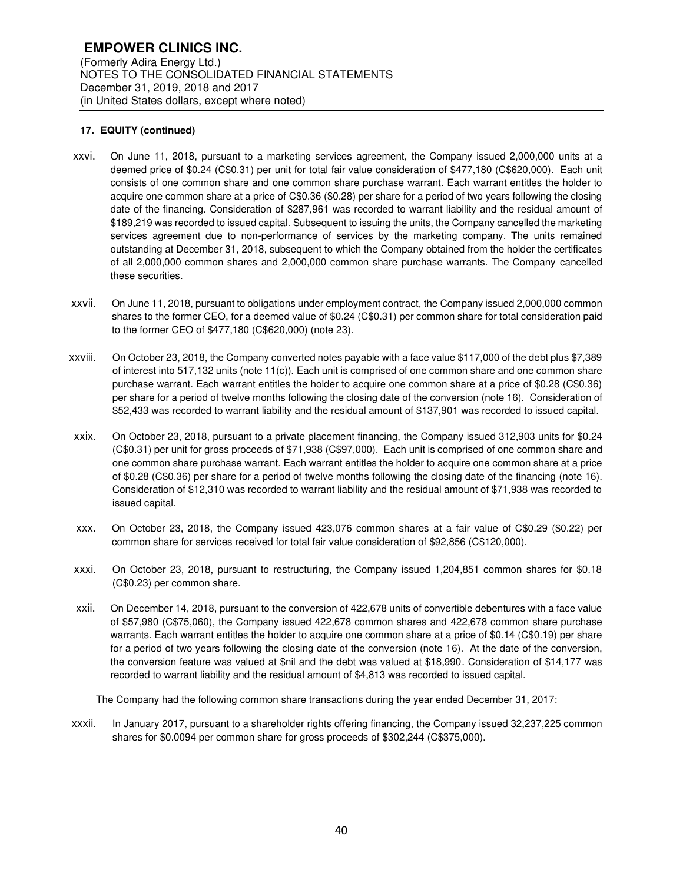**17. EQUITY (continued)**

xxvi. On June 11, 2018, pursuant to a marketing services agreement, the Company issued 2,000,000 units at a deemed price of $0.24 (C$0.31) per unit for total fair value consideration of $477,180 (C$620,000). Each unit consists of one common share and one common share purchase warrant. Each warrant entitles the holder to acquire one common share at a price of C$0.36 ($0.28) per share for a period of two years following the closing date of the financing. Consideration of $287,961 was recorded to warrant liability and the residual amount of $189,219 was recorded to issued capital. Subsequent to issuing the units, the Company cancelled the marketing services agreement due to non-performance of services by the marketing company. The units remained outstanding at December 31, 2018, subsequent to which the Company obtained from the holder the certificates of all 2,000,000 common shares and 2,000,000 common share purchase warrants. The Company cancelled these securities.

xxvii. On June 11, 2018, pursuant to obligations under employment contract, the Company issued 2,000,000 common shares to the former CEO, for a deemed value of $0.24 (C$0.31) per common share for total consideration paid to the former CEO of $477,180 (C$620,000) (note 23).

xxviii. On October 23, 2018, the Company converted notes payable with a face value $117,000 of the debt plus $7,389 of interest into 517,132 units (note 11(c)). Each unit is comprised of one common share and one common share purchase warrant. Each warrant entitles the holder to acquire one common share at a price of $0.28 (C$0.36) per share for a period of twelve months following the closing date of the conversion (note 16). Consideration of $52,433 was recorded to warrant liability and the residual amount of $137,901 was recorded to issued capital.

xxix. On October 23, 2018, pursuant to a private placement financing, the Company issued 312,903 units for $0.24 (C$0.31) per unit for gross proceeds of $71,938 (C$97,000). Each unit is comprised of one common share and one common share purchase warrant. Each warrant entitles the holder to acquire one common share at a price of $0.28 (C$0.36) per share for a period of twelve months following the closing date of the financing (note 16). Consideration of $12,310 was recorded to warrant liability and the residual amount of $71,938 was recorded to issued capital.

xxx. On October 23, 2018, the Company issued 423,076 common shares at a fair value of C$0.29 ($0.22) per common share for services received for total fair value consideration of $92,856 (C$120,000).

xxxi. On October 23, 2018, pursuant to restructuring, the Company issued 1,204,851 common shares for $0.18 (C$0.23) per common share.

xxii. On December 14, 2018, pursuant to the conversion of 422,678 units of convertible debentures with a face value of $57,980 (C$75,060), the Company issued 422,678 common shares and 422,678 common share purchase warrants. Each warrant entitles the holder to acquire one common share at a price of $0.14 (C$0.19) per share for a period of two years following the closing date of the conversion (note 16). At the date of the conversion, the conversion feature was valued at $nil and the debt was valued at $18,990. Consideration of $14,177 was recorded to warrant liability and the residual amount of $4,813 was recorded to issued capital.

The Company had the following common share transactions during the year ended December 31, 2017:

xxxii. In January 2017, pursuant to a shareholder rights offering financing, the Company issued 32,237,225 common shares for $0.0094 per common share for gross proceeds of $302,244 (C$375,000).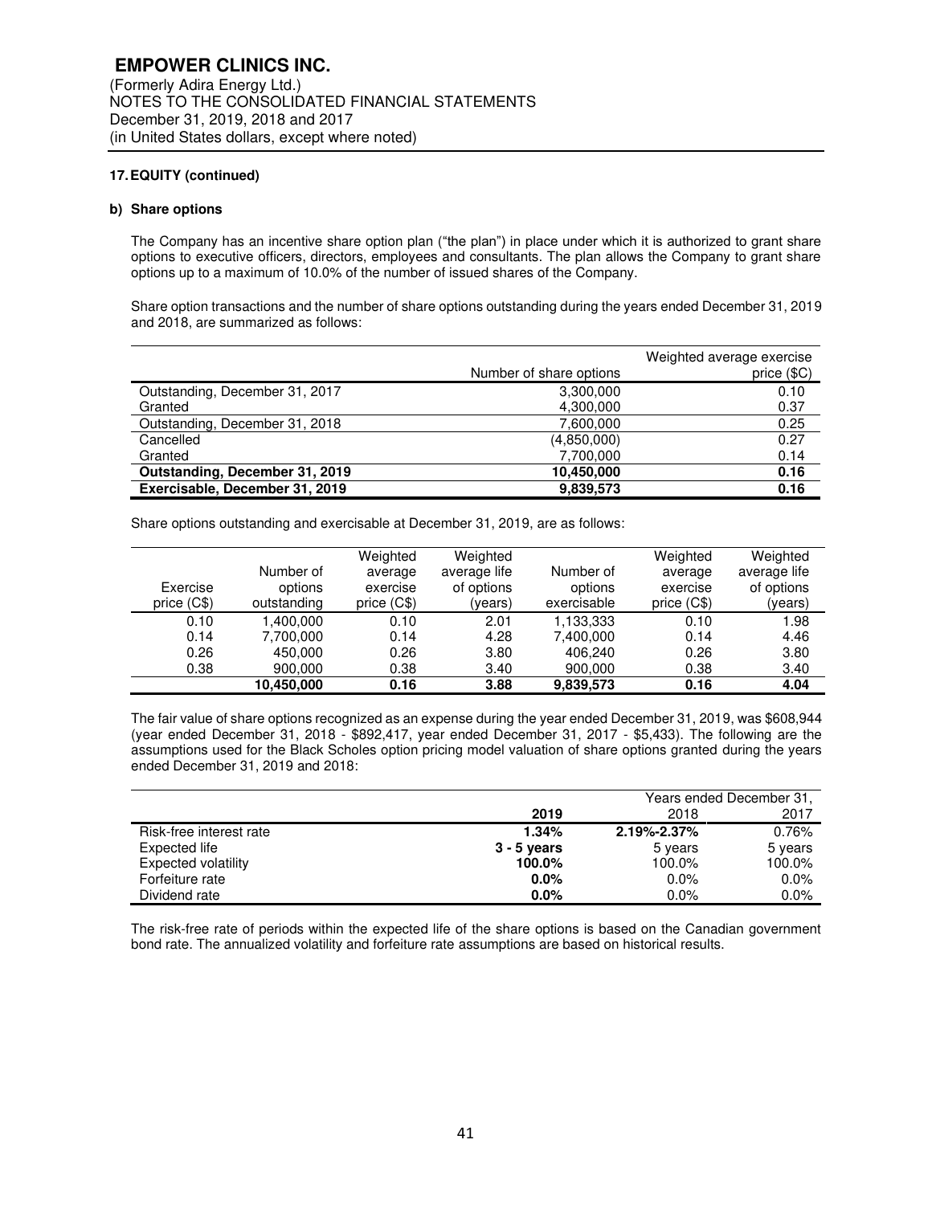# EMPOWER CLINICS INC.

(Formerly Adira Energy Ltd.)
NOTES TO THE CONSOLIDATED FINANCIAL STATEMENTS
December 31, 2019, 2018 and 2017
(in United States dollars, except where noted)

### 17. EQUITY (continued)

#### b) Share options

The Company has an incentive share option plan ("the plan") in place under which it is authorized to grant share options to executive officers, directors, employees and consultants. The plan allows the Company to grant share options up to a maximum of 10.0% of the number of issued shares of the Company.

Share option transactions and the number of share options outstanding during the years ended December 31, 2019 and 2018, are summarized as follows:

| | Number of share options | Weighted average exercise price ($C) |
|---|---|---|
| Outstanding, December 31, 2017 | 3,300,000 | 0.10 |
| Granted | 4,300,000 | 0.37 |
| Outstanding, December 31, 2018 | 7,600,000 | 0.25 |
| Cancelled | (4,850,000) | 0.27 |
| Granted | 7,700,000 | 0.14 |
| **Outstanding, December 31, 2019** | **10,450,000** | **0.16** |
| **Exercisable, December 31, 2019** | **9,839,573** | **0.16** |

Share options outstanding and exercisable at December 31, 2019, are as follows:

| Exercise price (C$) | Number of options outstanding | Weighted average exercise price (C$) | Weighted average life of options (years) | Number of options exercisable | Weighted average exercise price (C$) | Weighted average life of options (years) |
|---|---|---|---|---|---|---|
| 0.10 | 1,400,000 | 0.10 | 2.01 | 1,133,333 | 0.10 | 1.98 |
| 0.14 | 7,700,000 | 0.14 | 4.28 | 7,400,000 | 0.14 | 4.46 |
| 0.26 | 450,000 | 0.26 | 3.80 | 406,240 | 0.26 | 3.80 |
| 0.38 | 900,000 | 0.38 | 3.40 | 900,000 | 0.38 | 3.40 |
| | **10,450,000** | **0.16** | **3.88** | **9,839,573** | **0.16** | **4.04** |

The fair value of share options recognized as an expense during the year ended December 31, 2019, was $608,944 (year ended December 31, 2018 - $892,417, year ended December 31, 2017 - $5,433). The following are the assumptions used for the Black Scholes option pricing model valuation of share options granted during the years ended December 31, 2019 and 2018:

| | Years ended December 31, | | |
|---|---|---|---|
| | **2019** | 2018 | 2017 |
| Risk-free interest rate | **1.34%** | 2.19%-2.37% | 0.76% |
| Expected life | **3 - 5 years** | 5 years | 5 years |
| Expected volatility | **100.0%** | 100.0% | 100.0% |
| Forfeiture rate | **0.0%** | 0.0% | 0.0% |
| Dividend rate | **0.0%** | 0.0% | 0.0% |

The risk-free rate of periods within the expected life of the share options is based on the Canadian government bond rate. The annualized volatility and forfeiture rate assumptions are based on historical results.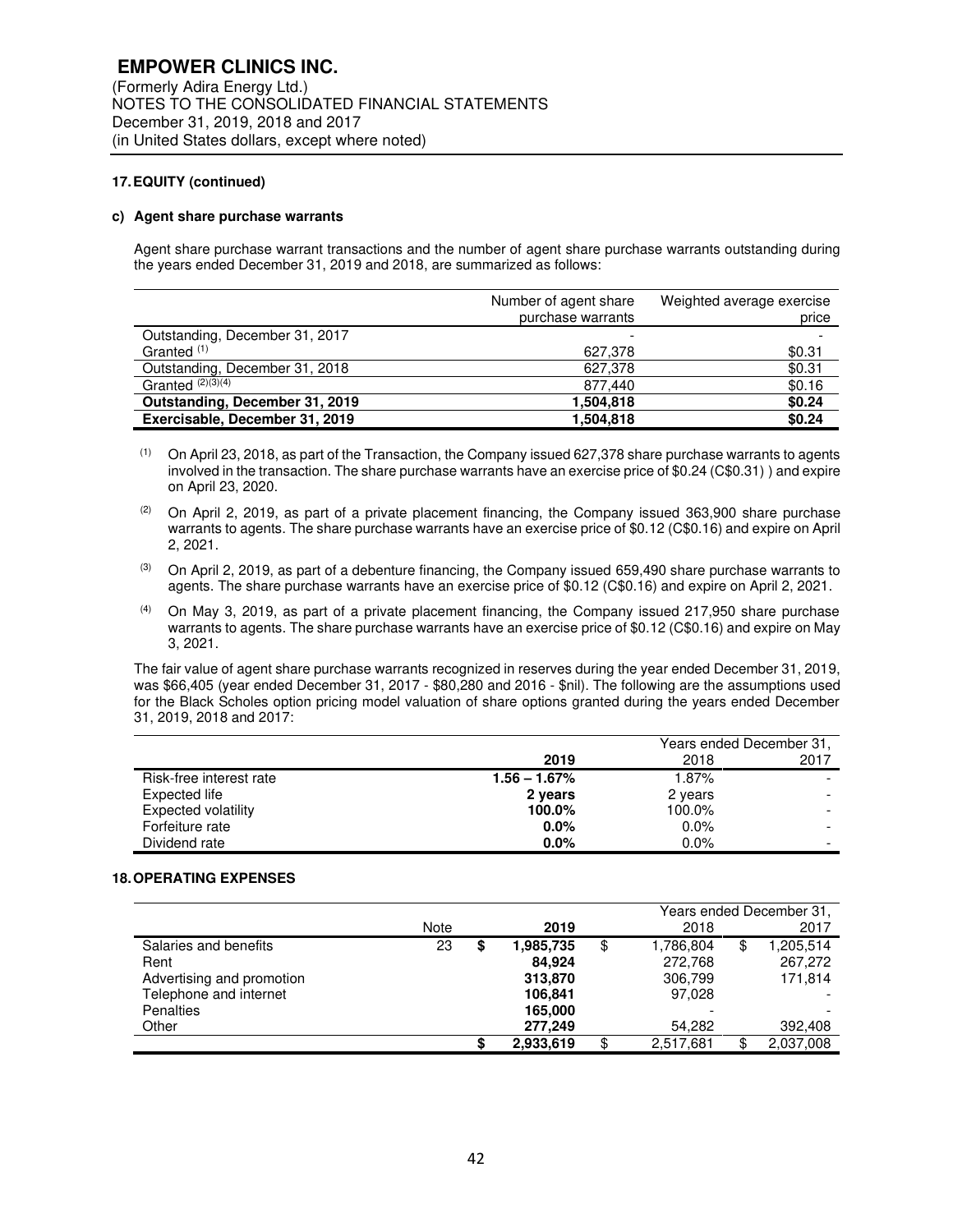**EMPOWER CLINICS INC.**
(Formerly Adira Energy Ltd.)
NOTES TO THE CONSOLIDATED FINANCIAL STATEMENTS
December 31, 2019, 2018 and 2017
(in United States dollars, except where noted)

## 17. EQUITY (continued)

### c) Agent share purchase warrants

Agent share purchase warrant transactions and the number of agent share purchase warrants outstanding during the years ended December 31, 2019 and 2018, are summarized as follows:

| | Number of agent share purchase warrants | Weighted average exercise price |
|---|---|---|
| Outstanding, December 31, 2017 | - | - |
| Granted [(1)] | 627,378 | $0.31 |
| Outstanding, December 31, 2018 | 627,378 | $0.31 |
| Granted [(2)(3)(4)] | 877,440 | $0.16 |
| **Outstanding, December 31, 2019** | **1,504,818** | **$0.24** |
| **Exercisable, December 31, 2019** | **1,504,818** | **$0.24** |

(1) On April 23, 2018, as part of the Transaction, the Company issued 627,378 share purchase warrants to agents involved in the transaction. The share purchase warrants have an exercise price of $0.24 (C$0.31) ) and expire on April 23, 2020.

(2) On April 2, 2019, as part of a private placement financing, the Company issued 363,900 share purchase warrants to agents. The share purchase warrants have an exercise price of $0.12 (C$0.16) and expire on April 2, 2021.

(3) On April 2, 2019, as part of a debenture financing, the Company issued 659,490 share purchase warrants to agents. The share purchase warrants have an exercise price of $0.12 (C$0.16) and expire on April 2, 2021.

(4) On May 3, 2019, as part of a private placement financing, the Company issued 217,950 share purchase warrants to agents. The share purchase warrants have an exercise price of $0.12 (C$0.16) and expire on May 3, 2021.

The fair value of agent share purchase warrants recognized in reserves during the year ended December 31, 2019, was $66,405 (year ended December 31, 2017 - $80,280 and 2016 - $nil). The following are the assumptions used for the Black Scholes option pricing model valuation of share options granted during the years ended December 31, 2019, 2018 and 2017:

| | Years ended December 31, | | |
|---|---|---|---|
| | **2019** | 2018 | 2017 |
| Risk-free interest rate | **1.56 – 1.67%** | 1.87% | - |
| Expected life | **2 years** | 2 years | - |
| Expected volatility | **100.0%** | 100.0% | - |
| Forfeiture rate | **0.0%** | 0.0% | - |
| Dividend rate | **0.0%** | 0.0% | - |

## 18. OPERATING EXPENSES

| | Note | Years ended December 31, | | |
|---|---|---|---|---|
| | | **2019** | 2018 | 2017 |
| Salaries and benefits | 23 | **$ 1,985,735** | $ 1,786,804 | $ 1,205,514 |
| Rent | | **84,924** | 272,768 | 267,272 |
| Advertising and promotion | | **313,870** | 306,799 | 171,814 |
| Telephone and internet | | **106,841** | 97,028 | - |
| Penalties | | **165,000** | - | - |
| Other | | **277,249** | 54,282 | 392,408 |
| | | **$ 2,933,619** | $ 2,517,681 | $ 2,037,008 |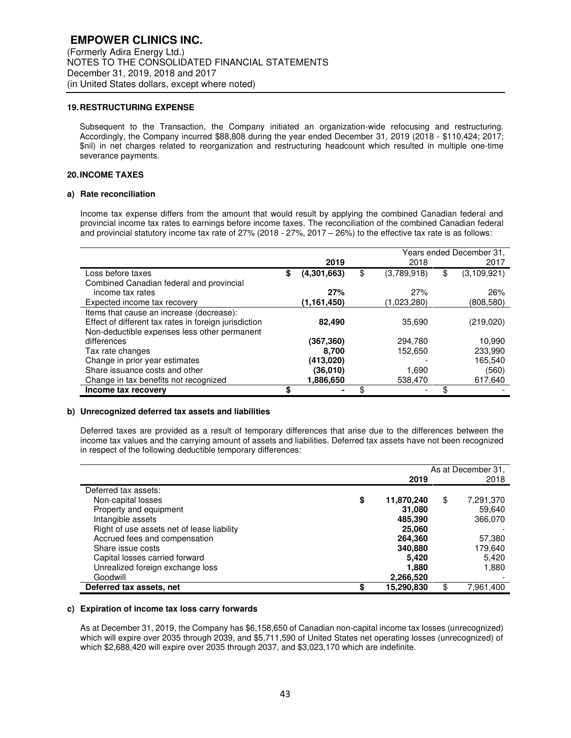**EMPOWER CLINICS INC.**
(Formerly Adira Energy Ltd.)
NOTES TO THE CONSOLIDATED FINANCIAL STATEMENTS
December 31, 2019, 2018 and 2017
(in United States dollars, except where noted)

## 19. RESTRUCTURING EXPENSE

Subsequent to the Transaction, the Company initiated an organization-wide refocusing and restructuring. Accordingly, the Company incurred $88,808 during the year ended December 31, 2019 (2018 - $110,424; 2017; $nil) in net charges related to reorganization and restructuring headcount which resulted in multiple one-time severance payments.

## 20. INCOME TAXES

### a) Rate reconciliation

Income tax expense differs from the amount that would result by applying the combined Canadian federal and provincial income tax rates to earnings before income taxes. The reconciliation of the combined Canadian federal and provincial statutory income tax rate of 27% (2018 - 27%, 2017 – 26%) to the effective tax rate is as follows:

| | Years ended December 31, | | |
|---|---|---|---|
| | **2019** | 2018 | 2017 |
| Loss before taxes | $ **(4,301,663)** | $ (3,789,918) | $ (3,109,921) |
| Combined Canadian federal and provincial income tax rates | **27%** | 27% | 26% |
| Expected income tax recovery | **(1,161,450)** | (1,023,280) | (808,580) |
| Items that cause an increase (decrease): | | | |
| Effect of different tax rates in foreign jurisdiction | **82,490** | 35,690 | (219,020) |
| Non-deductible expenses less other permanent differences | **(367,360)** | 294,780 | 10,990 |
| Tax rate changes | **8,700** | 152,650 | 233,990 |
| Change in prior year estimates | **(413,020)** | - | 165,540 |
| Share issuance costs and other | **(36,010)** | 1,690 | (560) |
| Change in tax benefits not recognized | **1,886,650** | 538,470 | 617,640 |
| **Income tax recovery** | $ **-** | $ - | $ - |

### b) Unrecognized deferred tax assets and liabilities

Deferred taxes are provided as a result of temporary differences that arise due to the differences between the income tax values and the carrying amount of assets and liabilities. Deferred tax assets have not been recognized in respect of the following deductible temporary differences:

| | As at December 31, | |
|---|---|---|
| | **2019** | 2018 |
| Deferred tax assets: | | |
| Non-capital losses | $ **11,870,240** | $ 7,291,370 |
| Property and equipment | **31,080** | 59,640 |
| Intangible assets | **485,390** | 366,070 |
| Right of use assets net of lease liability | **25,060** | - |
| Accrued fees and compensation | **264,360** | 57,380 |
| Share issue costs | **340,880** | 179,640 |
| Capital losses carried forward | **5,420** | 5,420 |
| Unrealized foreign exchange loss | **1,880** | 1,880 |
| Goodwill | **2,266,520** | - |
| **Deferred tax assets, net** | $ **15,290,830** | $ 7,961,400 |

### c) Expiration of income tax loss carry forwards

As at December 31, 2019, the Company has $6,158,650 of Canadian non-capital income tax losses (unrecognized) which will expire over 2035 through 2039, and $5,711,590 of United States net operating losses (unrecognized) of which $2,688,420 will expire over 2035 through 2037, and $3,023,170 which are indefinite.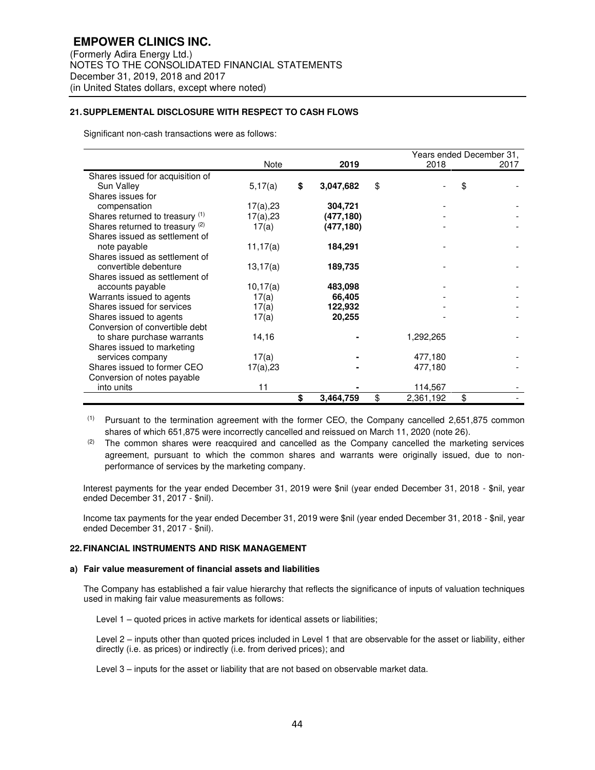## 21. SUPPLEMENTAL DISCLOSURE WITH RESPECT TO CASH FLOWS

Significant non-cash transactions were as follows:

| | Note | 2019 | 2018 | 2017 |
|---|---|---|---|---|
| | | | Years ended December 31, | |
| Shares issued for acquisition of Sun Valley | 5,17(a) | **$ 3,047,682** | $ - | $ - |
| Shares issues for compensation | 17(a),23 | **304,721** | - | - |
| Shares returned to treasury [(1)] | 17(a),23 | **(477,180)** | - | - |
| Shares returned to treasury [(2)] | 17(a) | **(477,180)** | - | - |
| Shares issued as settlement of note payable | 11,17(a) | **184,291** | - | - |
| Shares issued as settlement of convertible debenture | 13,17(a) | **189,735** | - | - |
| Shares issued as settlement of accounts payable | 10,17(a) | **483,098** | - | - |
| Warrants issued to agents | 17(a) | **66,405** | - | - |
| Shares issued for services | 17(a) | **122,932** | - | - |
| Shares issued to agents | 17(a) | **20,255** | - | - |
| Conversion of convertible debt to share purchase warrants | 14,16 | **-** | 1,292,265 | - |
| Shares issued to marketing services company | 17(a) | **-** | 477,180 | - |
| Shares issued to former CEO | 17(a),23 | **-** | 477,180 | - |
| Conversion of notes payable into units | 11 | **-** | 114,567 | - |
| | | **$ 3,464,759** | $ 2,361,192 | $ - |

(1) Pursuant to the termination agreement with the former CEO, the Company cancelled 2,651,875 common shares of which 651,875 were incorrectly cancelled and reissued on March 11, 2020 (note 26).

(2) The common shares were reacquired and cancelled as the Company cancelled the marketing services agreement, pursuant to which the common shares and warrants were originally issued, due to non-performance of services by the marketing company.

Interest payments for the year ended December 31, 2019 were $nil (year ended December 31, 2018 - $nil, year ended December 31, 2017 - $nil).

Income tax payments for the year ended December 31, 2019 were $nil (year ended December 31, 2018 - $nil, year ended December 31, 2017 - $nil).

## 22. FINANCIAL INSTRUMENTS AND RISK MANAGEMENT

### a) Fair value measurement of financial assets and liabilities

The Company has established a fair value hierarchy that reflects the significance of inputs of valuation techniques used in making fair value measurements as follows:

Level 1 – quoted prices in active markets for identical assets or liabilities;

Level 2 – inputs other than quoted prices included in Level 1 that are observable for the asset or liability, either directly (i.e. as prices) or indirectly (i.e. from derived prices); and

Level 3 – inputs for the asset or liability that are not based on observable market data.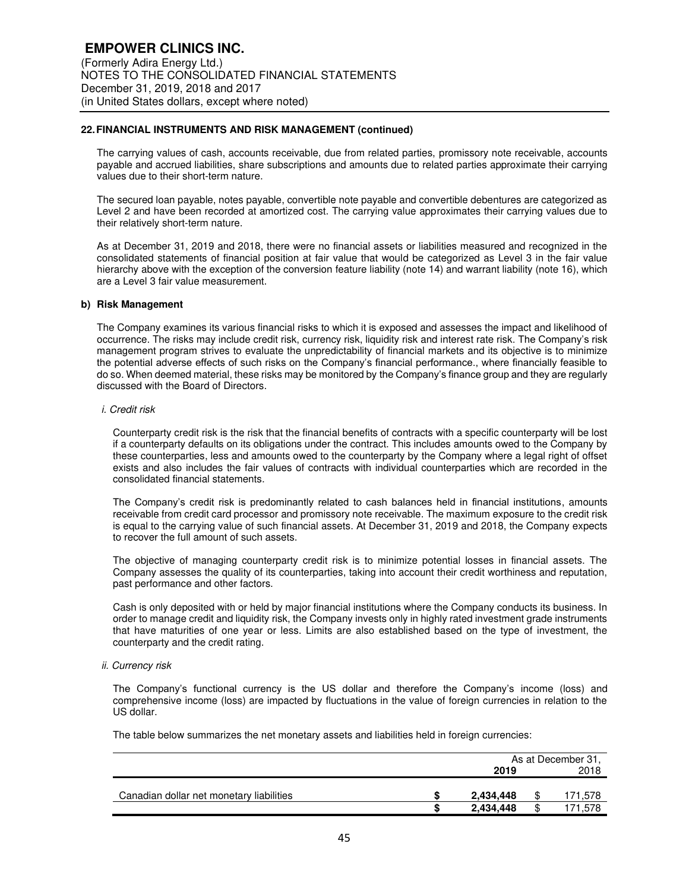## 22. FINANCIAL INSTRUMENTS AND RISK MANAGEMENT (continued)

The carrying values of cash, accounts receivable, due from related parties, promissory note receivable, accounts payable and accrued liabilities, share subscriptions and amounts due to related parties approximate their carrying values due to their short-term nature.

The secured loan payable, notes payable, convertible note payable and convertible debentures are categorized as Level 2 and have been recorded at amortized cost. The carrying value approximates their carrying values due to their relatively short-term nature.

As at December 31, 2019 and 2018, there were no financial assets or liabilities measured and recognized in the consolidated statements of financial position at fair value that would be categorized as Level 3 in the fair value hierarchy above with the exception of the conversion feature liability (note 14) and warrant liability (note 16), which are a Level 3 fair value measurement.

### b) Risk Management

The Company examines its various financial risks to which it is exposed and assesses the impact and likelihood of occurrence. The risks may include credit risk, currency risk, liquidity risk and interest rate risk. The Company's risk management program strives to evaluate the unpredictability of financial markets and its objective is to minimize the potential adverse effects of such risks on the Company's financial performance., where financially feasible to do so. When deemed material, these risks may be monitored by the Company's finance group and they are regularly discussed with the Board of Directors.

*i. Credit risk*

Counterparty credit risk is the risk that the financial benefits of contracts with a specific counterparty will be lost if a counterparty defaults on its obligations under the contract. This includes amounts owed to the Company by these counterparties, less and amounts owed to the counterparty by the Company where a legal right of offset exists and also includes the fair values of contracts with individual counterparties which are recorded in the consolidated financial statements.

The Company's credit risk is predominantly related to cash balances held in financial institutions, amounts receivable from credit card processor and promissory note receivable. The maximum exposure to the credit risk is equal to the carrying value of such financial assets. At December 31, 2019 and 2018, the Company expects to recover the full amount of such assets.

The objective of managing counterparty credit risk is to minimize potential losses in financial assets. The Company assesses the quality of its counterparties, taking into account their credit worthiness and reputation, past performance and other factors.

Cash is only deposited with or held by major financial institutions where the Company conducts its business. In order to manage credit and liquidity risk, the Company invests only in highly rated investment grade instruments that have maturities of one year or less. Limits are also established based on the type of investment, the counterparty and the credit rating.

*ii. Currency risk*

The Company's functional currency is the US dollar and therefore the Company's income (loss) and comprehensive income (loss) are impacted by fluctuations in the value of foreign currencies in relation to the US dollar.

The table below summarizes the net monetary assets and liabilities held in foreign currencies:

| | As at December 31, 2019 | 2018 |
|---|---|---|
| Canadian dollar net monetary liabilities | $ 2,434,448 | $ 171,578 |
| | $ 2,434,448 | $ 171,578 |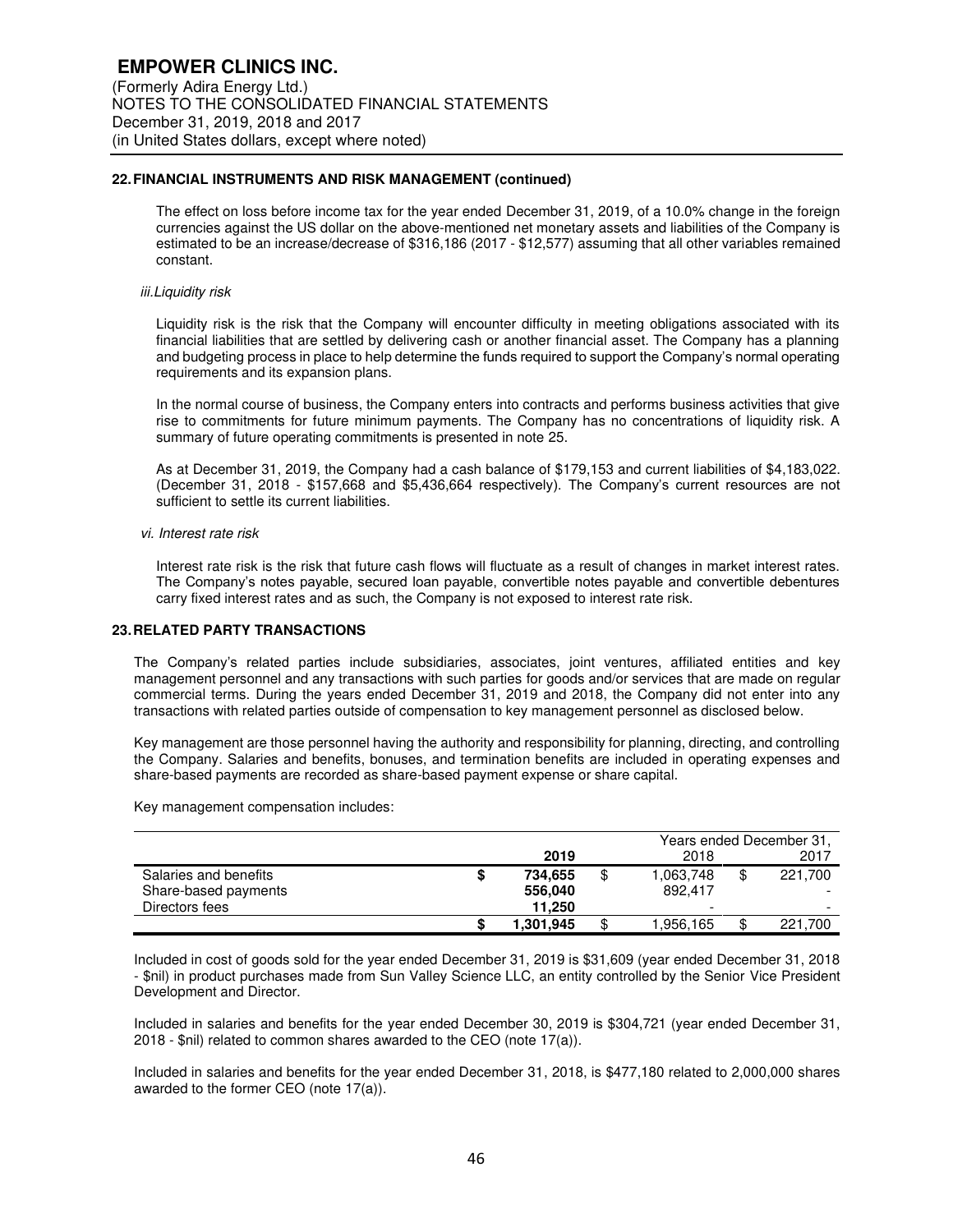## 22. FINANCIAL INSTRUMENTS AND RISK MANAGEMENT (continued)

The effect on loss before income tax for the year ended December 31, 2019, of a 10.0% change in the foreign currencies against the US dollar on the above-mentioned net monetary assets and liabilities of the Company is estimated to be an increase/decrease of $316,186 (2017 - $12,577) assuming that all other variables remained constant.

*iii. Liquidity risk*

Liquidity risk is the risk that the Company will encounter difficulty in meeting obligations associated with its financial liabilities that are settled by delivering cash or another financial asset. The Company has a planning and budgeting process in place to help determine the funds required to support the Company's normal operating requirements and its expansion plans.

In the normal course of business, the Company enters into contracts and performs business activities that give rise to commitments for future minimum payments. The Company has no concentrations of liquidity risk. A summary of future operating commitments is presented in note 25.

As at December 31, 2019, the Company had a cash balance of $179,153 and current liabilities of $4,183,022. (December 31, 2018 - $157,668 and $5,436,664 respectively). The Company's current resources are not sufficient to settle its current liabilities.

*vi. Interest rate risk*

Interest rate risk is the risk that future cash flows will fluctuate as a result of changes in market interest rates. The Company's notes payable, secured loan payable, convertible notes payable and convertible debentures carry fixed interest rates and as such, the Company is not exposed to interest rate risk.

## 23. RELATED PARTY TRANSACTIONS

The Company's related parties include subsidiaries, associates, joint ventures, affiliated entities and key management personnel and any transactions with such parties for goods and/or services that are made on regular commercial terms. During the years ended December 31, 2019 and 2018, the Company did not enter into any transactions with related parties outside of compensation to key management personnel as disclosed below.

Key management are those personnel having the authority and responsibility for planning, directing, and controlling the Company. Salaries and benefits, bonuses, and termination benefits are included in operating expenses and share-based payments are recorded as share-based payment expense or share capital.

Key management compensation includes:

| | | Years ended December 31, | |
|---|---|---|---|
| | **2019** | 2018 | 2017 |
| Salaries and benefits | **$ 734,655** | $ 1,063,748 | $ 221,700 |
| Share-based payments | **556,040** | 892,417 | - |
| Directors fees | **11,250** | - | - |
| | **$ 1,301,945** | $ 1,956,165 | $ 221,700 |

Included in cost of goods sold for the year ended December 31, 2019 is $31,609 (year ended December 31, 2018 - $nil) in product purchases made from Sun Valley Science LLC, an entity controlled by the Senior Vice President Development and Director.

Included in salaries and benefits for the year ended December 30, 2019 is $304,721 (year ended December 31, 2018 - $nil) related to common shares awarded to the CEO (note 17(a)).

Included in salaries and benefits for the year ended December 31, 2018, is $477,180 related to 2,000,000 shares awarded to the former CEO (note 17(a)).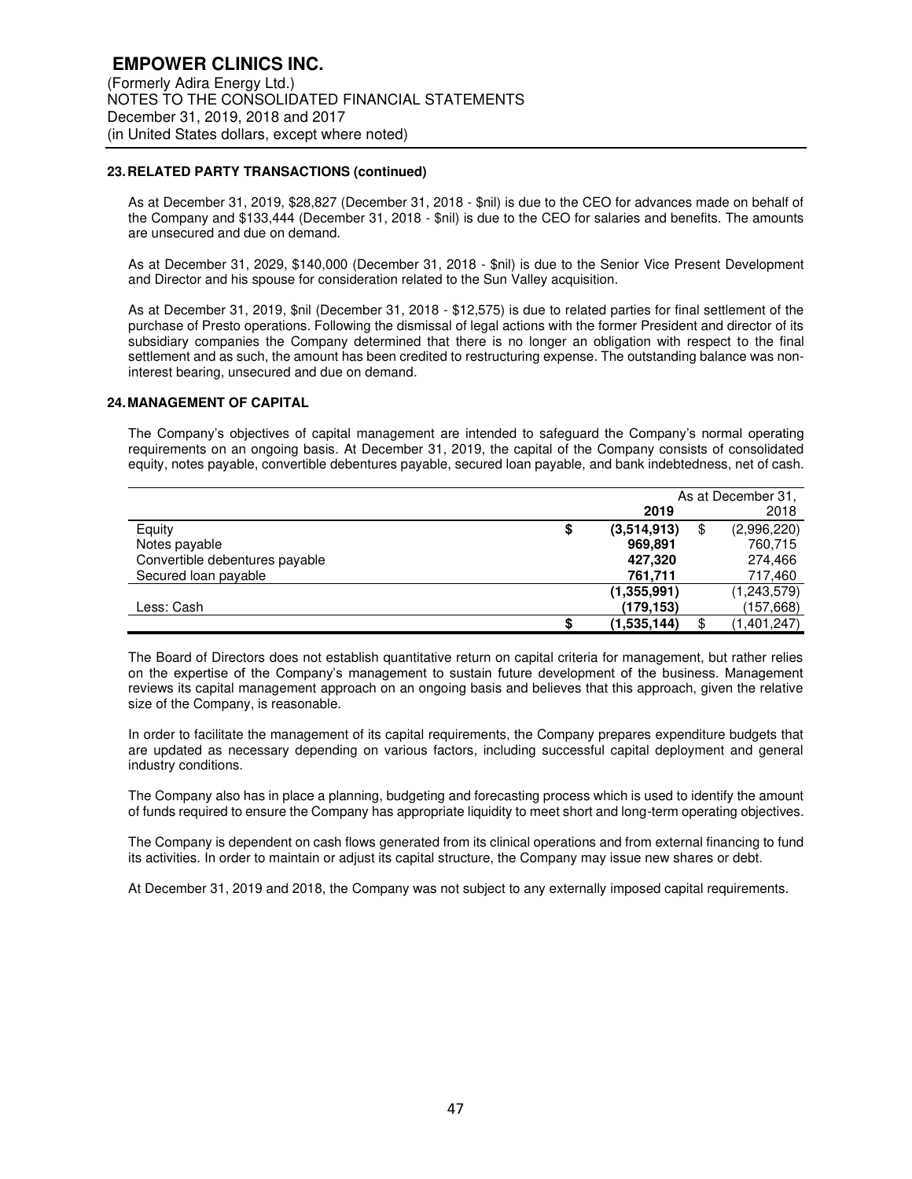**EMPOWER CLINICS INC.**
(Formerly Adira Energy Ltd.)
NOTES TO THE CONSOLIDATED FINANCIAL STATEMENTS
December 31, 2019, 2018 and 2017
(in United States dollars, except where noted)

## 23. RELATED PARTY TRANSACTIONS (continued)

As at December 31, 2019, $28,827 (December 31, 2018 - $nil) is due to the CEO for advances made on behalf of the Company and $133,444 (December 31, 2018 - $nil) is due to the CEO for salaries and benefits. The amounts are unsecured and due on demand.

As at December 31, 2029, $140,000 (December 31, 2018 - $nil) is due to the Senior Vice Present Development and Director and his spouse for consideration related to the Sun Valley acquisition.

As at December 31, 2019, $nil (December 31, 2018 - $12,575) is due to related parties for final settlement of the purchase of Presto operations. Following the dismissal of legal actions with the former President and director of its subsidiary companies the Company determined that there is no longer an obligation with respect to the final settlement and as such, the amount has been credited to restructuring expense. The outstanding balance was non-interest bearing, unsecured and due on demand.

## 24. MANAGEMENT OF CAPITAL

The Company's objectives of capital management are intended to safeguard the Company's normal operating requirements on an ongoing basis. At December 31, 2019, the capital of the Company consists of consolidated equity, notes payable, convertible debentures payable, secured loan payable, and bank indebtedness, net of cash.

| | As at December 31, | |
|---|---|---|
| | **2019** | 2018 |
| Equity | $ **(3,514,913)** | $ (2,996,220) |
| Notes payable | **969,891** | 760,715 |
| Convertible debentures payable | **427,320** | 274,466 |
| Secured loan payable | **761,711** | 717,460 |
| | **(1,355,991)** | (1,243,579) |
| Less: Cash | **(179,153)** | (157,668) |
| | $ **(1,535,144)** | $ (1,401,247) |

The Board of Directors does not establish quantitative return on capital criteria for management, but rather relies on the expertise of the Company's management to sustain future development of the business. Management reviews its capital management approach on an ongoing basis and believes that this approach, given the relative size of the Company, is reasonable.

In order to facilitate the management of its capital requirements, the Company prepares expenditure budgets that are updated as necessary depending on various factors, including successful capital deployment and general industry conditions.

The Company also has in place a planning, budgeting and forecasting process which is used to identify the amount of funds required to ensure the Company has appropriate liquidity to meet short and long-term operating objectives.

The Company is dependent on cash flows generated from its clinical operations and from external financing to fund its activities. In order to maintain or adjust its capital structure, the Company may issue new shares or debt.

At December 31, 2019 and 2018, the Company was not subject to any externally imposed capital requirements.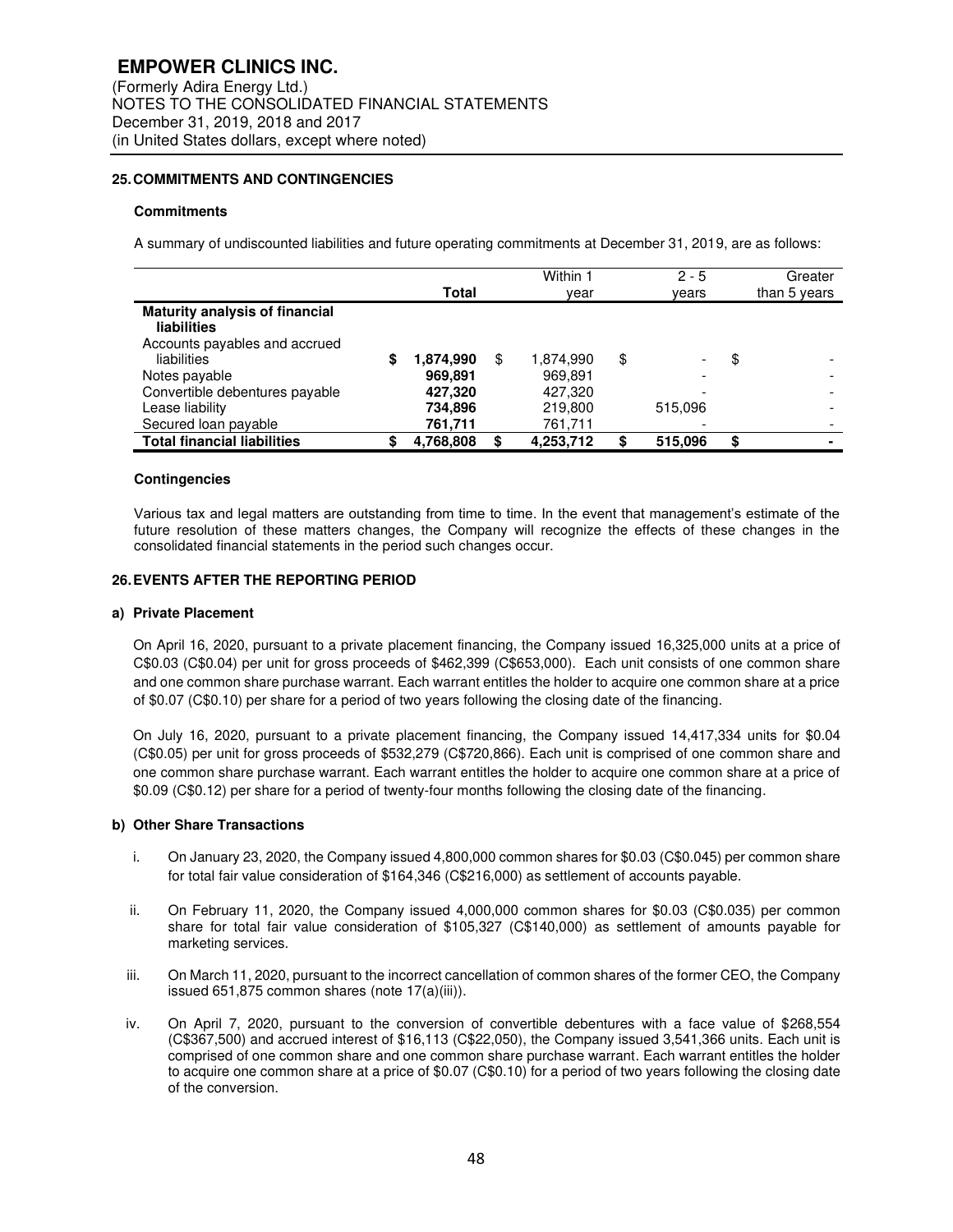**EMPOWER CLINICS INC.**
(Formerly Adira Energy Ltd.)
NOTES TO THE CONSOLIDATED FINANCIAL STATEMENTS
December 31, 2019, 2018 and 2017
(in United States dollars, except where noted)

## 25. COMMITMENTS AND CONTINGENCIES

### Commitments

A summary of undiscounted liabilities and future operating commitments at December 31, 2019, are as follows:

| | Total | Within 1 year | 2 - 5 years | Greater than 5 years |
|---|---|---|---|---|
| **Maturity analysis of financial liabilities** | | | | |
| Accounts payables and accrued liabilities | $ **1,874,990** | $ 1,874,990 | $ - | $ - |
| Notes payable | **969,891** | 969,891 | - | - |
| Convertible debentures payable | **427,320** | 427,320 | - | - |
| Lease liability | **734,896** | 219,800 | 515,096 | - |
| Secured loan payable | **761,711** | 761,711 | - | - |
| **Total financial liabilities** | **$ 4,768,808** | **$ 4,253,712** | **$ 515,096** | **$ -** |

### Contingencies

Various tax and legal matters are outstanding from time to time. In the event that management's estimate of the future resolution of these matters changes, the Company will recognize the effects of these changes in the consolidated financial statements in the period such changes occur.

## 26. EVENTS AFTER THE REPORTING PERIOD

### a) Private Placement

On April 16, 2020, pursuant to a private placement financing, the Company issued 16,325,000 units at a price of C$0.03 (C$0.04) per unit for gross proceeds of $462,399 (C$653,000). Each unit consists of one common share and one common share purchase warrant. Each warrant entitles the holder to acquire one common share at a price of $0.07 (C$0.10) per share for a period of two years following the closing date of the financing.

On July 16, 2020, pursuant to a private placement financing, the Company issued 14,417,334 units for $0.04 (C$0.05) per unit for gross proceeds of $532,279 (C$720,866). Each unit is comprised of one common share and one common share purchase warrant. Each warrant entitles the holder to acquire one common share at a price of $0.09 (C$0.12) per share for a period of twenty-four months following the closing date of the financing.

### b) Other Share Transactions

i. On January 23, 2020, the Company issued 4,800,000 common shares for $0.03 (C$0.045) per common share for total fair value consideration of $164,346 (C$216,000) as settlement of accounts payable.

ii. On February 11, 2020, the Company issued 4,000,000 common shares for $0.03 (C$0.035) per common share for total fair value consideration of $105,327 (C$140,000) as settlement of amounts payable for marketing services.

iii. On March 11, 2020, pursuant to the incorrect cancellation of common shares of the former CEO, the Company issued 651,875 common shares (note 17(a)(iii)).

iv. On April 7, 2020, pursuant to the conversion of convertible debentures with a face value of $268,554 (C$367,500) and accrued interest of $16,113 (C$22,050), the Company issued 3,541,366 units. Each unit is comprised of one common share and one common share purchase warrant. Each warrant entitles the holder to acquire one common share at a price of $0.07 (C$0.10) for a period of two years following the closing date of the conversion.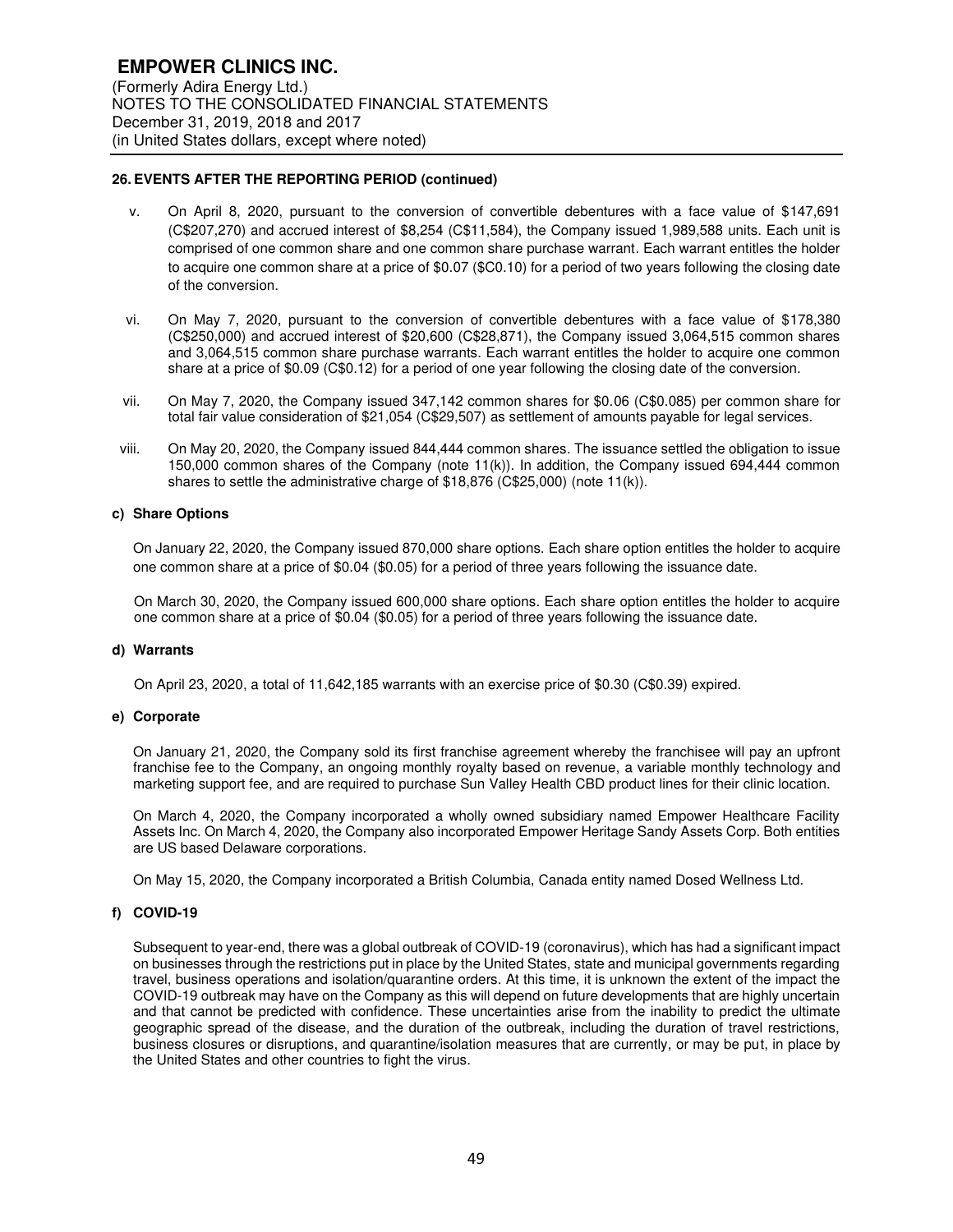## 26. EVENTS AFTER THE REPORTING PERIOD (continued)

v. On April 8, 2020, pursuant to the conversion of convertible debentures with a face value of $147,691 (C$207,270) and accrued interest of $8,254 (C$11,584), the Company issued 1,989,588 units. Each unit is comprised of one common share and one common share purchase warrant. Each warrant entitles the holder to acquire one common share at a price of $0.07 ($C0.10) for a period of two years following the closing date of the conversion.

vi. On May 7, 2020, pursuant to the conversion of convertible debentures with a face value of $178,380 (C$250,000) and accrued interest of $20,600 (C$28,871), the Company issued 3,064,515 common shares and 3,064,515 common share purchase warrants. Each warrant entitles the holder to acquire one common share at a price of $0.09 (C$0.12) for a period of one year following the closing date of the conversion.

vii. On May 7, 2020, the Company issued 347,142 common shares for $0.06 (C$0.085) per common share for total fair value consideration of $21,054 (C$29,507) as settlement of amounts payable for legal services.

viii. On May 20, 2020, the Company issued 844,444 common shares. The issuance settled the obligation to issue 150,000 common shares of the Company (note 11(k)). In addition, the Company issued 694,444 common shares to settle the administrative charge of $18,876 (C$25,000) (note 11(k)).

### c) Share Options

On January 22, 2020, the Company issued 870,000 share options. Each share option entitles the holder to acquire one common share at a price of $0.04 ($0.05) for a period of three years following the issuance date.

On March 30, 2020, the Company issued 600,000 share options. Each share option entitles the holder to acquire one common share at a price of $0.04 ($0.05) for a period of three years following the issuance date.

### d) Warrants

On April 23, 2020, a total of 11,642,185 warrants with an exercise price of $0.30 (C$0.39) expired.

### e) Corporate

On January 21, 2020, the Company sold its first franchise agreement whereby the franchisee will pay an upfront franchise fee to the Company, an ongoing monthly royalty based on revenue, a variable monthly technology and marketing support fee, and are required to purchase Sun Valley Health CBD product lines for their clinic location.

On March 4, 2020, the Company incorporated a wholly owned subsidiary named Empower Healthcare Facility Assets Inc. On March 4, 2020, the Company also incorporated Empower Heritage Sandy Assets Corp. Both entities are US based Delaware corporations.

On May 15, 2020, the Company incorporated a British Columbia, Canada entity named Dosed Wellness Ltd.

### f) COVID-19

Subsequent to year-end, there was a global outbreak of COVID-19 (coronavirus), which has had a significant impact on businesses through the restrictions put in place by the United States, state and municipal governments regarding travel, business operations and isolation/quarantine orders. At this time, it is unknown the extent of the impact the COVID-19 outbreak may have on the Company as this will depend on future developments that are highly uncertain and that cannot be predicted with confidence. These uncertainties arise from the inability to predict the ultimate geographic spread of the disease, and the duration of the outbreak, including the duration of travel restrictions, business closures or disruptions, and quarantine/isolation measures that are currently, or may be put, in place by the United States and other countries to fight the virus.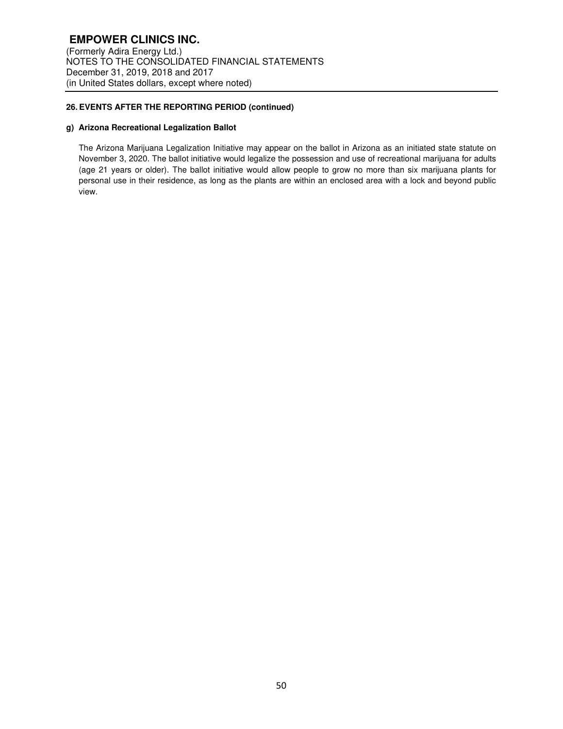## 26. EVENTS AFTER THE REPORTING PERIOD (continued)

### g) Arizona Recreational Legalization Ballot

The Arizona Marijuana Legalization Initiative may appear on the ballot in Arizona as an initiated state statute on November 3, 2020. The ballot initiative would legalize the possession and use of recreational marijuana for adults (age 21 years or older). The ballot initiative would allow people to grow no more than six marijuana plants for personal use in their residence, as long as the plants are within an enclosed area with a lock and beyond public view.